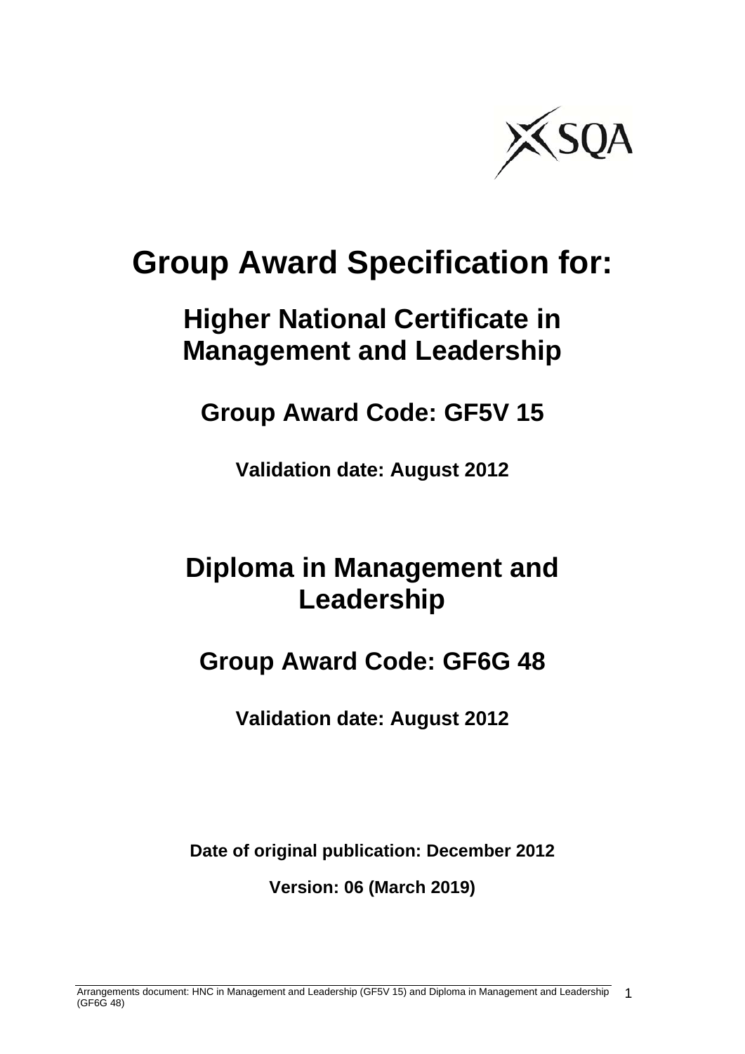# Group Award Specification for:

## Higher National Certificate in Management and Leadership

### Group Award Code: GF5V 15

**Validation date: August 2012**

## Diploma in Management and Leadership

### Group Award Code: GF6G 48

**Validation date: August 2012**

**Date of original publication: December 2012**

**Version: 06 (March 2019)**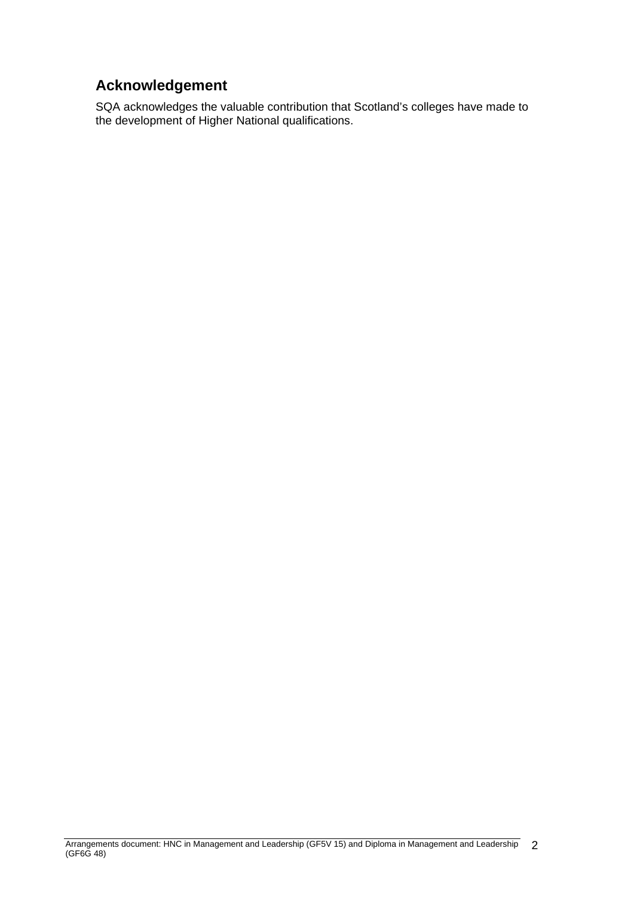## Acknowledgement

SQA acknowledges the valuable contribution that Scotland's colleges have made to the development of Higher National qualifications.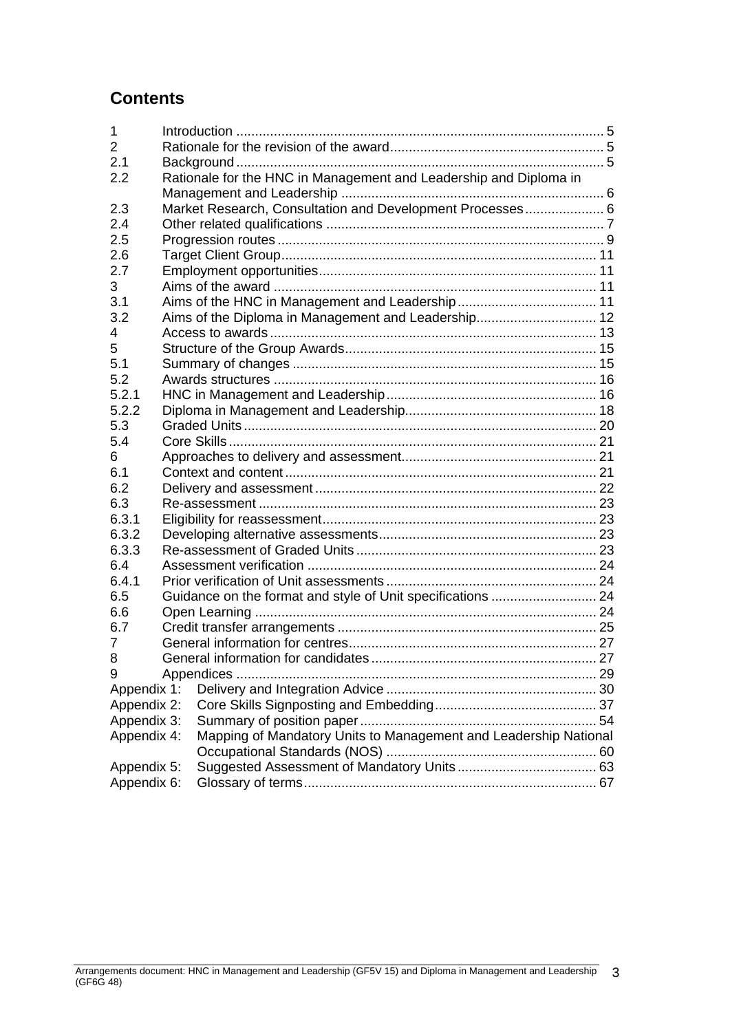# Contents

| | | |
|---|---|---|
| 1 | Introduction | 5 |
| 2 | Rationale for the revision of the award | 5 |
| 2.1 | Background | 5 |
| 2.2 | Rationale for the HNC in Management and Leadership and Diploma in Management and Leadership | 6 |
| 2.3 | Market Research, Consultation and Development Processes | 6 |
| 2.4 | Other related qualifications | 7 |
| 2.5 | Progression routes | 9 |
| 2.6 | Target Client Group | 11 |
| 2.7 | Employment opportunities | 11 |
| 3 | Aims of the award | 11 |
| 3.1 | Aims of the HNC in Management and Leadership | 11 |
| 3.2 | Aims of the Diploma in Management and Leadership | 12 |
| 4 | Access to awards | 13 |
| 5 | Structure of the Group Awards | 15 |
| 5.1 | Summary of changes | 15 |
| 5.2 | Awards structures | 16 |
| 5.2.1 | HNC in Management and Leadership | 16 |
| 5.2.2 | Diploma in Management and Leadership | 18 |
| 5.3 | Graded Units | 20 |
| 5.4 | Core Skills | 21 |
| 6 | Approaches to delivery and assessment | 21 |
| 6.1 | Context and content | 21 |
| 6.2 | Delivery and assessment | 22 |
| 6.3 | Re-assessment | 23 |
| 6.3.1 | Eligibility for reassessment | 23 |
| 6.3.2 | Developing alternative assessments | 23 |
| 6.3.3 | Re-assessment of Graded Units | 23 |
| 6.4 | Assessment verification | 24 |
| 6.4.1 | Prior verification of Unit assessments | 24 |
| 6.5 | Guidance on the format and style of Unit specifications | 24 |
| 6.6 | Open Learning | 24 |
| 6.7 | Credit transfer arrangements | 25 |
| 7 | General information for centres | 27 |
| 8 | General information for candidates | 27 |
| 9 | Appendices | 29 |
| Appendix 1: | Delivery and Integration Advice | 30 |
| Appendix 2: | Core Skills Signposting and Embedding | 37 |
| Appendix 3: | Summary of position paper | 54 |
| Appendix 4: | Mapping of Mandatory Units to Management and Leadership National Occupational Standards (NOS) | 60 |
| Appendix 5: | Suggested Assessment of Mandatory Units | 63 |
| Appendix 6: | Glossary of terms | 67 |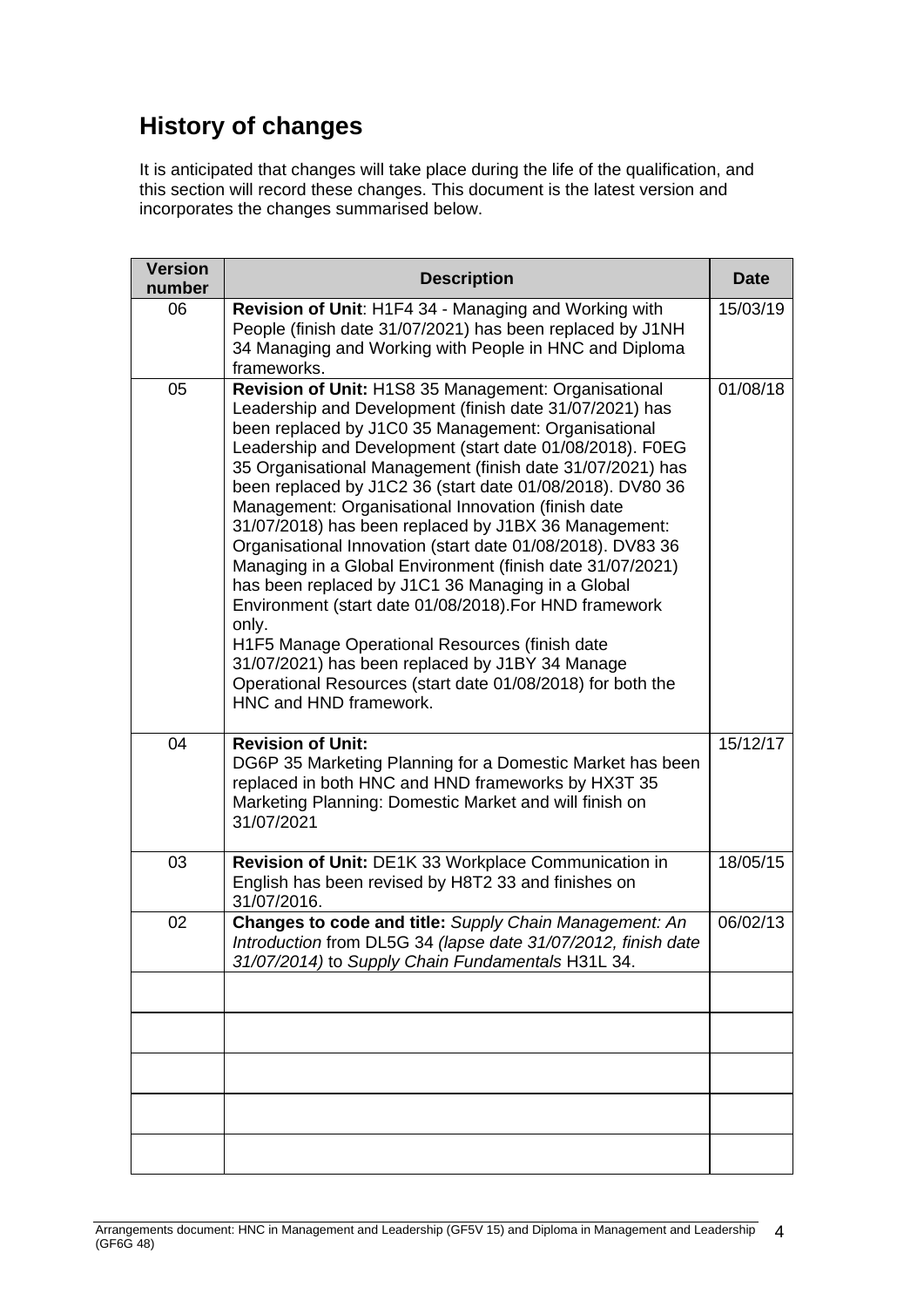## History of changes

It is anticipated that changes will take place during the life of the qualification, and this section will record these changes. This document is the latest version and incorporates the changes summarised below.

| Version number | Description | Date |
|---|---|---|
| 06 | **Revision of Unit**: H1F4 34 - Managing and Working with People (finish date 31/07/2021) has been replaced by J1NH 34 Managing and Working with People in HNC and Diploma frameworks. | 15/03/19 |
| 05 | **Revision of Unit:** H1S8 35 Management: Organisational Leadership and Development (finish date 31/07/2021) has been replaced by J1C0 35 Management: Organisational Leadership and Development (start date 01/08/2018). F0EG 35 Organisational Management (finish date 31/07/2021) has been replaced by J1C2 36 (start date 01/08/2018). DV80 36 Management: Organisational Innovation (finish date 31/07/2018) has been replaced by J1BX 36 Management: Organisational Innovation (start date 01/08/2018). DV83 36 Managing in a Global Environment (finish date 31/07/2021) has been replaced by J1C1 36 Managing in a Global Environment (start date 01/08/2018).For HND framework only.<br>H1F5 Manage Operational Resources (finish date 31/07/2021) has been replaced by J1BY 34 Manage Operational Resources (start date 01/08/2018) for both the HNC and HND framework. | 01/08/18 |
| 04 | **Revision of Unit:**<br>DG6P 35 Marketing Planning for a Domestic Market has been replaced in both HNC and HND frameworks by HX3T 35 Marketing Planning: Domestic Market and will finish on 31/07/2021 | 15/12/17 |
| 03 | **Revision of Unit:** DE1K 33 Workplace Communication in English has been revised by H8T2 33 and finishes on 31/07/2016. | 18/05/15 |
| 02 | **Changes to code and title:** *Supply Chain Management: An Introduction* from DL5G 34 *(lapse date 31/07/2012, finish date 31/07/2014)* to *Supply Chain Fundamentals* H31L 34. | 06/02/13 |
| | | |
| | | |
| | | |
| | | |
| | | |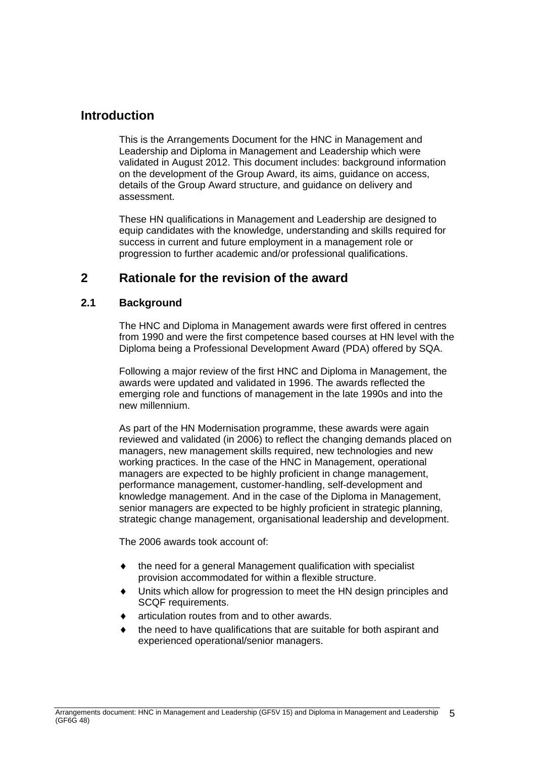## Introduction

This is the Arrangements Document for the HNC in Management and Leadership and Diploma in Management and Leadership which were validated in August 2012. This document includes: background information on the development of the Group Award, its aims, guidance on access, details of the Group Award structure, and guidance on delivery and assessment.

These HN qualifications in Management and Leadership are designed to equip candidates with the knowledge, understanding and skills required for success in current and future employment in a management role or progression to further academic and/or professional qualifications.

## 2 Rationale for the revision of the award

### 2.1 Background

The HNC and Diploma in Management awards were first offered in centres from 1990 and were the first competence based courses at HN level with the Diploma being a Professional Development Award (PDA) offered by SQA.

Following a major review of the first HNC and Diploma in Management, the awards were updated and validated in 1996. The awards reflected the emerging role and functions of management in the late 1990s and into the new millennium.

As part of the HN Modernisation programme, these awards were again reviewed and validated (in 2006) to reflect the changing demands placed on managers, new management skills required, new technologies and new working practices. In the case of the HNC in Management, operational managers are expected to be highly proficient in change management, performance management, customer-handling, self-development and knowledge management. And in the case of the Diploma in Management, senior managers are expected to be highly proficient in strategic planning, strategic change management, organisational leadership and development.

The 2006 awards took account of:

- the need for a general Management qualification with specialist provision accommodated for within a flexible structure.
- Units which allow for progression to meet the HN design principles and SCQF requirements.
- articulation routes from and to other awards.
- the need to have qualifications that are suitable for both aspirant and experienced operational/senior managers.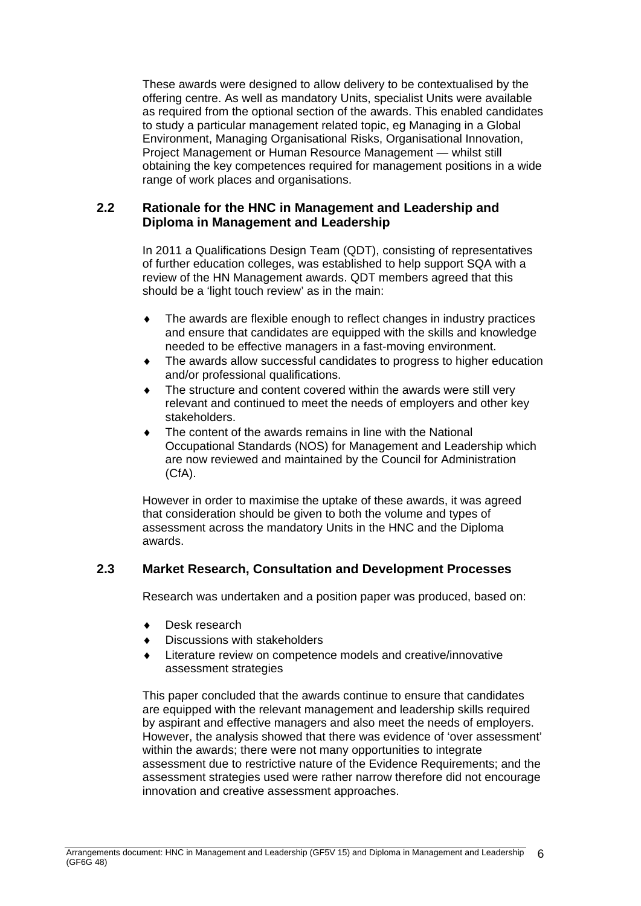These awards were designed to allow delivery to be contextualised by the offering centre. As well as mandatory Units, specialist Units were available as required from the optional section of the awards. This enabled candidates to study a particular management related topic, eg Managing in a Global Environment, Managing Organisational Risks, Organisational Innovation, Project Management or Human Resource Management — whilst still obtaining the key competences required for management positions in a wide range of work places and organisations.

## 2.2 Rationale for the HNC in Management and Leadership and Diploma in Management and Leadership

In 2011 a Qualifications Design Team (QDT), consisting of representatives of further education colleges, was established to help support SQA with a review of the HN Management awards. QDT members agreed that this should be a 'light touch review' as in the main:

- The awards are flexible enough to reflect changes in industry practices and ensure that candidates are equipped with the skills and knowledge needed to be effective managers in a fast-moving environment.
- The awards allow successful candidates to progress to higher education and/or professional qualifications.
- The structure and content covered within the awards were still very relevant and continued to meet the needs of employers and other key stakeholders.
- The content of the awards remains in line with the National Occupational Standards (NOS) for Management and Leadership which are now reviewed and maintained by the Council for Administration (CfA).

However in order to maximise the uptake of these awards, it was agreed that consideration should be given to both the volume and types of assessment across the mandatory Units in the HNC and the Diploma awards.

## 2.3 Market Research, Consultation and Development Processes

Research was undertaken and a position paper was produced, based on:

- Desk research
- Discussions with stakeholders
- Literature review on competence models and creative/innovative assessment strategies

This paper concluded that the awards continue to ensure that candidates are equipped with the relevant management and leadership skills required by aspirant and effective managers and also meet the needs of employers. However, the analysis showed that there was evidence of 'over assessment' within the awards; there were not many opportunities to integrate assessment due to restrictive nature of the Evidence Requirements; and the assessment strategies used were rather narrow therefore did not encourage innovation and creative assessment approaches.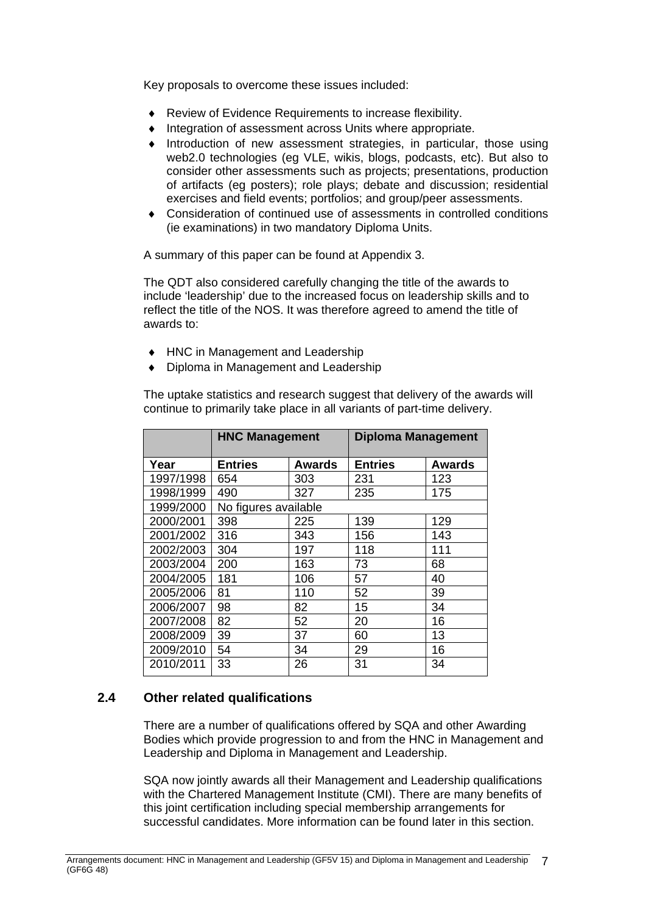Key proposals to overcome these issues included:

- Review of Evidence Requirements to increase flexibility.
- Integration of assessment across Units where appropriate.
- Introduction of new assessment strategies, in particular, those using web2.0 technologies (eg VLE, wikis, blogs, podcasts, etc). But also to consider other assessments such as projects; presentations, production of artifacts (eg posters); role plays; debate and discussion; residential exercises and field events; portfolios; and group/peer assessments.
- Consideration of continued use of assessments in controlled conditions (ie examinations) in two mandatory Diploma Units.

A summary of this paper can be found at Appendix 3.

The QDT also considered carefully changing the title of the awards to include 'leadership' due to the increased focus on leadership skills and to reflect the title of the NOS. It was therefore agreed to amend the title of awards to:

- HNC in Management and Leadership
- Diploma in Management and Leadership

The uptake statistics and research suggest that delivery of the awards will continue to primarily take place in all variants of part-time delivery.

| | **HNC Management** | | **Diploma Management** | |
|---|---|---|---|---|
| **Year** | **Entries** | **Awards** | **Entries** | **Awards** |
| 1997/1998 | 654 | 303 | 231 | 123 |
| 1998/1999 | 490 | 327 | 235 | 175 |
| 1999/2000 | No figures available | | | |
| 2000/2001 | 398 | 225 | 139 | 129 |
| 2001/2002 | 316 | 343 | 156 | 143 |
| 2002/2003 | 304 | 197 | 118 | 111 |
| 2003/2004 | 200 | 163 | 73 | 68 |
| 2004/2005 | 181 | 106 | 57 | 40 |
| 2005/2006 | 81 | 110 | 52 | 39 |
| 2006/2007 | 98 | 82 | 15 | 34 |
| 2007/2008 | 82 | 52 | 20 | 16 |
| 2008/2009 | 39 | 37 | 60 | 13 |
| 2009/2010 | 54 | 34 | 29 | 16 |
| 2010/2011 | 33 | 26 | 31 | 34 |

## 2.4 Other related qualifications

There are a number of qualifications offered by SQA and other Awarding Bodies which provide progression to and from the HNC in Management and Leadership and Diploma in Management and Leadership.

SQA now jointly awards all their Management and Leadership qualifications with the Chartered Management Institute (CMI). There are many benefits of this joint certification including special membership arrangements for successful candidates. More information can be found later in this section.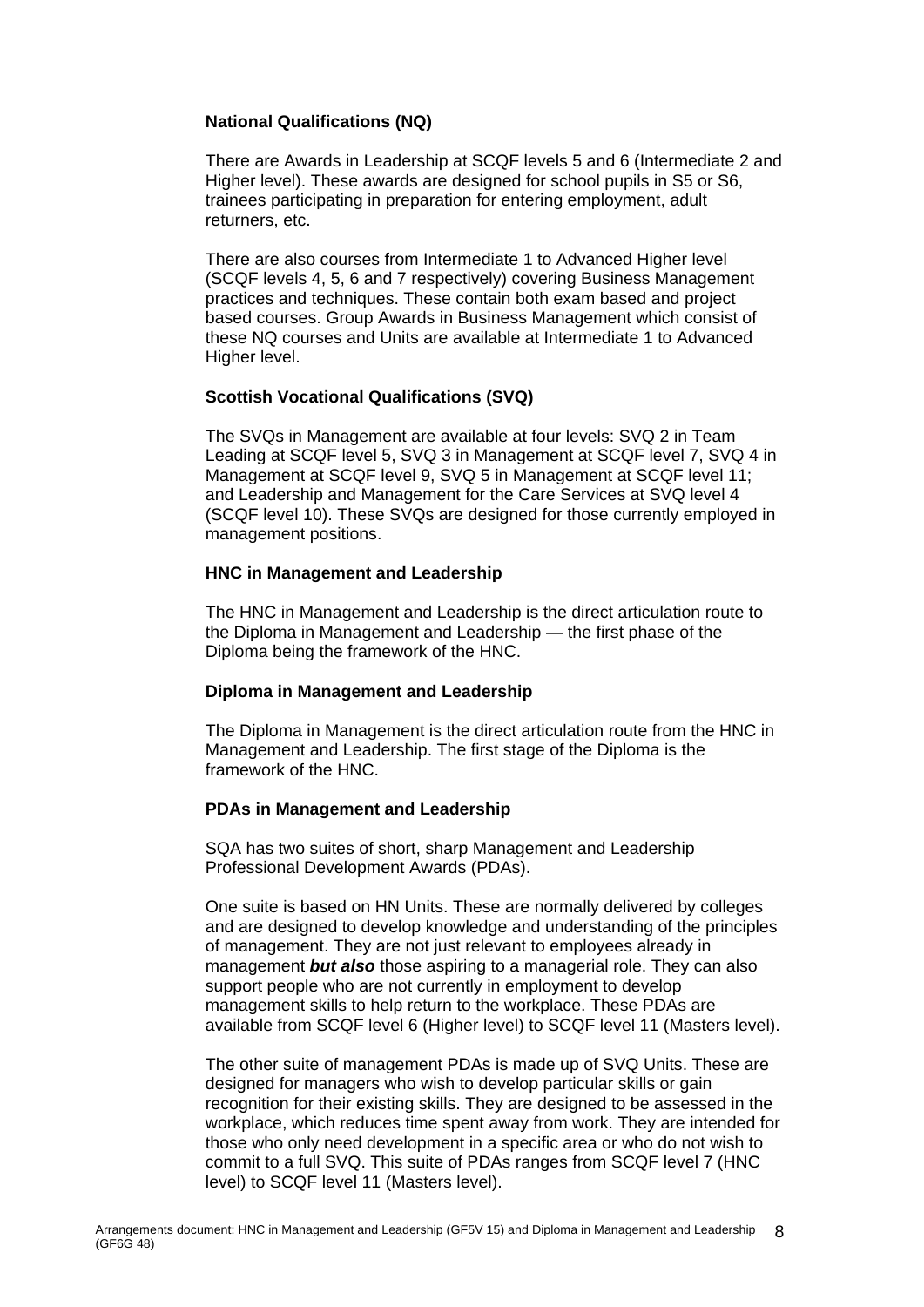### National Qualifications (NQ)

There are Awards in Leadership at SCQF levels 5 and 6 (Intermediate 2 and Higher level). These awards are designed for school pupils in S5 or S6, trainees participating in preparation for entering employment, adult returners, etc.

There are also courses from Intermediate 1 to Advanced Higher level (SCQF levels 4, 5, 6 and 7 respectively) covering Business Management practices and techniques. These contain both exam based and project based courses. Group Awards in Business Management which consist of these NQ courses and Units are available at Intermediate 1 to Advanced Higher level.

### Scottish Vocational Qualifications (SVQ)

The SVQs in Management are available at four levels: SVQ 2 in Team Leading at SCQF level 5, SVQ 3 in Management at SCQF level 7, SVQ 4 in Management at SCQF level 9, SVQ 5 in Management at SCQF level 11; and Leadership and Management for the Care Services at SVQ level 4 (SCQF level 10). These SVQs are designed for those currently employed in management positions.

### HNC in Management and Leadership

The HNC in Management and Leadership is the direct articulation route to the Diploma in Management and Leadership — the first phase of the Diploma being the framework of the HNC.

### Diploma in Management and Leadership

The Diploma in Management is the direct articulation route from the HNC in Management and Leadership. The first stage of the Diploma is the framework of the HNC.

### PDAs in Management and Leadership

SQA has two suites of short, sharp Management and Leadership Professional Development Awards (PDAs).

One suite is based on HN Units. These are normally delivered by colleges and are designed to develop knowledge and understanding of the principles of management. They are not just relevant to employees already in management ***but also*** those aspiring to a managerial role. They can also support people who are not currently in employment to develop management skills to help return to the workplace. These PDAs are available from SCQF level 6 (Higher level) to SCQF level 11 (Masters level).

The other suite of management PDAs is made up of SVQ Units. These are designed for managers who wish to develop particular skills or gain recognition for their existing skills. They are designed to be assessed in the workplace, which reduces time spent away from work. They are intended for those who only need development in a specific area or who do not wish to commit to a full SVQ. This suite of PDAs ranges from SCQF level 7 (HNC level) to SCQF level 11 (Masters level).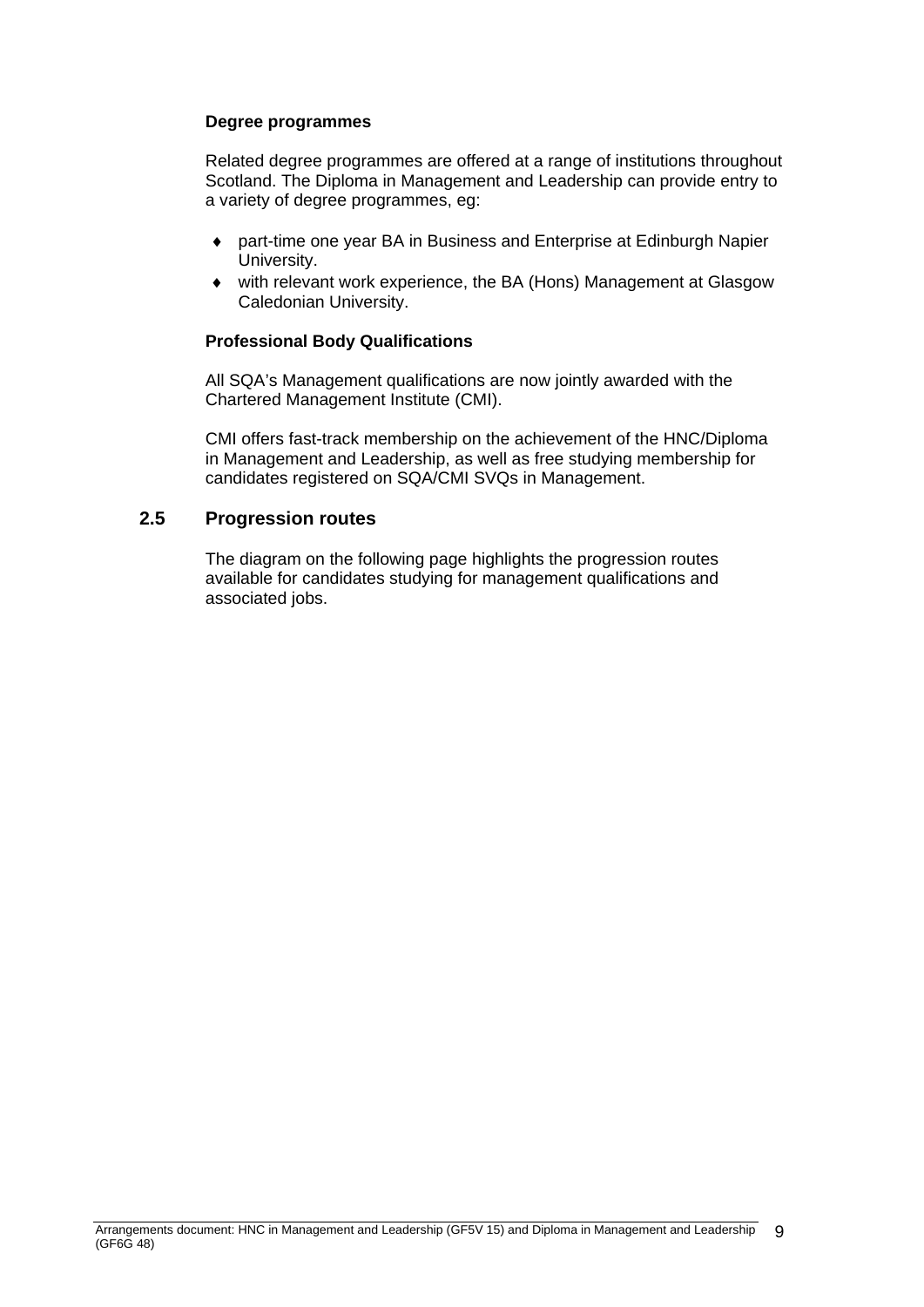**Degree programmes**

Related degree programmes are offered at a range of institutions throughout Scotland. The Diploma in Management and Leadership can provide entry to a variety of degree programmes, eg:

- part-time one year BA in Business and Enterprise at Edinburgh Napier University.
- with relevant work experience, the BA (Hons) Management at Glasgow Caledonian University.

**Professional Body Qualifications**

All SQA's Management qualifications are now jointly awarded with the Chartered Management Institute (CMI).

CMI offers fast-track membership on the achievement of the HNC/Diploma in Management and Leadership, as well as free studying membership for candidates registered on SQA/CMI SVQs in Management.

## 2.5 Progression routes

The diagram on the following page highlights the progression routes available for candidates studying for management qualifications and associated jobs.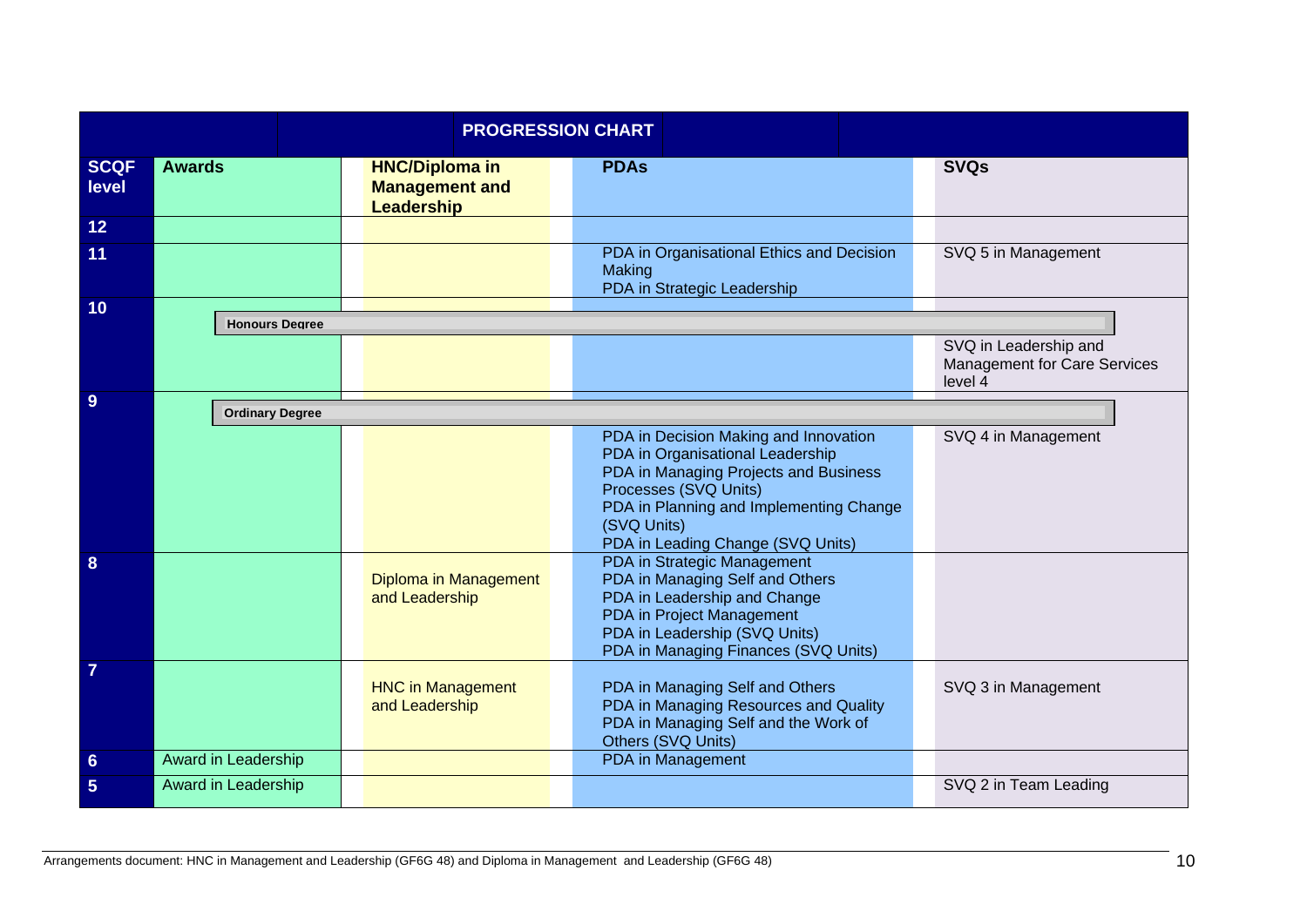**PROGRESSION CHART**

| SCQF level | Awards | HNC/Diploma in Management and Leadership | PDAs | SVQs |
|---|---|---|---|---|
| 12 | | | | |
| 11 | | | PDA in Organisational Ethics and Decision Making<br>PDA in Strategic Leadership | SVQ 5 in Management |
| 10 | Honours Degree | | | |
| | | | | SVQ in Leadership and Management for Care Services level 4 |
| 9 | Ordinary Degree | | | |
| | | | PDA in Decision Making and Innovation<br>PDA in Organisational Leadership<br>PDA in Managing Projects and Business Processes (SVQ Units)<br>PDA in Planning and Implementing Change (SVQ Units)<br>PDA in Leading Change (SVQ Units) | SVQ 4 in Management |
| 8 | | Diploma in Management and Leadership | PDA in Strategic Management<br>PDA in Managing Self and Others<br>PDA in Leadership and Change<br>PDA in Project Management<br>PDA in Leadership (SVQ Units)<br>PDA in Managing Finances (SVQ Units) | |
| 7 | | HNC in Management and Leadership | PDA in Managing Self and Others<br>PDA in Managing Resources and Quality<br>PDA in Managing Self and the Work of Others (SVQ Units) | SVQ 3 in Management |
| 6 | Award in Leadership | | PDA in Management | |
| 5 | Award in Leadership | | | SVQ 2 in Team Leading |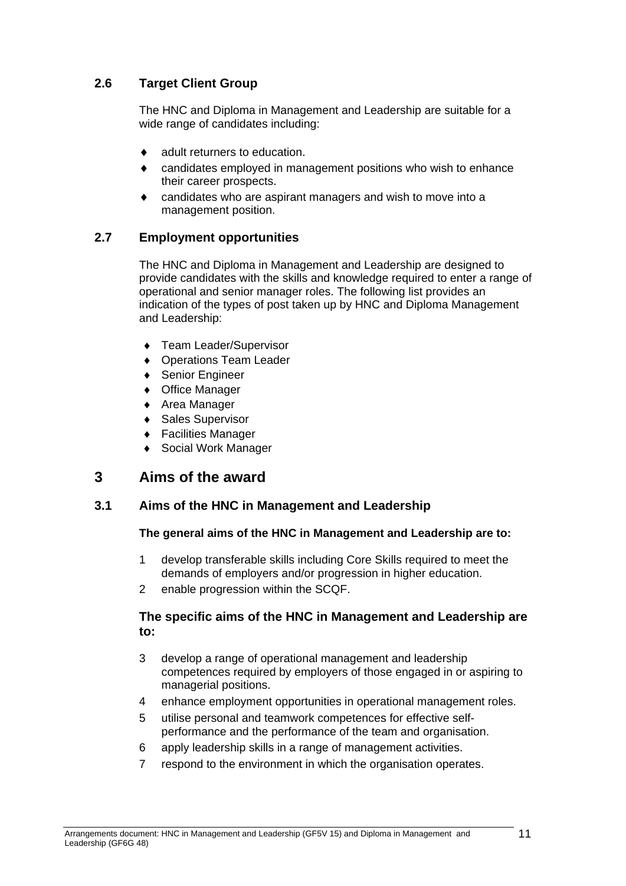### 2.6 Target Client Group

The HNC and Diploma in Management and Leadership are suitable for a wide range of candidates including:

- adult returners to education.
- candidates employed in management positions who wish to enhance their career prospects.
- candidates who are aspirant managers and wish to move into a management position.

### 2.7 Employment opportunities

The HNC and Diploma in Management and Leadership are designed to provide candidates with the skills and knowledge required to enter a range of operational and senior manager roles. The following list provides an indication of the types of post taken up by HNC and Diploma Management and Leadership:

- Team Leader/Supervisor
- Operations Team Leader
- Senior Engineer
- Office Manager
- Area Manager
- Sales Supervisor
- Facilities Manager
- Social Work Manager

## 3 Aims of the award

### 3.1 Aims of the HNC in Management and Leadership

**The general aims of the HNC in Management and Leadership are to:**

1. develop transferable skills including Core Skills required to meet the demands of employers and/or progression in higher education.
2. enable progression within the SCQF.

**The specific aims of the HNC in Management and Leadership are to:**

3. develop a range of operational management and leadership competences required by employers of those engaged in or aspiring to managerial positions.
4. enhance employment opportunities in operational management roles.
5. utilise personal and teamwork competences for effective self-performance and the performance of the team and organisation.
6. apply leadership skills in a range of management activities.
7. respond to the environment in which the organisation operates.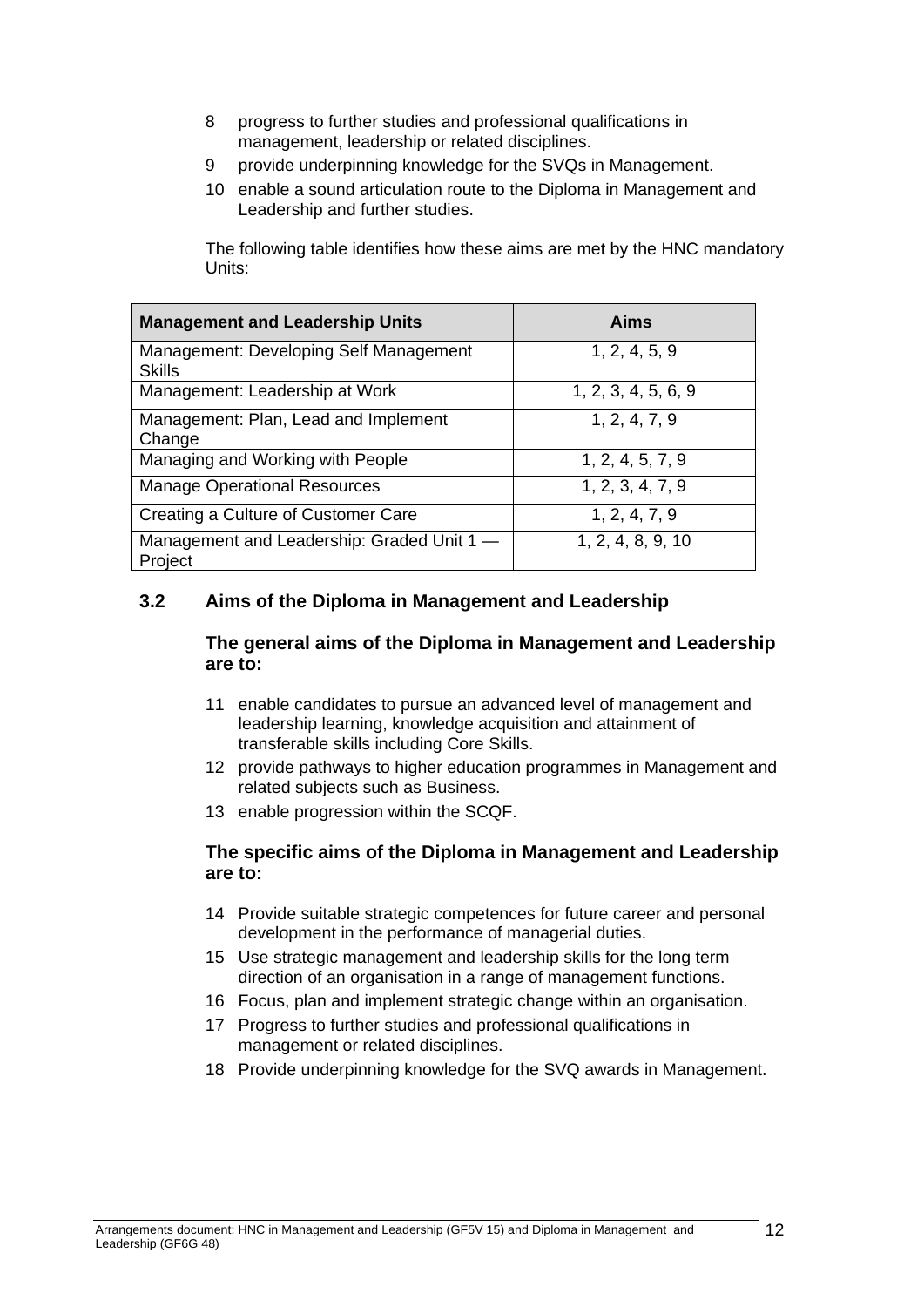8 progress to further studies and professional qualifications in management, leadership or related disciplines.
9 provide underpinning knowledge for the SVQs in Management.
10 enable a sound articulation route to the Diploma in Management and Leadership and further studies.

The following table identifies how these aims are met by the HNC mandatory Units:

| Management and Leadership Units | Aims |
|---|---|
| Management: Developing Self Management Skills | 1, 2, 4, 5, 9 |
| Management: Leadership at Work | 1, 2, 3, 4, 5, 6, 9 |
| Management: Plan, Lead and Implement Change | 1, 2, 4, 7, 9 |
| Managing and Working with People | 1, 2, 4, 5, 7, 9 |
| Manage Operational Resources | 1, 2, 3, 4, 7, 9 |
| Creating a Culture of Customer Care | 1, 2, 4, 7, 9 |
| Management and Leadership: Graded Unit 1 — Project | 1, 2, 4, 8, 9, 10 |

## 3.2 Aims of the Diploma in Management and Leadership

**The general aims of the Diploma in Management and Leadership are to:**

11 enable candidates to pursue an advanced level of management and leadership learning, knowledge acquisition and attainment of transferable skills including Core Skills.
12 provide pathways to higher education programmes in Management and related subjects such as Business.
13 enable progression within the SCQF.

**The specific aims of the Diploma in Management and Leadership are to:**

14 Provide suitable strategic competences for future career and personal development in the performance of managerial duties.
15 Use strategic management and leadership skills for the long term direction of an organisation in a range of management functions.
16 Focus, plan and implement strategic change within an organisation.
17 Progress to further studies and professional qualifications in management or related disciplines.
18 Provide underpinning knowledge for the SVQ awards in Management.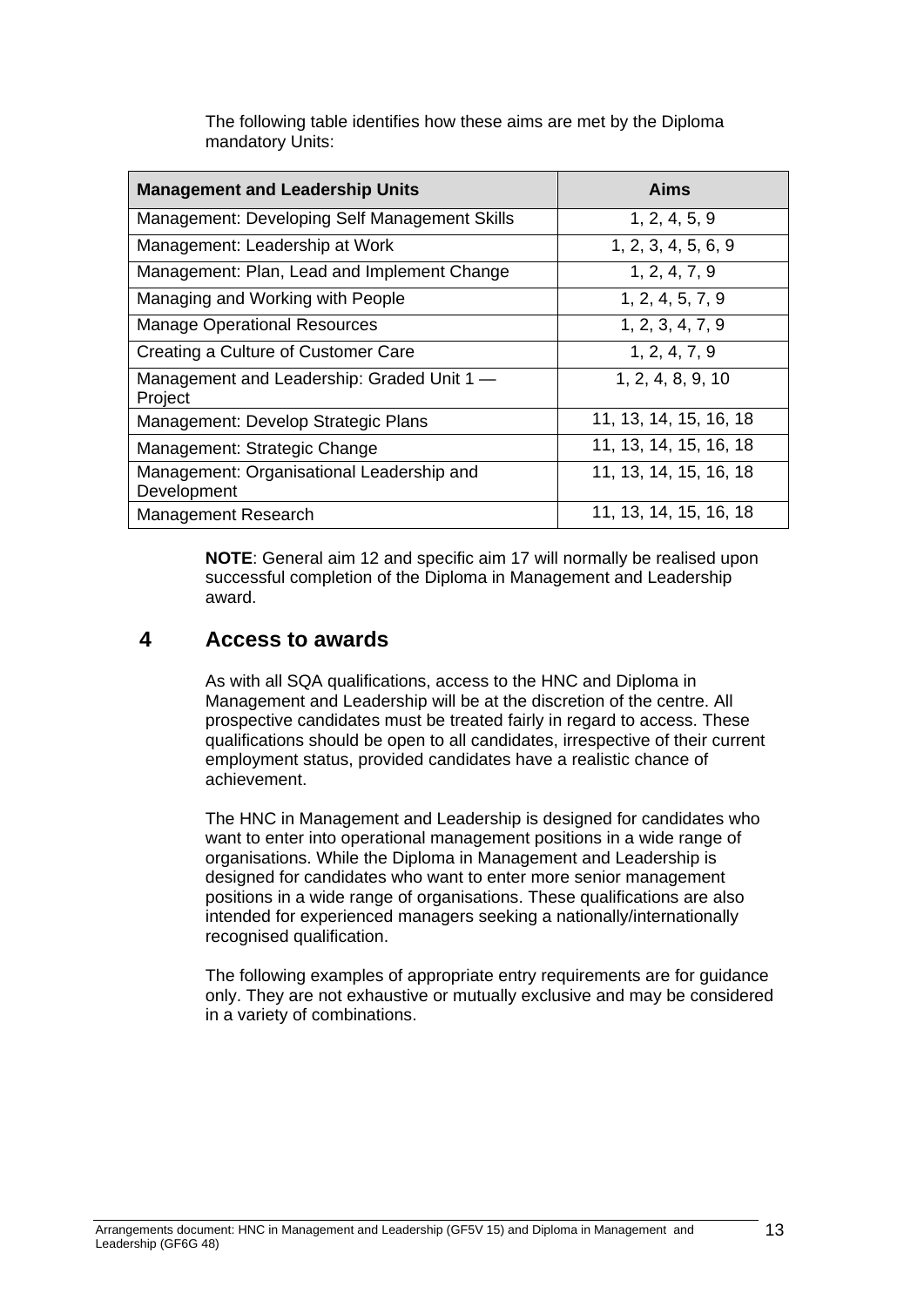The following table identifies how these aims are met by the Diploma mandatory Units:

| Management and Leadership Units | Aims |
|---|---|
| Management: Developing Self Management Skills | 1, 2, 4, 5, 9 |
| Management: Leadership at Work | 1, 2, 3, 4, 5, 6, 9 |
| Management: Plan, Lead and Implement Change | 1, 2, 4, 7, 9 |
| Managing and Working with People | 1, 2, 4, 5, 7, 9 |
| Manage Operational Resources | 1, 2, 3, 4, 7, 9 |
| Creating a Culture of Customer Care | 1, 2, 4, 7, 9 |
| Management and Leadership: Graded Unit 1 — Project | 1, 2, 4, 8, 9, 10 |
| Management: Develop Strategic Plans | 11, 13, 14, 15, 16, 18 |
| Management: Strategic Change | 11, 13, 14, 15, 16, 18 |
| Management: Organisational Leadership and Development | 11, 13, 14, 15, 16, 18 |
| Management Research | 11, 13, 14, 15, 16, 18 |

**NOTE**: General aim 12 and specific aim 17 will normally be realised upon successful completion of the Diploma in Management and Leadership award.

## 4 Access to awards

As with all SQA qualifications, access to the HNC and Diploma in Management and Leadership will be at the discretion of the centre. All prospective candidates must be treated fairly in regard to access. These qualifications should be open to all candidates, irrespective of their current employment status, provided candidates have a realistic chance of achievement.

The HNC in Management and Leadership is designed for candidates who want to enter into operational management positions in a wide range of organisations. While the Diploma in Management and Leadership is designed for candidates who want to enter more senior management positions in a wide range of organisations. These qualifications are also intended for experienced managers seeking a nationally/internationally recognised qualification.

The following examples of appropriate entry requirements are for guidance only. They are not exhaustive or mutually exclusive and may be considered in a variety of combinations.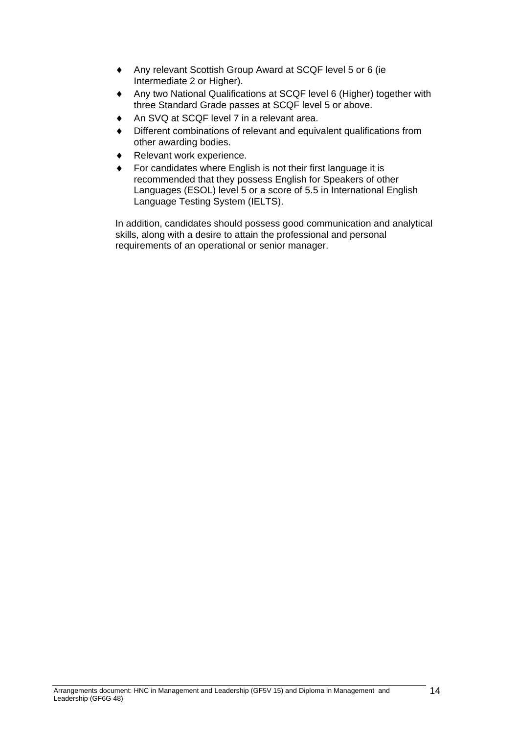- Any relevant Scottish Group Award at SCQF level 5 or 6 (ie Intermediate 2 or Higher).
- Any two National Qualifications at SCQF level 6 (Higher) together with three Standard Grade passes at SCQF level 5 or above.
- An SVQ at SCQF level 7 in a relevant area.
- Different combinations of relevant and equivalent qualifications from other awarding bodies.
- Relevant work experience.
- For candidates where English is not their first language it is recommended that they possess English for Speakers of other Languages (ESOL) level 5 or a score of 5.5 in International English Language Testing System (IELTS).

In addition, candidates should possess good communication and analytical skills, along with a desire to attain the professional and personal requirements of an operational or senior manager.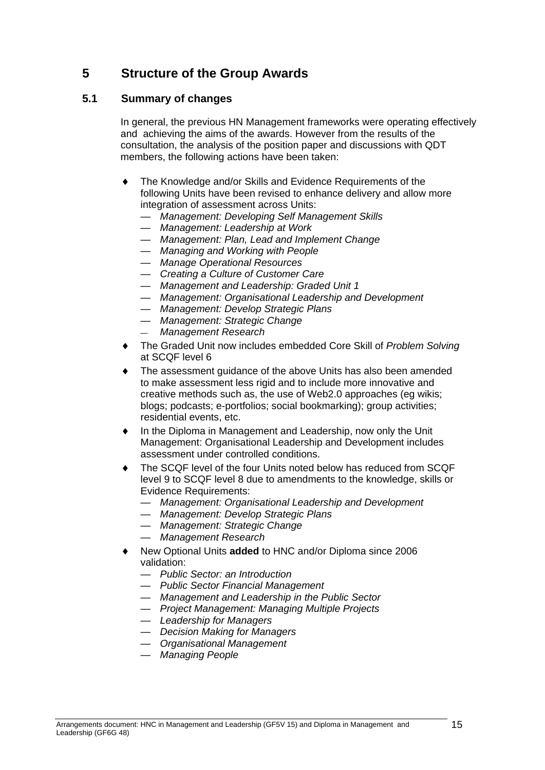# 5 Structure of the Group Awards

## 5.1 Summary of changes

In general, the previous HN Management frameworks were operating effectively and achieving the aims of the awards. However from the results of the consultation, the analysis of the position paper and discussions with QDT members, the following actions have been taken:

- The Knowledge and/or Skills and Evidence Requirements of the following Units have been revised to enhance delivery and allow more integration of assessment across Units:
  - *Management: Developing Self Management Skills*
  - *Management: Leadership at Work*
  - *Management: Plan, Lead and Implement Change*
  - *Managing and Working with People*
  - *Manage Operational Resources*
  - *Creating a Culture of Customer Care*
  - *Management and Leadership: Graded Unit 1*
  - *Management: Organisational Leadership and Development*
  - *Management: Develop Strategic Plans*
  - *Management: Strategic Change*
  - *Management Research*
- The Graded Unit now includes embedded Core Skill of *Problem Solving* at SCQF level 6
- The assessment guidance of the above Units has also been amended to make assessment less rigid and to include more innovative and creative methods such as, the use of Web2.0 approaches (eg wikis; blogs; podcasts; e-portfolios; social bookmarking); group activities; residential events, etc.
- In the Diploma in Management and Leadership, now only the Unit Management: Organisational Leadership and Development includes assessment under controlled conditions.
- The SCQF level of the four Units noted below has reduced from SCQF level 9 to SCQF level 8 due to amendments to the knowledge, skills or Evidence Requirements:
  - *Management: Organisational Leadership and Development*
  - *Management: Develop Strategic Plans*
  - *Management: Strategic Change*
  - *Management Research*
- New Optional Units **added** to HNC and/or Diploma since 2006 validation:
  - *Public Sector: an Introduction*
  - *Public Sector Financial Management*
  - *Management and Leadership in the Public Sector*
  - *Project Management: Managing Multiple Projects*
  - *Leadership for Managers*
  - *Decision Making for Managers*
  - *Organisational Management*
  - *Managing People*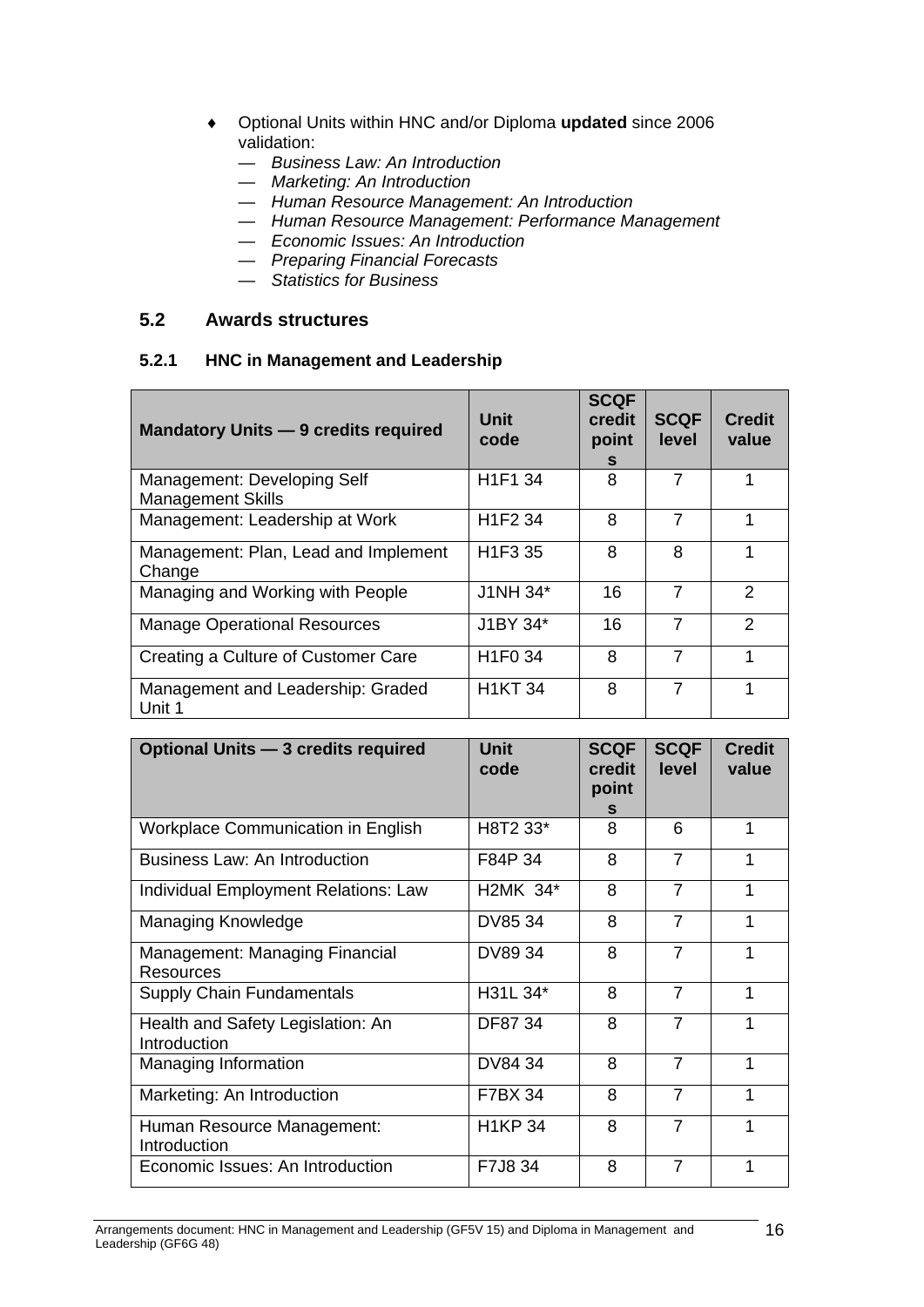- Optional Units within HNC and/or Diploma **updated** since 2006 validation:
  - — *Business Law: An Introduction*
  - — *Marketing: An Introduction*
  - — *Human Resource Management: An Introduction*
  - — *Human Resource Management: Performance Management*
  - — *Economic Issues: An Introduction*
  - — *Preparing Financial Forecasts*
  - — *Statistics for Business*

## 5.2 Awards structures

### 5.2.1 HNC in Management and Leadership

| Mandatory Units — 9 credits required | Unit code | SCQF credit points | SCQF level | Credit value |
|---|---|---|---|---|
| Management: Developing Self Management Skills | H1F1 34 | 8 | 7 | 1 |
| Management: Leadership at Work | H1F2 34 | 8 | 7 | 1 |
| Management: Plan, Lead and Implement Change | H1F3 35 | 8 | 8 | 1 |
| Managing and Working with People | J1NH 34* | 16 | 7 | 2 |
| Manage Operational Resources | J1BY 34* | 16 | 7 | 2 |
| Creating a Culture of Customer Care | H1F0 34 | 8 | 7 | 1 |
| Management and Leadership: Graded Unit 1 | H1KT 34 | 8 | 7 | 1 |

| Optional Units — 3 credits required | Unit code | SCQF credit points | SCQF level | Credit value |
|---|---|---|---|---|
| Workplace Communication in English | H8T2 33* | 8 | 6 | 1 |
| Business Law: An Introduction | F84P 34 | 8 | 7 | 1 |
| Individual Employment Relations: Law | H2MK 34* | 8 | 7 | 1 |
| Managing Knowledge | DV85 34 | 8 | 7 | 1 |
| Management: Managing Financial Resources | DV89 34 | 8 | 7 | 1 |
| Supply Chain Fundamentals | H31L 34* | 8 | 7 | 1 |
| Health and Safety Legislation: An Introduction | DF87 34 | 8 | 7 | 1 |
| Managing Information | DV84 34 | 8 | 7 | 1 |
| Marketing: An Introduction | F7BX 34 | 8 | 7 | 1 |
| Human Resource Management: Introduction | H1KP 34 | 8 | 7 | 1 |
| Economic Issues: An Introduction | F7J8 34 | 8 | 7 | 1 |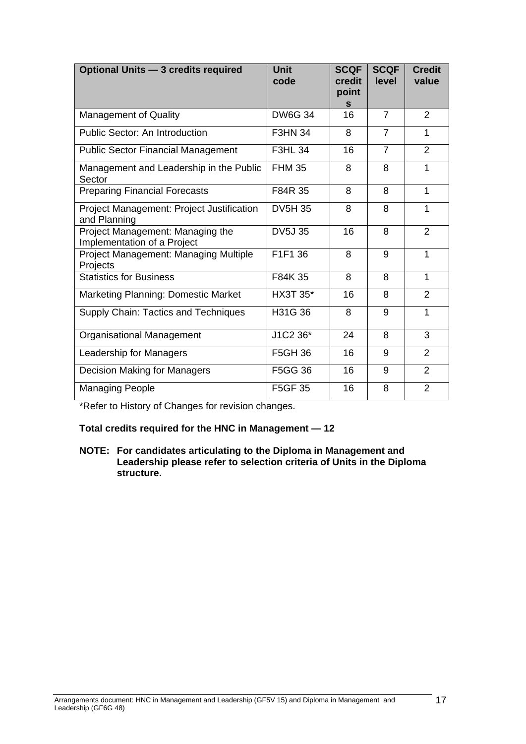| Optional Units — 3 credits required | Unit code | SCQF credit points | SCQF level | Credit value |
|---|---|---|---|---|
| Management of Quality | DW6G 34 | 16 | 7 | 2 |
| Public Sector: An Introduction | F3HN 34 | 8 | 7 | 1 |
| Public Sector Financial Management | F3HL 34 | 16 | 7 | 2 |
| Management and Leadership in the Public Sector | FHM 35 | 8 | 8 | 1 |
| Preparing Financial Forecasts | F84R 35 | 8 | 8 | 1 |
| Project Management: Project Justification and Planning | DV5H 35 | 8 | 8 | 1 |
| Project Management: Managing the Implementation of a Project | DV5J 35 | 16 | 8 | 2 |
| Project Management: Managing Multiple Projects | F1F1 36 | 8 | 9 | 1 |
| Statistics for Business | F84K 35 | 8 | 8 | 1 |
| Marketing Planning: Domestic Market | HX3T 35* | 16 | 8 | 2 |
| Supply Chain: Tactics and Techniques | H31G 36 | 8 | 9 | 1 |
| Organisational Management | J1C2 36* | 24 | 8 | 3 |
| Leadership for Managers | F5GH 36 | 16 | 9 | 2 |
| Decision Making for Managers | F5GG 36 | 16 | 9 | 2 |
| Managing People | F5GF 35 | 16 | 8 | 2 |

*Refer to History of Changes for revision changes.

**Total credits required for the HNC in Management — 12**

**NOTE: For candidates articulating to the Diploma in Management and Leadership please refer to selection criteria of Units in the Diploma structure.**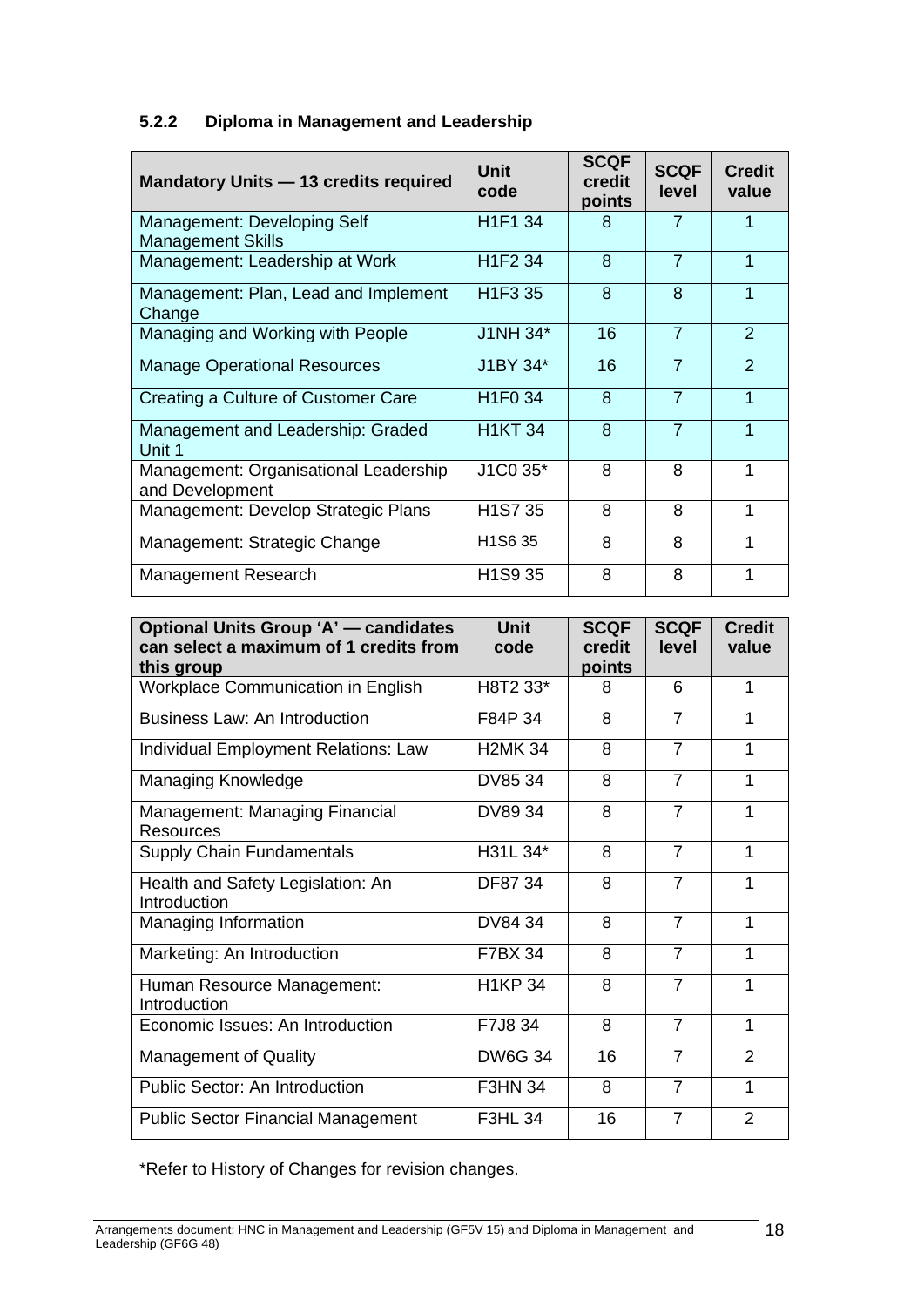### 5.2.2 Diploma in Management and Leadership

| Mandatory Units — 13 credits required | Unit code | SCQF credit points | SCQF level | Credit value |
|---|---|---|---|---|
| Management: Developing Self Management Skills | H1F1 34 | 8 | 7 | 1 |
| Management: Leadership at Work | H1F2 34 | 8 | 7 | 1 |
| Management: Plan, Lead and Implement Change | H1F3 35 | 8 | 8 | 1 |
| Managing and Working with People | J1NH 34* | 16 | 7 | 2 |
| Manage Operational Resources | J1BY 34* | 16 | 7 | 2 |
| Creating a Culture of Customer Care | H1F0 34 | 8 | 7 | 1 |
| Management and Leadership: Graded Unit 1 | H1KT 34 | 8 | 7 | 1 |
| Management: Organisational Leadership and Development | J1C0 35* | 8 | 8 | 1 |
| Management: Develop Strategic Plans | H1S7 35 | 8 | 8 | 1 |
| Management: Strategic Change | H1S6 35 | 8 | 8 | 1 |
| Management Research | H1S9 35 | 8 | 8 | 1 |

| Optional Units Group 'A' — candidates can select a maximum of 1 credits from this group | Unit code | SCQF credit points | SCQF level | Credit value |
|---|---|---|---|---|
| Workplace Communication in English | H8T2 33* | 8 | 6 | 1 |
| Business Law: An Introduction | F84P 34 | 8 | 7 | 1 |
| Individual Employment Relations: Law | H2MK 34 | 8 | 7 | 1 |
| Managing Knowledge | DV85 34 | 8 | 7 | 1 |
| Management: Managing Financial Resources | DV89 34 | 8 | 7 | 1 |
| Supply Chain Fundamentals | H31L 34* | 8 | 7 | 1 |
| Health and Safety Legislation: An Introduction | DF87 34 | 8 | 7 | 1 |
| Managing Information | DV84 34 | 8 | 7 | 1 |
| Marketing: An Introduction | F7BX 34 | 8 | 7 | 1 |
| Human Resource Management: Introduction | H1KP 34 | 8 | 7 | 1 |
| Economic Issues: An Introduction | F7J8 34 | 8 | 7 | 1 |
| Management of Quality | DW6G 34 | 16 | 7 | 2 |
| Public Sector: An Introduction | F3HN 34 | 8 | 7 | 1 |
| Public Sector Financial Management | F3HL 34 | 16 | 7 | 2 |

*Refer to History of Changes for revision changes.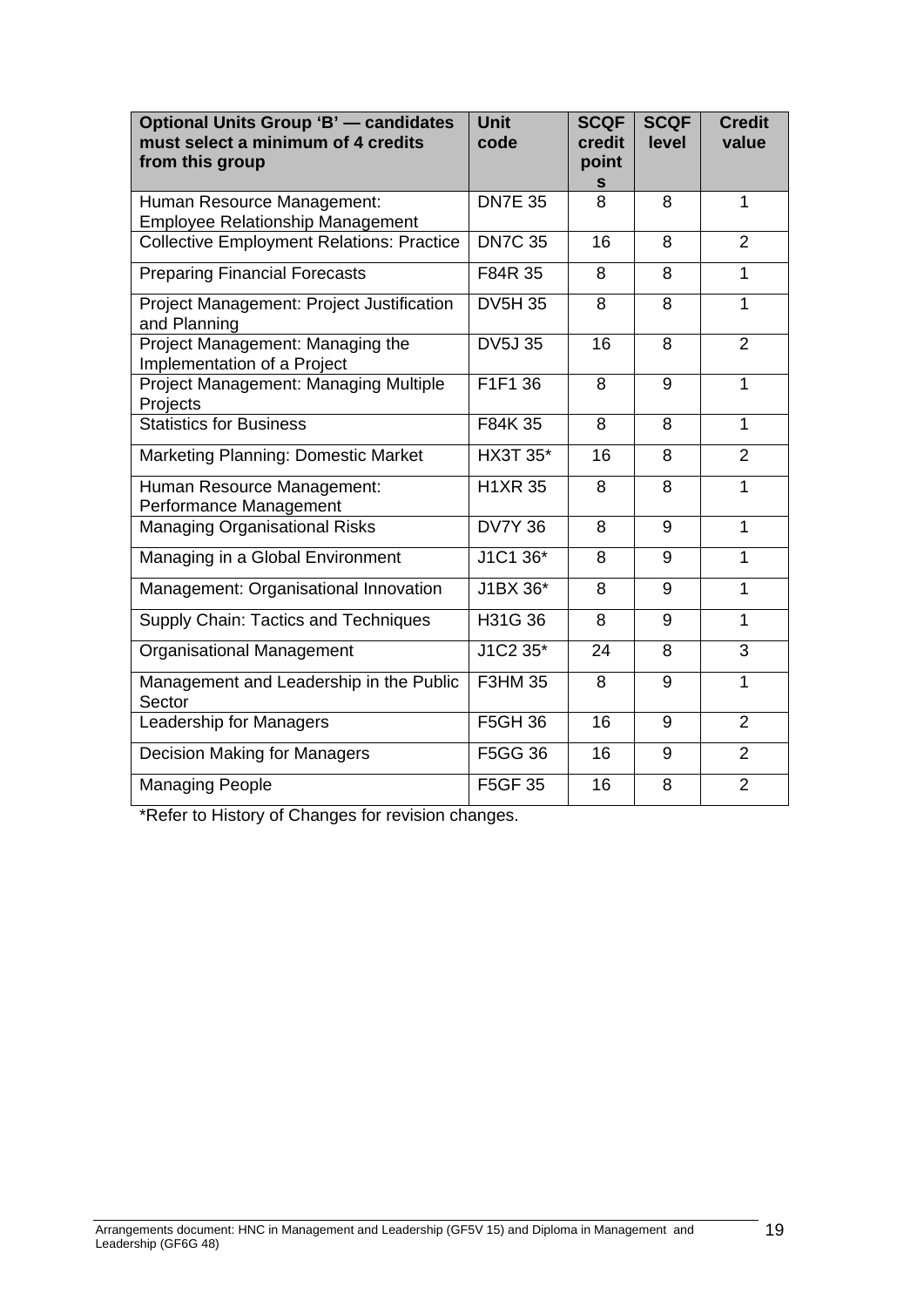| Optional Units Group 'B' — candidates must select a minimum of 4 credits from this group | Unit code | SCQF credit points | SCQF level | Credit value |
|---|---|---|---|---|
| Human Resource Management: Employee Relationship Management | DN7E 35 | 8 | 8 | 1 |
| Collective Employment Relations: Practice | DN7C 35 | 16 | 8 | 2 |
| Preparing Financial Forecasts | F84R 35 | 8 | 8 | 1 |
| Project Management: Project Justification and Planning | DV5H 35 | 8 | 8 | 1 |
| Project Management: Managing the Implementation of a Project | DV5J 35 | 16 | 8 | 2 |
| Project Management: Managing Multiple Projects | F1F1 36 | 8 | 9 | 1 |
| Statistics for Business | F84K 35 | 8 | 8 | 1 |
| Marketing Planning: Domestic Market | HX3T 35* | 16 | 8 | 2 |
| Human Resource Management: Performance Management | H1XR 35 | 8 | 8 | 1 |
| Managing Organisational Risks | DV7Y 36 | 8 | 9 | 1 |
| Managing in a Global Environment | J1C1 36* | 8 | 9 | 1 |
| Management: Organisational Innovation | J1BX 36* | 8 | 9 | 1 |
| Supply Chain: Tactics and Techniques | H31G 36 | 8 | 9 | 1 |
| Organisational Management | J1C2 35* | 24 | 8 | 3 |
| Management and Leadership in the Public Sector | F3HM 35 | 8 | 9 | 1 |
| Leadership for Managers | F5GH 36 | 16 | 9 | 2 |
| Decision Making for Managers | F5GG 36 | 16 | 9 | 2 |
| Managing People | F5GF 35 | 16 | 8 | 2 |

*Refer to History of Changes for revision changes.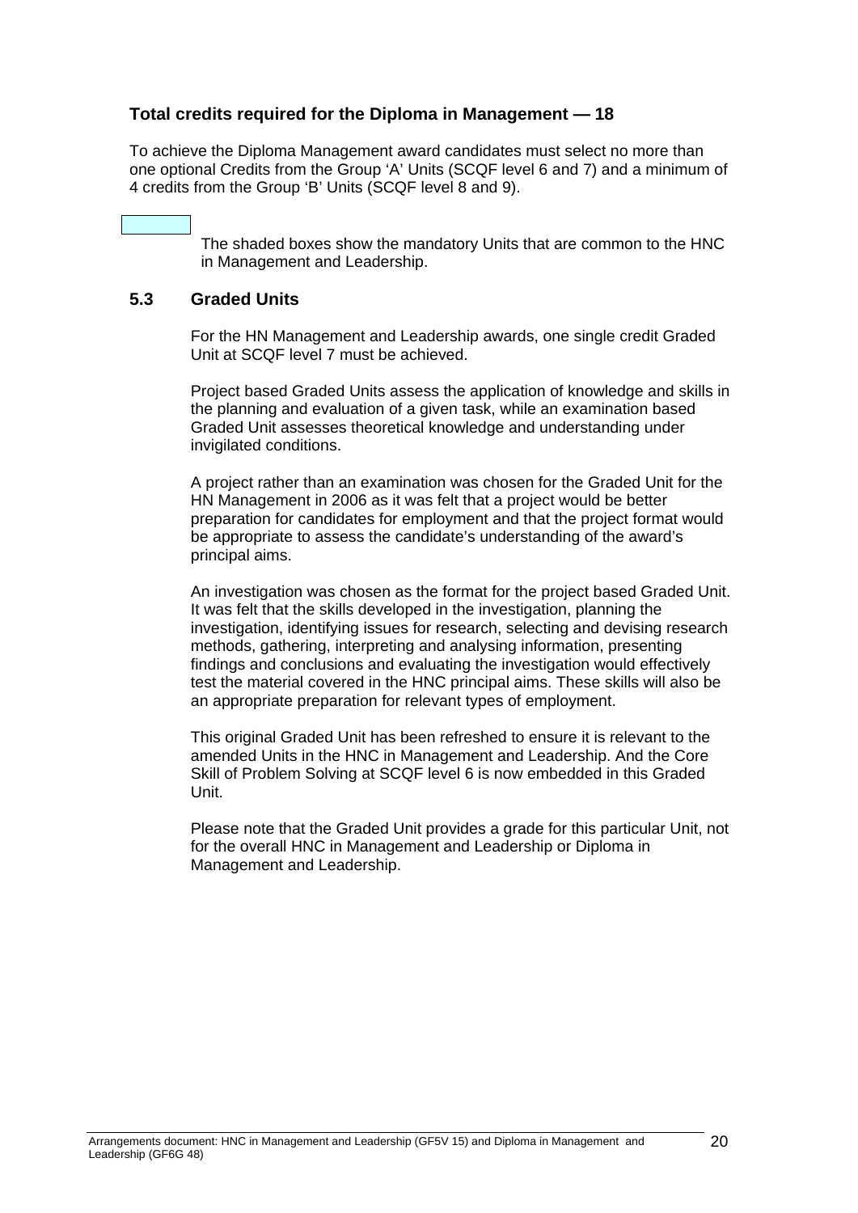**Total credits required for the Diploma in Management — 18**

To achieve the Diploma Management award candidates must select no more than one optional Credits from the Group 'A' Units (SCQF level 6 and 7) and a minimum of 4 credits from the Group 'B' Units (SCQF level 8 and 9).

The shaded boxes show the mandatory Units that are common to the HNC in Management and Leadership.

## 5.3 Graded Units

For the HN Management and Leadership awards, one single credit Graded Unit at SCQF level 7 must be achieved.

Project based Graded Units assess the application of knowledge and skills in the planning and evaluation of a given task, while an examination based Graded Unit assesses theoretical knowledge and understanding under invigilated conditions.

A project rather than an examination was chosen for the Graded Unit for the HN Management in 2006 as it was felt that a project would be better preparation for candidates for employment and that the project format would be appropriate to assess the candidate's understanding of the award's principal aims.

An investigation was chosen as the format for the project based Graded Unit. It was felt that the skills developed in the investigation, planning the investigation, identifying issues for research, selecting and devising research methods, gathering, interpreting and analysing information, presenting findings and conclusions and evaluating the investigation would effectively test the material covered in the HNC principal aims. These skills will also be an appropriate preparation for relevant types of employment.

This original Graded Unit has been refreshed to ensure it is relevant to the amended Units in the HNC in Management and Leadership. And the Core Skill of Problem Solving at SCQF level 6 is now embedded in this Graded Unit.

Please note that the Graded Unit provides a grade for this particular Unit, not for the overall HNC in Management and Leadership or Diploma in Management and Leadership.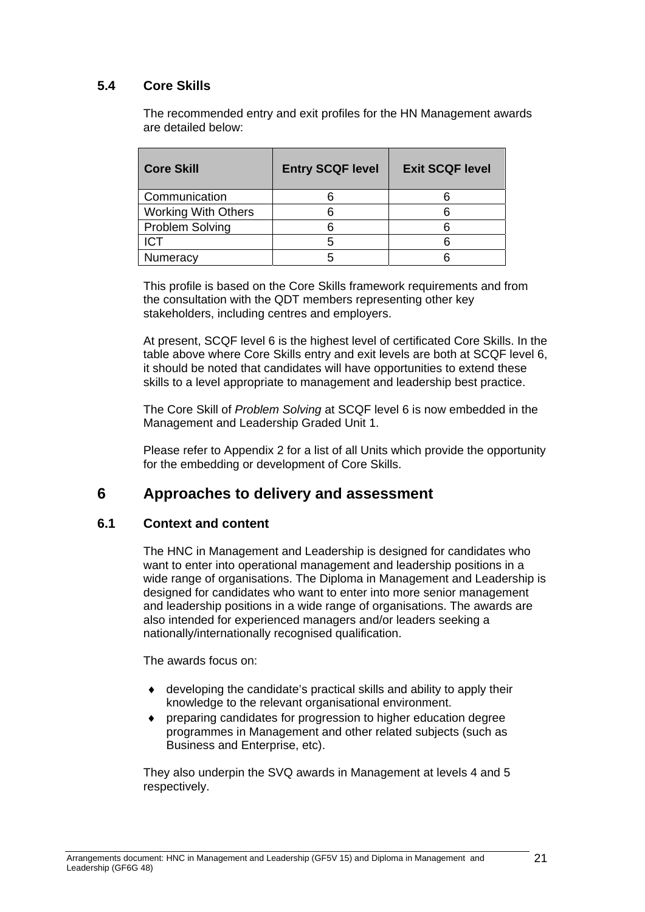### 5.4 Core Skills

The recommended entry and exit profiles for the HN Management awards are detailed below:

| Core Skill | Entry SCQF level | Exit SCQF level |
|---|---|---|
| Communication | 6 | 6 |
| Working With Others | 6 | 6 |
| Problem Solving | 6 | 6 |
| ICT | 5 | 6 |
| Numeracy | 5 | 6 |

This profile is based on the Core Skills framework requirements and from the consultation with the QDT members representing other key stakeholders, including centres and employers.

At present, SCQF level 6 is the highest level of certificated Core Skills. In the table above where Core Skills entry and exit levels are both at SCQF level 6, it should be noted that candidates will have opportunities to extend these skills to a level appropriate to management and leadership best practice.

The Core Skill of *Problem Solving* at SCQF level 6 is now embedded in the Management and Leadership Graded Unit 1.

Please refer to Appendix 2 for a list of all Units which provide the opportunity for the embedding or development of Core Skills.

## 6 Approaches to delivery and assessment

### 6.1 Context and content

The HNC in Management and Leadership is designed for candidates who want to enter into operational management and leadership positions in a wide range of organisations. The Diploma in Management and Leadership is designed for candidates who want to enter into more senior management and leadership positions in a wide range of organisations. The awards are also intended for experienced managers and/or leaders seeking a nationally/internationally recognised qualification.

The awards focus on:

- developing the candidate's practical skills and ability to apply their knowledge to the relevant organisational environment.
- preparing candidates for progression to higher education degree programmes in Management and other related subjects (such as Business and Enterprise, etc).

They also underpin the SVQ awards in Management at levels 4 and 5 respectively.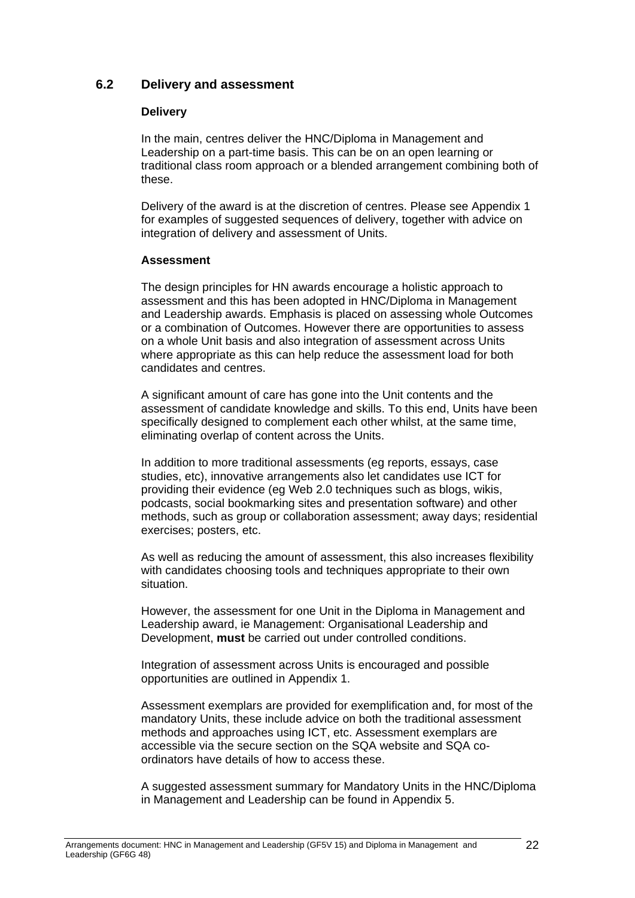## 6.2 Delivery and assessment

### Delivery

In the main, centres deliver the HNC/Diploma in Management and Leadership on a part-time basis. This can be on an open learning or traditional class room approach or a blended arrangement combining both of these.

Delivery of the award is at the discretion of centres. Please see Appendix 1 for examples of suggested sequences of delivery, together with advice on integration of delivery and assessment of Units.

### Assessment

The design principles for HN awards encourage a holistic approach to assessment and this has been adopted in HNC/Diploma in Management and Leadership awards. Emphasis is placed on assessing whole Outcomes or a combination of Outcomes. However there are opportunities to assess on a whole Unit basis and also integration of assessment across Units where appropriate as this can help reduce the assessment load for both candidates and centres.

A significant amount of care has gone into the Unit contents and the assessment of candidate knowledge and skills. To this end, Units have been specifically designed to complement each other whilst, at the same time, eliminating overlap of content across the Units.

In addition to more traditional assessments (eg reports, essays, case studies, etc), innovative arrangements also let candidates use ICT for providing their evidence (eg Web 2.0 techniques such as blogs, wikis, podcasts, social bookmarking sites and presentation software) and other methods, such as group or collaboration assessment; away days; residential exercises; posters, etc.

As well as reducing the amount of assessment, this also increases flexibility with candidates choosing tools and techniques appropriate to their own situation.

However, the assessment for one Unit in the Diploma in Management and Leadership award, ie Management: Organisational Leadership and Development, **must** be carried out under controlled conditions.

Integration of assessment across Units is encouraged and possible opportunities are outlined in Appendix 1.

Assessment exemplars are provided for exemplification and, for most of the mandatory Units, these include advice on both the traditional assessment methods and approaches using ICT, etc. Assessment exemplars are accessible via the secure section on the SQA website and SQA co-ordinators have details of how to access these.

A suggested assessment summary for Mandatory Units in the HNC/Diploma in Management and Leadership can be found in Appendix 5.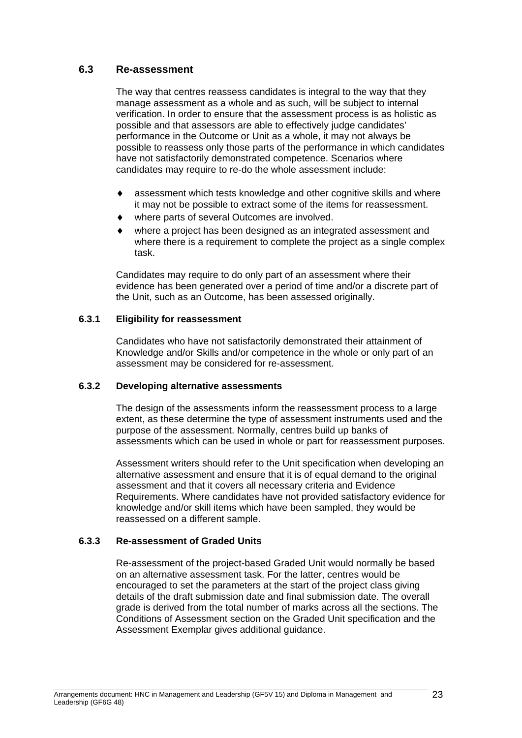## 6.3 Re-assessment

The way that centres reassess candidates is integral to the way that they manage assessment as a whole and as such, will be subject to internal verification. In order to ensure that the assessment process is as holistic as possible and that assessors are able to effectively judge candidates' performance in the Outcome or Unit as a whole, it may not always be possible to reassess only those parts of the performance in which candidates have not satisfactorily demonstrated competence. Scenarios where candidates may require to re-do the whole assessment include:

- assessment which tests knowledge and other cognitive skills and where it may not be possible to extract some of the items for reassessment.
- where parts of several Outcomes are involved.
- where a project has been designed as an integrated assessment and where there is a requirement to complete the project as a single complex task.

Candidates may require to do only part of an assessment where their evidence has been generated over a period of time and/or a discrete part of the Unit, such as an Outcome, has been assessed originally.

### 6.3.1 Eligibility for reassessment

Candidates who have not satisfactorily demonstrated their attainment of Knowledge and/or Skills and/or competence in the whole or only part of an assessment may be considered for re-assessment.

### 6.3.2 Developing alternative assessments

The design of the assessments inform the reassessment process to a large extent, as these determine the type of assessment instruments used and the purpose of the assessment. Normally, centres build up banks of assessments which can be used in whole or part for reassessment purposes.

Assessment writers should refer to the Unit specification when developing an alternative assessment and ensure that it is of equal demand to the original assessment and that it covers all necessary criteria and Evidence Requirements. Where candidates have not provided satisfactory evidence for knowledge and/or skill items which have been sampled, they would be reassessed on a different sample.

### 6.3.3 Re-assessment of Graded Units

Re-assessment of the project-based Graded Unit would normally be based on an alternative assessment task. For the latter, centres would be encouraged to set the parameters at the start of the project class giving details of the draft submission date and final submission date. The overall grade is derived from the total number of marks across all the sections. The Conditions of Assessment section on the Graded Unit specification and the Assessment Exemplar gives additional guidance.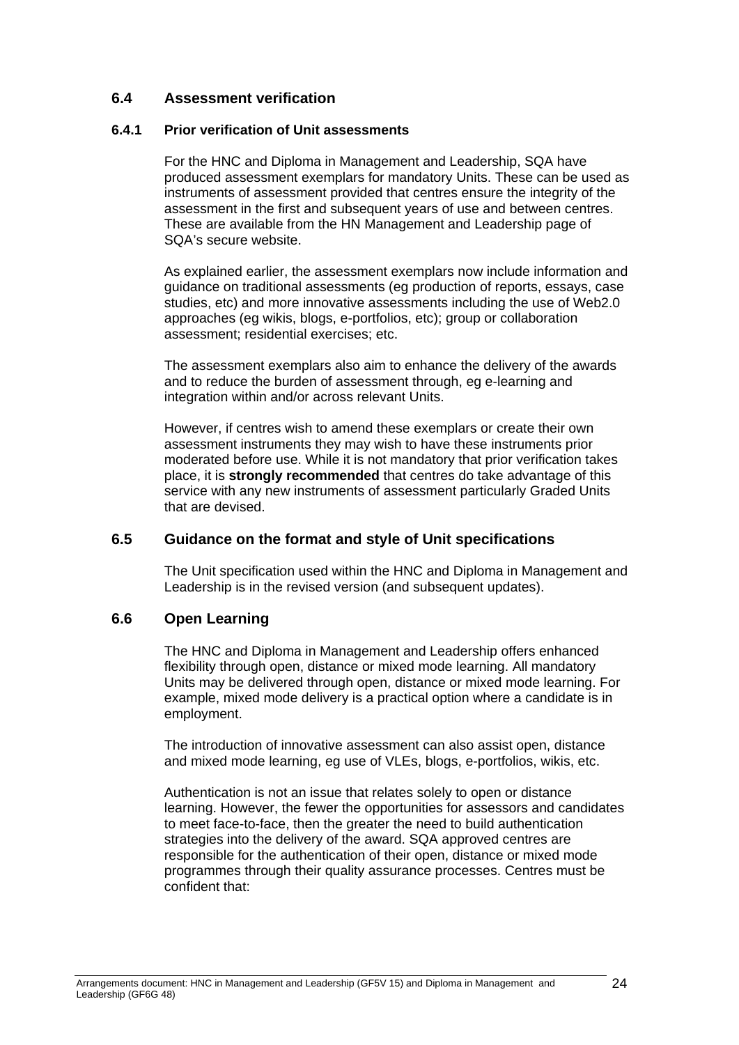## 6.4 Assessment verification

### 6.4.1 Prior verification of Unit assessments

For the HNC and Diploma in Management and Leadership, SQA have produced assessment exemplars for mandatory Units. These can be used as instruments of assessment provided that centres ensure the integrity of the assessment in the first and subsequent years of use and between centres. These are available from the HN Management and Leadership page of SQA's secure website.

As explained earlier, the assessment exemplars now include information and guidance on traditional assessments (eg production of reports, essays, case studies, etc) and more innovative assessments including the use of Web2.0 approaches (eg wikis, blogs, e-portfolios, etc); group or collaboration assessment; residential exercises; etc.

The assessment exemplars also aim to enhance the delivery of the awards and to reduce the burden of assessment through, eg e-learning and integration within and/or across relevant Units.

However, if centres wish to amend these exemplars or create their own assessment instruments they may wish to have these instruments prior moderated before use. While it is not mandatory that prior verification takes place, it is **strongly recommended** that centres do take advantage of this service with any new instruments of assessment particularly Graded Units that are devised.

## 6.5 Guidance on the format and style of Unit specifications

The Unit specification used within the HNC and Diploma in Management and Leadership is in the revised version (and subsequent updates).

## 6.6 Open Learning

The HNC and Diploma in Management and Leadership offers enhanced flexibility through open, distance or mixed mode learning. All mandatory Units may be delivered through open, distance or mixed mode learning. For example, mixed mode delivery is a practical option where a candidate is in employment.

The introduction of innovative assessment can also assist open, distance and mixed mode learning, eg use of VLEs, blogs, e-portfolios, wikis, etc.

Authentication is not an issue that relates solely to open or distance learning. However, the fewer the opportunities for assessors and candidates to meet face-to-face, then the greater the need to build authentication strategies into the delivery of the award. SQA approved centres are responsible for the authentication of their open, distance or mixed mode programmes through their quality assurance processes. Centres must be confident that: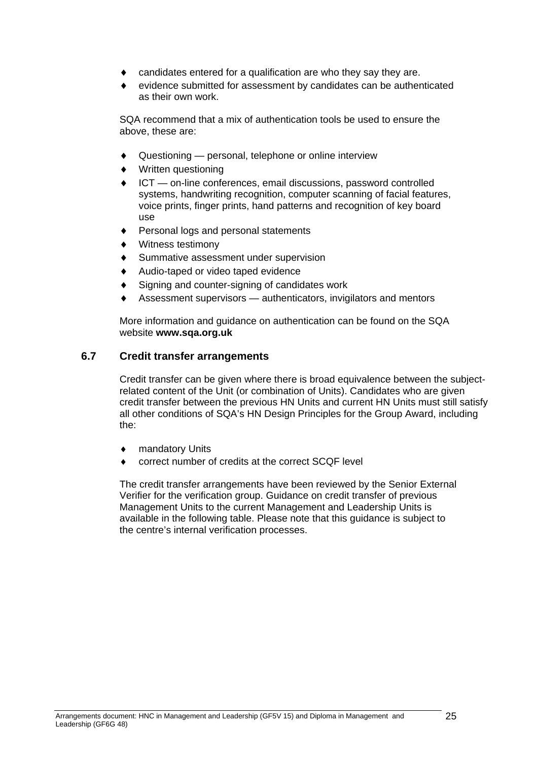- candidates entered for a qualification are who they say they are.
- evidence submitted for assessment by candidates can be authenticated as their own work.

SQA recommend that a mix of authentication tools be used to ensure the above, these are:

- Questioning — personal, telephone or online interview
- Written questioning
- ICT — on-line conferences, email discussions, password controlled systems, handwriting recognition, computer scanning of facial features, voice prints, finger prints, hand patterns and recognition of key board use
- Personal logs and personal statements
- Witness testimony
- Summative assessment under supervision
- Audio-taped or video taped evidence
- Signing and counter-signing of candidates work
- Assessment supervisors — authenticators, invigilators and mentors

More information and guidance on authentication can be found on the SQA website **www.sqa.org.uk**

### 6.7 Credit transfer arrangements

Credit transfer can be given where there is broad equivalence between the subject-related content of the Unit (or combination of Units). Candidates who are given credit transfer between the previous HN Units and current HN Units must still satisfy all other conditions of SQA's HN Design Principles for the Group Award, including the:

- mandatory Units
- correct number of credits at the correct SCQF level

The credit transfer arrangements have been reviewed by the Senior External Verifier for the verification group. Guidance on credit transfer of previous Management Units to the current Management and Leadership Units is available in the following table. Please note that this guidance is subject to the centre's internal verification processes.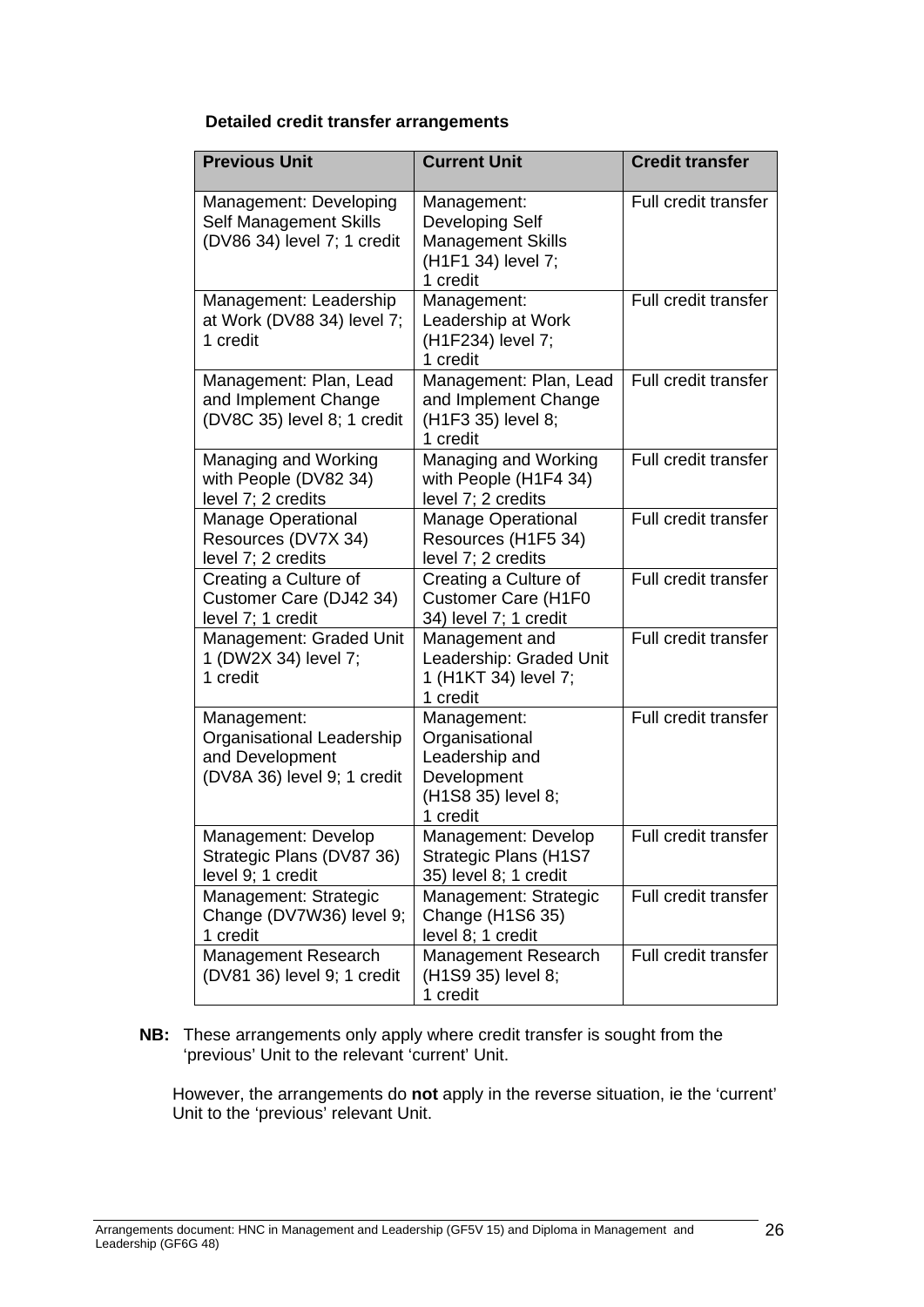**Detailed credit transfer arrangements**

| Previous Unit | Current Unit | Credit transfer |
|---|---|---|
| Management: Developing Self Management Skills (DV86 34) level 7; 1 credit | Management: Developing Self Management Skills (H1F1 34) level 7; 1 credit | Full credit transfer |
| Management: Leadership at Work (DV88 34) level 7; 1 credit | Management: Leadership at Work (H1F234) level 7; 1 credit | Full credit transfer |
| Management: Plan, Lead and Implement Change (DV8C 35) level 8; 1 credit | Management: Plan, Lead and Implement Change (H1F3 35) level 8; 1 credit | Full credit transfer |
| Managing and Working with People (DV82 34) level 7; 2 credits | Managing and Working with People (H1F4 34) level 7; 2 credits | Full credit transfer |
| Manage Operational Resources (DV7X 34) level 7; 2 credits | Manage Operational Resources (H1F5 34) level 7; 2 credits | Full credit transfer |
| Creating a Culture of Customer Care (DJ42 34) level 7; 1 credit | Creating a Culture of Customer Care (H1F0 34) level 7; 1 credit | Full credit transfer |
| Management: Graded Unit 1 (DW2X 34) level 7; 1 credit | Management and Leadership: Graded Unit 1 (H1KT 34) level 7; 1 credit | Full credit transfer |
| Management: Organisational Leadership and Development (DV8A 36) level 9; 1 credit | Management: Organisational Leadership and Development (H1S8 35) level 8; 1 credit | Full credit transfer |
| Management: Develop Strategic Plans (DV87 36) level 9; 1 credit | Management: Develop Strategic Plans (H1S7 35) level 8; 1 credit | Full credit transfer |
| Management: Strategic Change (DV7W36) level 9; 1 credit | Management: Strategic Change (H1S6 35) level 8; 1 credit | Full credit transfer |
| Management Research (DV81 36) level 9; 1 credit | Management Research (H1S9 35) level 8; 1 credit | Full credit transfer |

**NB:** These arrangements only apply where credit transfer is sought from the 'previous' Unit to the relevant 'current' Unit.

However, the arrangements do **not** apply in the reverse situation, ie the 'current' Unit to the 'previous' relevant Unit.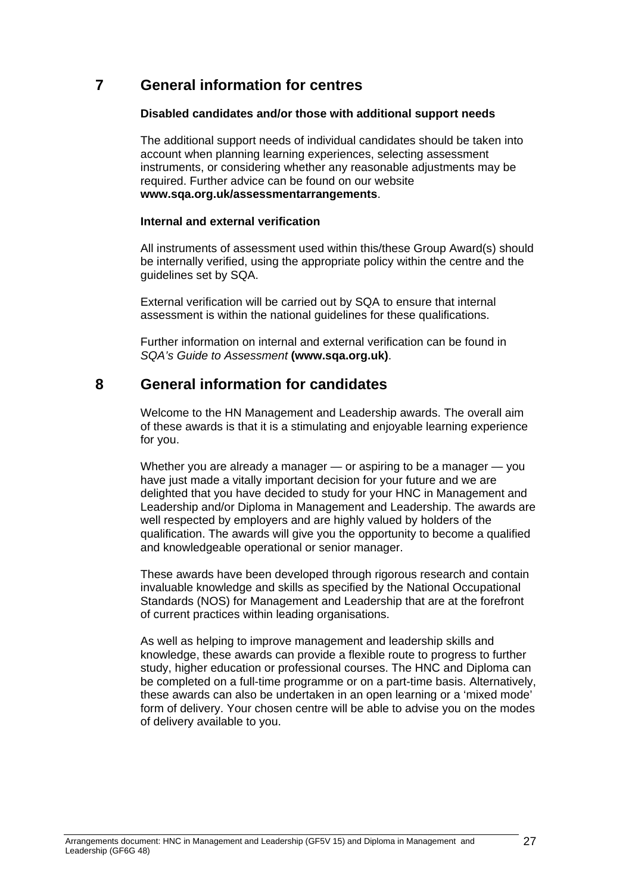## 7 General information for centres

**Disabled candidates and/or those with additional support needs**

The additional support needs of individual candidates should be taken into account when planning learning experiences, selecting assessment instruments, or considering whether any reasonable adjustments may be required. Further advice can be found on our website **www.sqa.org.uk/assessmentarrangements**.

**Internal and external verification**

All instruments of assessment used within this/these Group Award(s) should be internally verified, using the appropriate policy within the centre and the guidelines set by SQA.

External verification will be carried out by SQA to ensure that internal assessment is within the national guidelines for these qualifications.

Further information on internal and external verification can be found in *SQA's Guide to Assessment* **(www.sqa.org.uk)**.

## 8 General information for candidates

Welcome to the HN Management and Leadership awards. The overall aim of these awards is that it is a stimulating and enjoyable learning experience for you.

Whether you are already a manager — or aspiring to be a manager — you have just made a vitally important decision for your future and we are delighted that you have decided to study for your HNC in Management and Leadership and/or Diploma in Management and Leadership. The awards are well respected by employers and are highly valued by holders of the qualification. The awards will give you the opportunity to become a qualified and knowledgeable operational or senior manager.

These awards have been developed through rigorous research and contain invaluable knowledge and skills as specified by the National Occupational Standards (NOS) for Management and Leadership that are at the forefront of current practices within leading organisations.

As well as helping to improve management and leadership skills and knowledge, these awards can provide a flexible route to progress to further study, higher education or professional courses. The HNC and Diploma can be completed on a full-time programme or on a part-time basis. Alternatively, these awards can also be undertaken in an open learning or a 'mixed mode' form of delivery. Your chosen centre will be able to advise you on the modes of delivery available to you.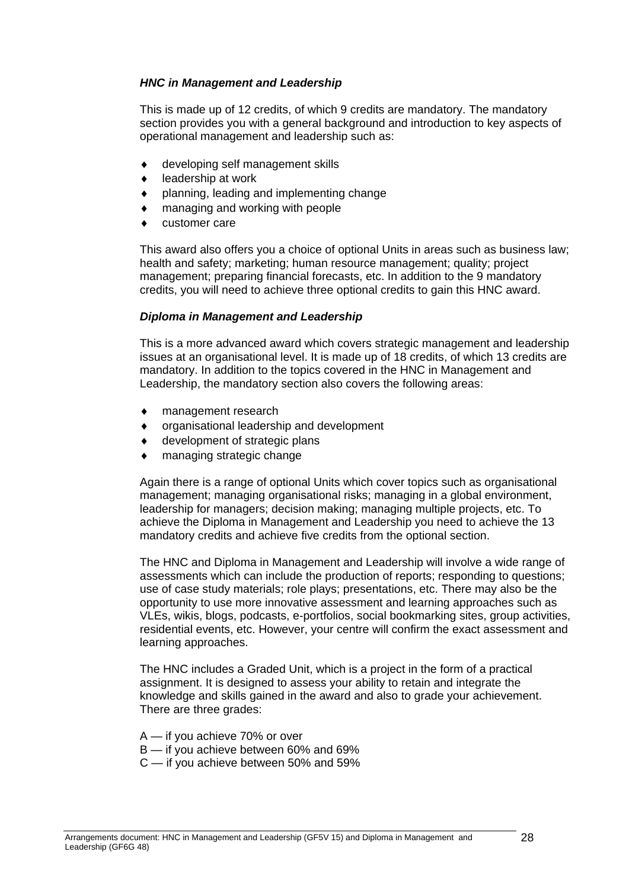***HNC in Management and Leadership***

This is made up of 12 credits, of which 9 credits are mandatory. The mandatory section provides you with a general background and introduction to key aspects of operational management and leadership such as:

- developing self management skills
- leadership at work
- planning, leading and implementing change
- managing and working with people
- customer care

This award also offers you a choice of optional Units in areas such as business law; health and safety; marketing; human resource management; quality; project management; preparing financial forecasts, etc. In addition to the 9 mandatory credits, you will need to achieve three optional credits to gain this HNC award.

***Diploma in Management and Leadership***

This is a more advanced award which covers strategic management and leadership issues at an organisational level. It is made up of 18 credits, of which 13 credits are mandatory. In addition to the topics covered in the HNC in Management and Leadership, the mandatory section also covers the following areas:

- management research
- organisational leadership and development
- development of strategic plans
- managing strategic change

Again there is a range of optional Units which cover topics such as organisational management; managing organisational risks; managing in a global environment, leadership for managers; decision making; managing multiple projects, etc. To achieve the Diploma in Management and Leadership you need to achieve the 13 mandatory credits and achieve five credits from the optional section.

The HNC and Diploma in Management and Leadership will involve a wide range of assessments which can include the production of reports; responding to questions; use of case study materials; role plays; presentations, etc. There may also be the opportunity to use more innovative assessment and learning approaches such as VLEs, wikis, blogs, podcasts, e-portfolios, social bookmarking sites, group activities, residential events, etc. However, your centre will confirm the exact assessment and learning approaches.

The HNC includes a Graded Unit, which is a project in the form of a practical assignment. It is designed to assess your ability to retain and integrate the knowledge and skills gained in the award and also to grade your achievement. There are three grades:

A — if you achieve 70% or over
B — if you achieve between 60% and 69%
C — if you achieve between 50% and 59%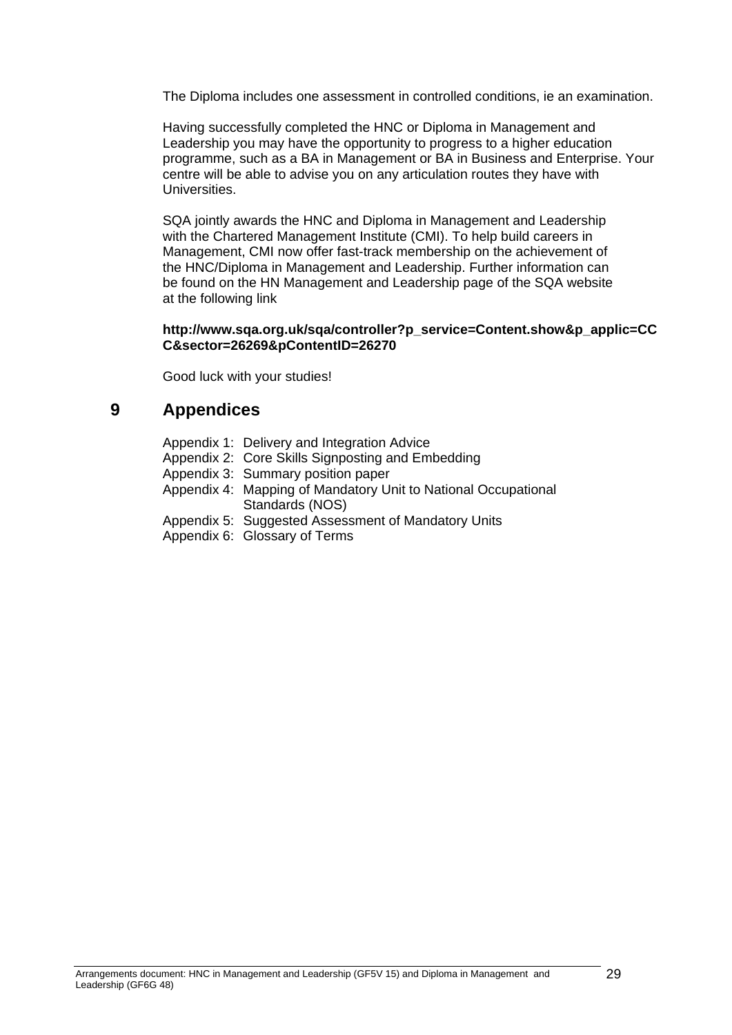The Diploma includes one assessment in controlled conditions, ie an examination.

Having successfully completed the HNC or Diploma in Management and Leadership you may have the opportunity to progress to a higher education programme, such as a BA in Management or BA in Business and Enterprise. Your centre will be able to advise you on any articulation routes they have with Universities.

SQA jointly awards the HNC and Diploma in Management and Leadership with the Chartered Management Institute (CMI). To help build careers in Management, CMI now offer fast-track membership on the achievement of the HNC/Diploma in Management and Leadership. Further information can be found on the HN Management and Leadership page of the SQA website at the following link

**http://www.sqa.org.uk/sqa/controller?p_service=Content.show&p_applic=CCC&sector=26269&pContentID=26270**

Good luck with your studies!

## 9 Appendices

Appendix 1: Delivery and Integration Advice
Appendix 2: Core Skills Signposting and Embedding
Appendix 3: Summary position paper
Appendix 4: Mapping of Mandatory Unit to National Occupational Standards (NOS)
Appendix 5: Suggested Assessment of Mandatory Units
Appendix 6: Glossary of Terms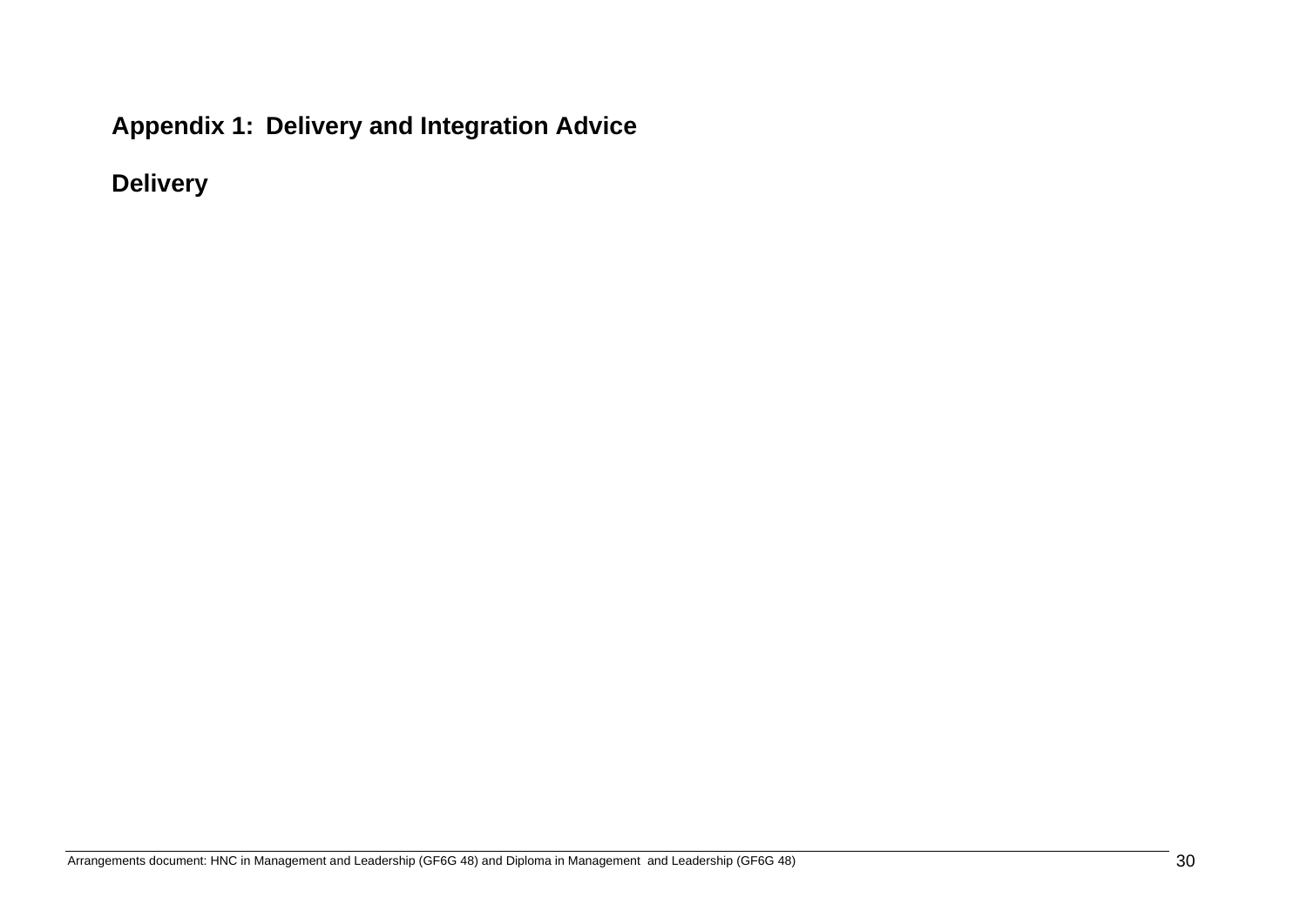## Appendix 1: Delivery and Integration Advice

### Delivery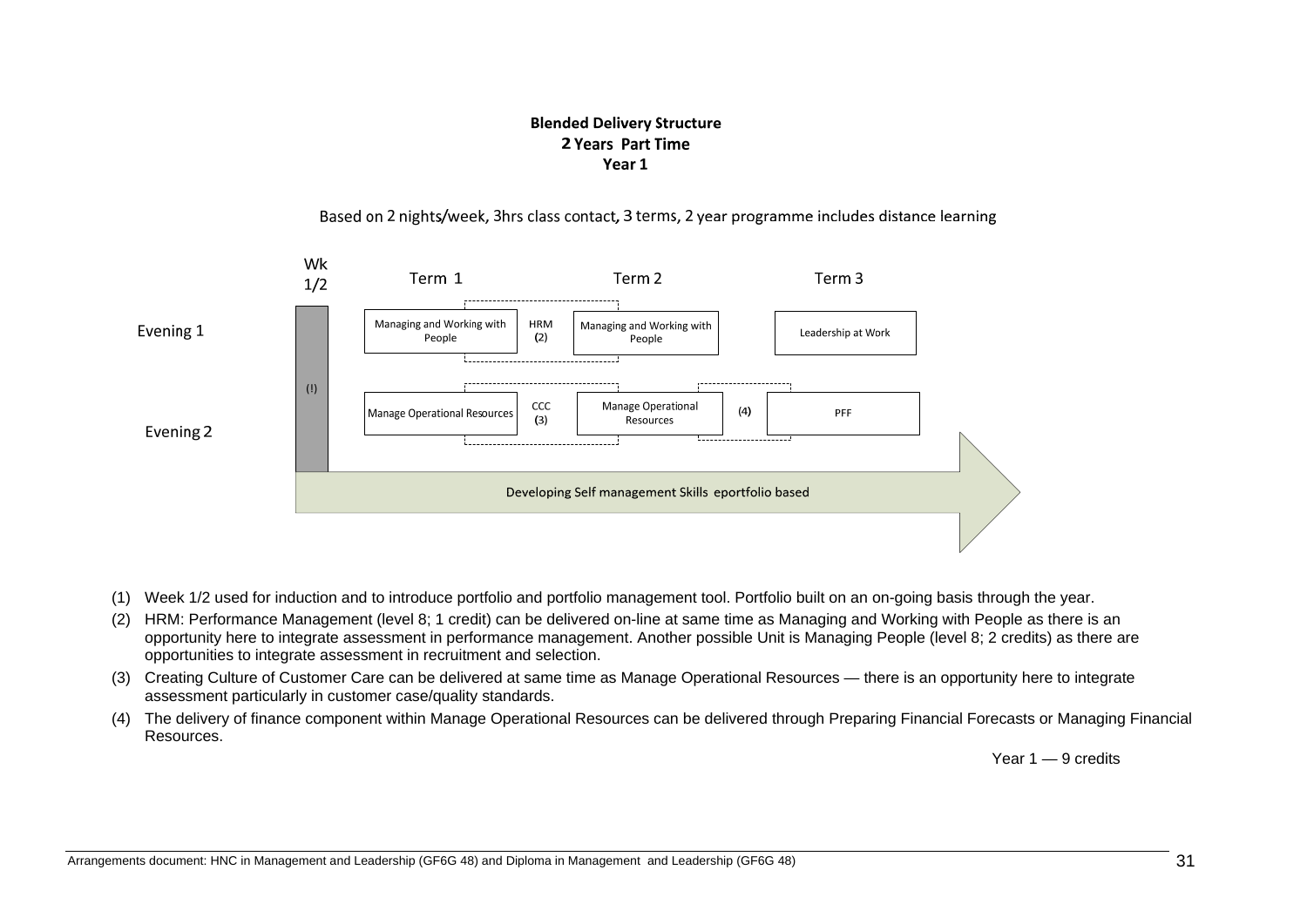**Blended Delivery Structure**
**2 Years Part Time**
**Year 1**

Based on 2 nights/week, 3hrs class contact, 3 terms, 2 year programme includes distance learning

Wk 1/2

Term 1

Term 2

Term 3

Evening 1

Evening 2

(!)

Managing and Working with People

HRM (2)

Managing and Working with People

Leadership at Work

Manage Operational Resources

CCC (3)

Manage Operational Resources

(4)

PFF

Developing Self management Skills eportfolio based

(1) Week 1/2 used for induction and to introduce portfolio and portfolio management tool. Portfolio built on an on-going basis through the year.
(2) HRM: Performance Management (level 8; 1 credit) can be delivered on-line at same time as Managing and Working with People as there is an opportunity here to integrate assessment in performance management. Another possible Unit is Managing People (level 8; 2 credits) as there are opportunities to integrate assessment in recruitment and selection.
(3) Creating Culture of Customer Care can be delivered at same time as Manage Operational Resources — there is an opportunity here to integrate assessment particularly in customer case/quality standards.
(4) The delivery of finance component within Manage Operational Resources can be delivered through Preparing Financial Forecasts or Managing Financial Resources.

Year 1 — 9 credits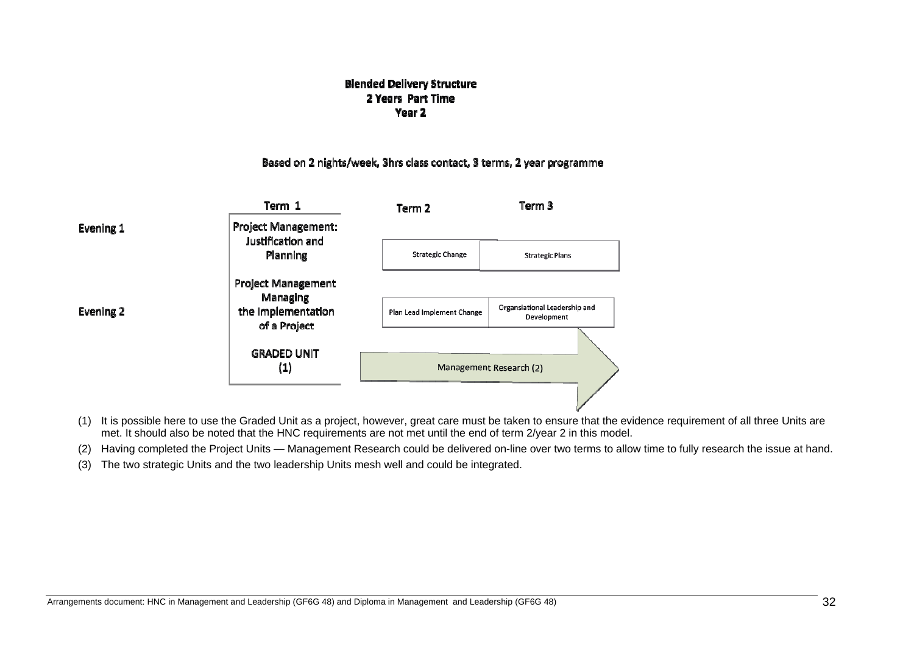**Blended Delivery Structure**
**2 Years Part Time**
**Year 2**

Based on 2 nights/week, 3hrs class contact, 3 terms, 2 year programme

| | Term 1 | Term 2 | Term 3 |
|---|---|---|---|
| Evening 1 | Project Management: Justification and Planning | Strategic Change | Strategic Plans |
| Evening 2 | Project Management Managing the Implementation of a Project | Plan Lead Implement Change | Organsiational Leadership and Development |
| | GRADED UNIT (1) | Management Research (2) | |

(1) It is possible here to use the Graded Unit as a project, however, great care must be taken to ensure that the evidence requirement of all three Units are met. It should also be noted that the HNC requirements are not met until the end of term 2/year 2 in this model.

(2) Having completed the Project Units — Management Research could be delivered on-line over two terms to allow time to fully research the issue at hand.

(3) The two strategic Units and the two leadership Units mesh well and could be integrated.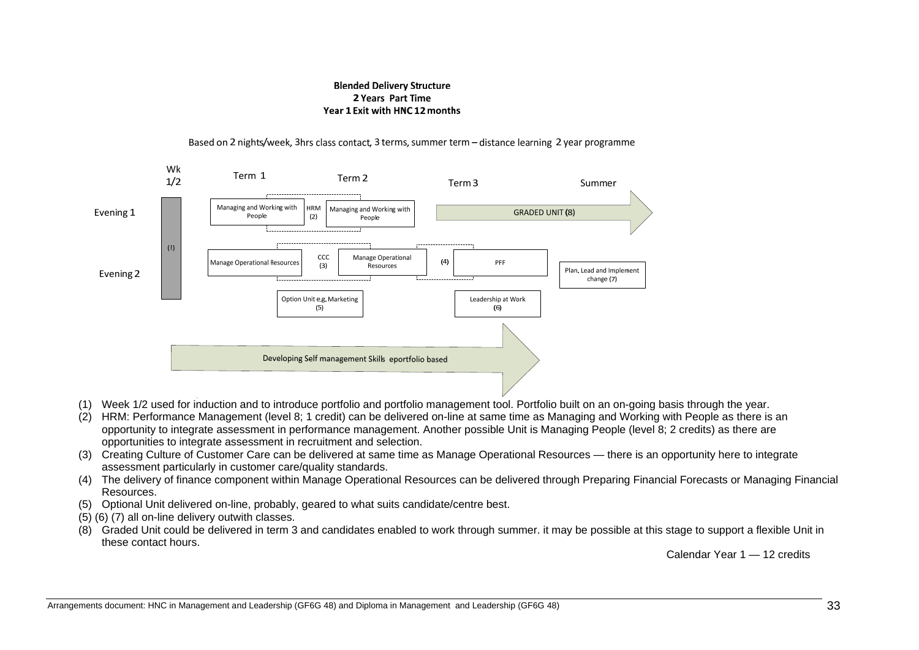**Blended Delivery Structure**
**2 Years Part Time**
**Year 1 Exit with HNC 12 months**

Based on 2 nights/week, 3hrs class contact, 3 terms, summer term – distance learning 2 year programme

Wk 1/2

Term 1

Term 2

Term 3

Summer

Evening 1

Evening 2

(1)

Managing and Working with People

HRM (2)

Managing and Working with People

GRADED UNIT (8)

Manage Operational Resources

CCC (3)

Manage Operational Resources

(4)

PFF

Plan, Lead and Implement change (7)

Option Unit e.g. Marketing (5)

Leadership at Work (6)

Developing Self management Skills eportfolio based

(1) Week 1/2 used for induction and to introduce portfolio and portfolio management tool. Portfolio built on an on-going basis through the year.
(2) HRM: Performance Management (level 8; 1 credit) can be delivered on-line at same time as Managing and Working with People as there is an opportunity to integrate assessment in performance management. Another possible Unit is Managing People (level 8; 2 credits) as there are opportunities to integrate assessment in recruitment and selection.
(3) Creating Culture of Customer Care can be delivered at same time as Manage Operational Resources — there is an opportunity here to integrate assessment particularly in customer care/quality standards.
(4) The delivery of finance component within Manage Operational Resources can be delivered through Preparing Financial Forecasts or Managing Financial Resources.
(5) Optional Unit delivered on-line, probably, geared to what suits candidate/centre best.
(5) (6) (7) all on-line delivery outwith classes.
(8) Graded Unit could be delivered in term 3 and candidates enabled to work through summer. it may be possible at this stage to support a flexible Unit in these contact hours.

Calendar Year 1 — 12 credits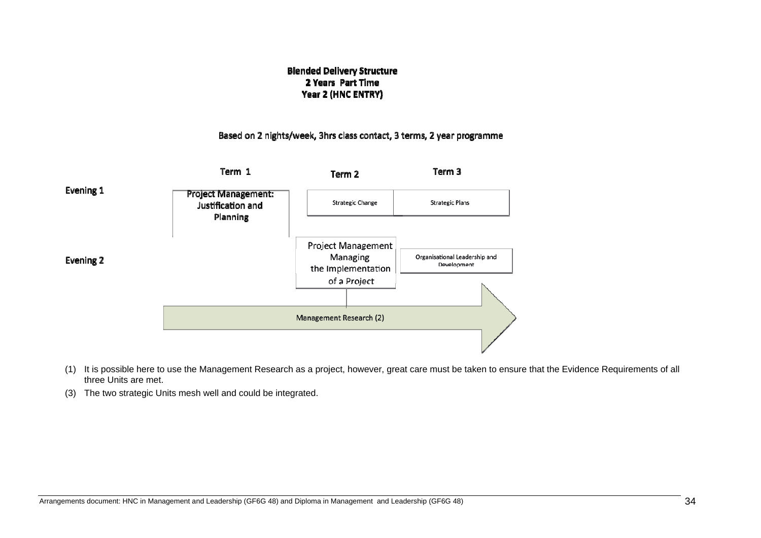**Blended Delivery Structure**
**2 Years Part Time**
**Year 2 (HNC ENTRY)**

Based on 2 nights/week, 3hrs class contact, 3 terms, 2 year programme

| | Term 1 | Term 2 | Term 3 |
|---|---|---|---|
| Evening 1 | Project Management: Justification and Planning | Strategic Change | Strategic Plans |
| Evening 2 | | Project Management Managing the Implementation of a Project | Organisational Leadership and Development |
| | Management Research (2) | | |

(1) It is possible here to use the Management Research as a project, however, great care must be taken to ensure that the Evidence Requirements of all three Units are met.

(3) The two strategic Units mesh well and could be integrated.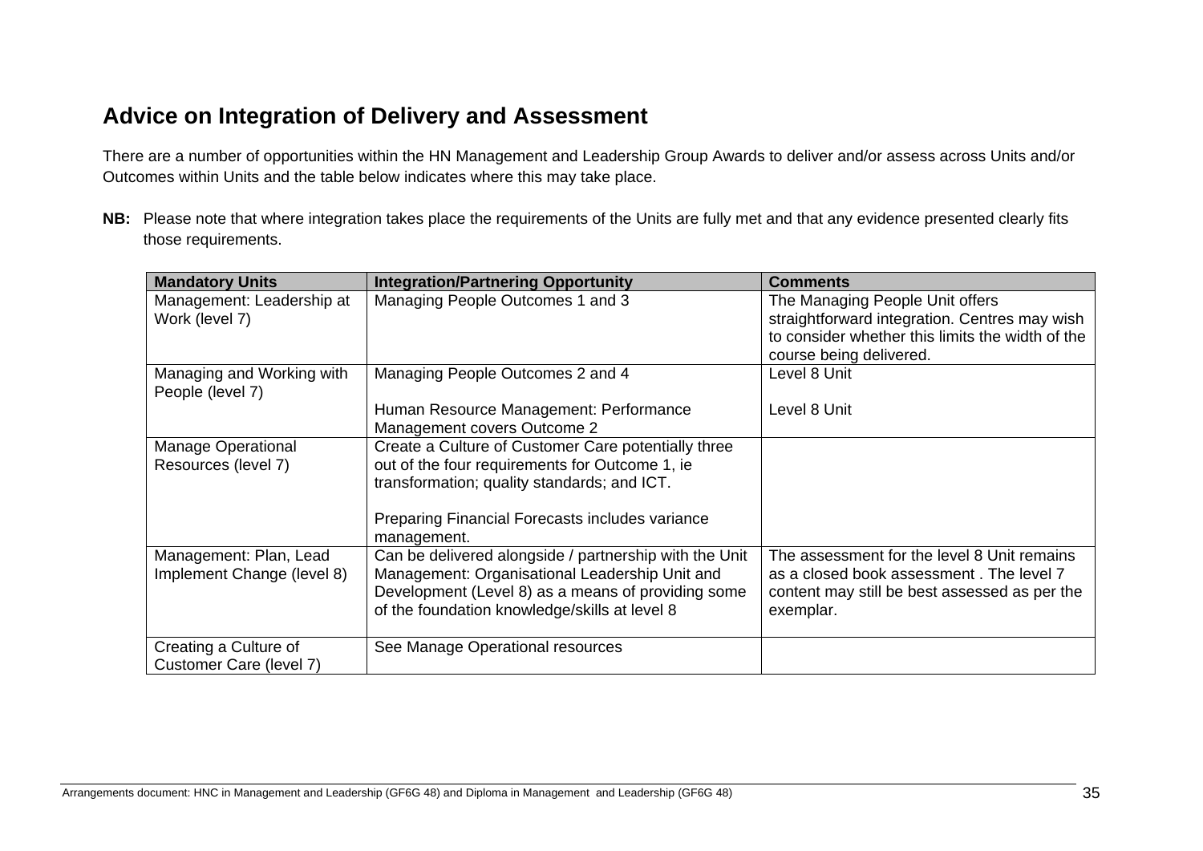## Advice on Integration of Delivery and Assessment

There are a number of opportunities within the HN Management and Leadership Group Awards to deliver and/or assess across Units and/or Outcomes within Units and the table below indicates where this may take place.

**NB:** Please note that where integration takes place the requirements of the Units are fully met and that any evidence presented clearly fits those requirements.

| Mandatory Units | Integration/Partnering Opportunity | Comments |
|---|---|---|
| Management: Leadership at Work (level 7) | Managing People Outcomes 1 and 3 | The Managing People Unit offers straightforward integration. Centres may wish to consider whether this limits the width of the course being delivered. |
| Managing and Working with People (level 7) | Managing People Outcomes 2 and 4<br><br>Human Resource Management: Performance Management covers Outcome 2 | Level 8 Unit<br><br>Level 8 Unit |
| Manage Operational Resources (level 7) | Create a Culture of Customer Care potentially three out of the four requirements for Outcome 1, ie transformation; quality standards; and ICT.<br><br>Preparing Financial Forecasts includes variance management. | |
| Management: Plan, Lead Implement Change (level 8) | Can be delivered alongside / partnership with the Unit Management: Organisational Leadership Unit and Development (Level 8) as a means of providing some of the foundation knowledge/skills at level 8 | The assessment for the level 8 Unit remains as a closed book assessment . The level 7 content may still be best assessed as per the exemplar. |
| Creating a Culture of Customer Care (level 7) | See Manage Operational resources | |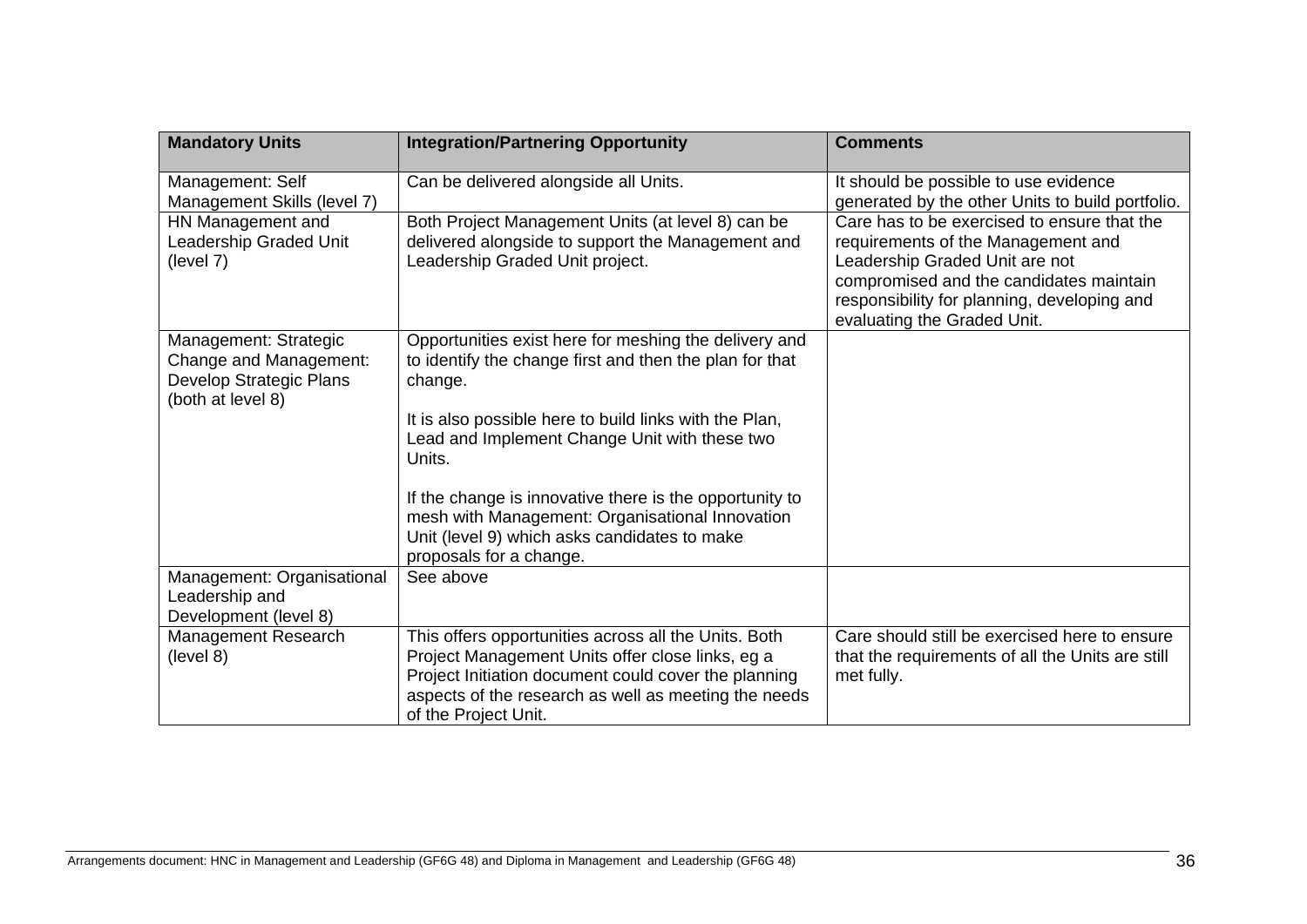| Mandatory Units | Integration/Partnering Opportunity | Comments |
|---|---|---|
| Management: Self Management Skills (level 7) | Can be delivered alongside all Units. | It should be possible to use evidence generated by the other Units to build portfolio. |
| HN Management and Leadership Graded Unit (level 7) | Both Project Management Units (at level 8) can be delivered alongside to support the Management and Leadership Graded Unit project. | Care has to be exercised to ensure that the requirements of the Management and Leadership Graded Unit are not compromised and the candidates maintain responsibility for planning, developing and evaluating the Graded Unit. |
| Management: Strategic Change and Management: Develop Strategic Plans (both at level 8) | Opportunities exist here for meshing the delivery and to identify the change first and then the plan for that change.<br><br>It is also possible here to build links with the Plan, Lead and Implement Change Unit with these two Units.<br><br>If the change is innovative there is the opportunity to mesh with Management: Organisational Innovation Unit (level 9) which asks candidates to make proposals for a change. | |
| Management: Organisational Leadership and Development (level 8) | See above | |
| Management Research (level 8) | This offers opportunities across all the Units. Both Project Management Units offer close links, eg a Project Initiation document could cover the planning aspects of the research as well as meeting the needs of the Project Unit. | Care should still be exercised here to ensure that the requirements of all the Units are still met fully. |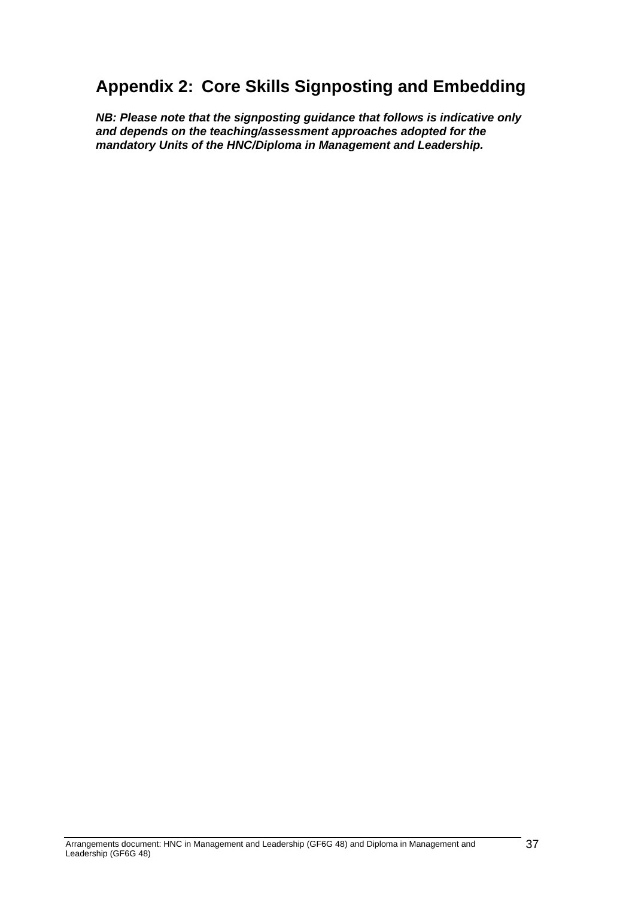## Appendix 2: Core Skills Signposting and Embedding

***NB: Please note that the signposting guidance that follows is indicative only and depends on the teaching/assessment approaches adopted for the mandatory Units of the HNC/Diploma in Management and Leadership.***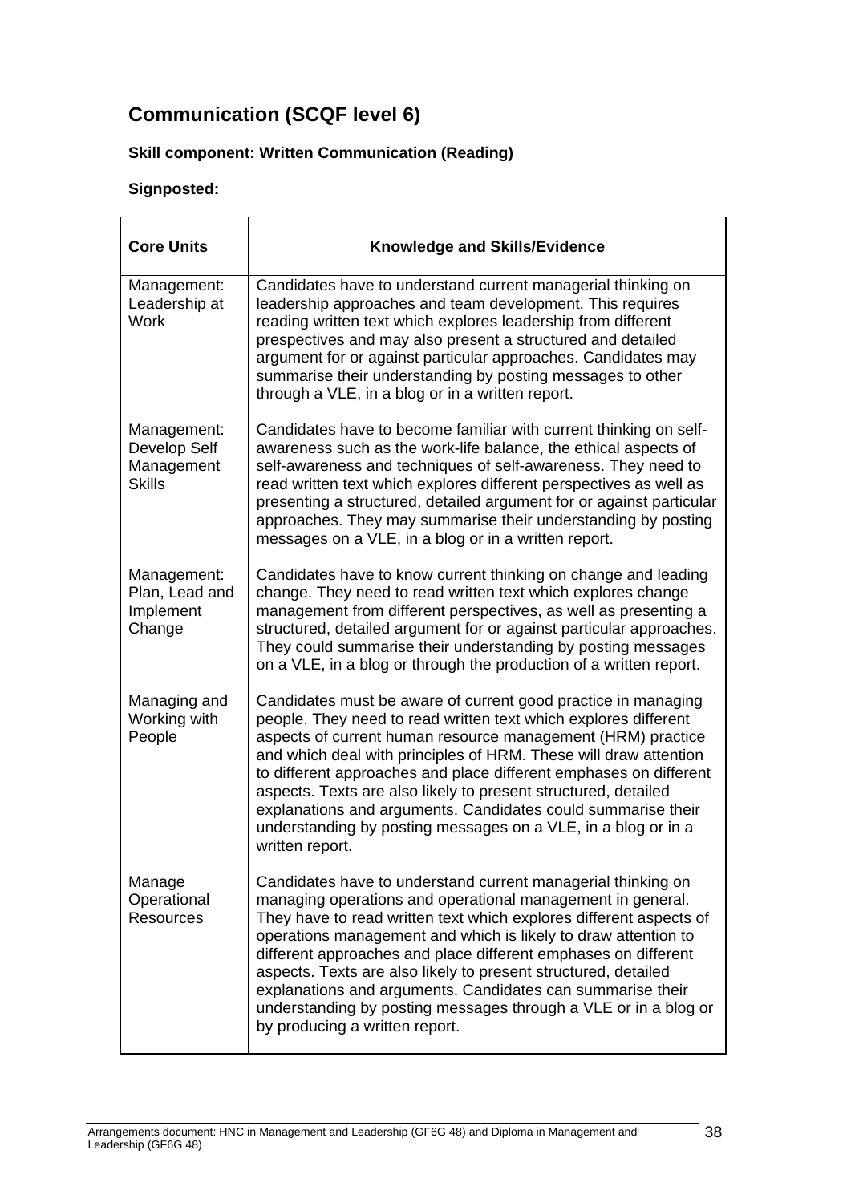## Communication (SCQF level 6)

**Skill component: Written Communication (Reading)**

**Signposted:**

| Core Units | Knowledge and Skills/Evidence |
|---|---|
| Management: Leadership at Work | Candidates have to understand current managerial thinking on leadership approaches and team development. This requires reading written text which explores leadership from different prespectives and may also present a structured and detailed argument for or against particular approaches. Candidates may summarise their understanding by posting messages to other through a VLE, in a blog or in a written report. |
| Management: Develop Self Management Skills | Candidates have to become familiar with current thinking on self-awareness such as the work-life balance, the ethical aspects of self-awareness and techniques of self-awareness. They need to read written text which explores different perspectives as well as presenting a structured, detailed argument for or against particular approaches. They may summarise their understanding by posting messages on a VLE, in a blog or in a written report. |
| Management: Plan, Lead and Implement Change | Candidates have to know current thinking on change and leading change. They need to read written text which explores change management from different perspectives, as well as presenting a structured, detailed argument for or against particular approaches. They could summarise their understanding by posting messages on a VLE, in a blog or through the production of a written report. |
| Managing and Working with People | Candidates must be aware of current good practice in managing people. They need to read written text which explores different aspects of current human resource management (HRM) practice and which deal with principles of HRM. These will draw attention to different approaches and place different emphases on different aspects. Texts are also likely to present structured, detailed explanations and arguments. Candidates could summarise their understanding by posting messages on a VLE, in a blog or in a written report. |
| Manage Operational Resources | Candidates have to understand current managerial thinking on managing operations and operational management in general. They have to read written text which explores different aspects of operations management and which is likely to draw attention to different approaches and place different emphases on different aspects. Texts are also likely to present structured, detailed explanations and arguments. Candidates can summarise their understanding by posting messages through a VLE or in a blog or by producing a written report. |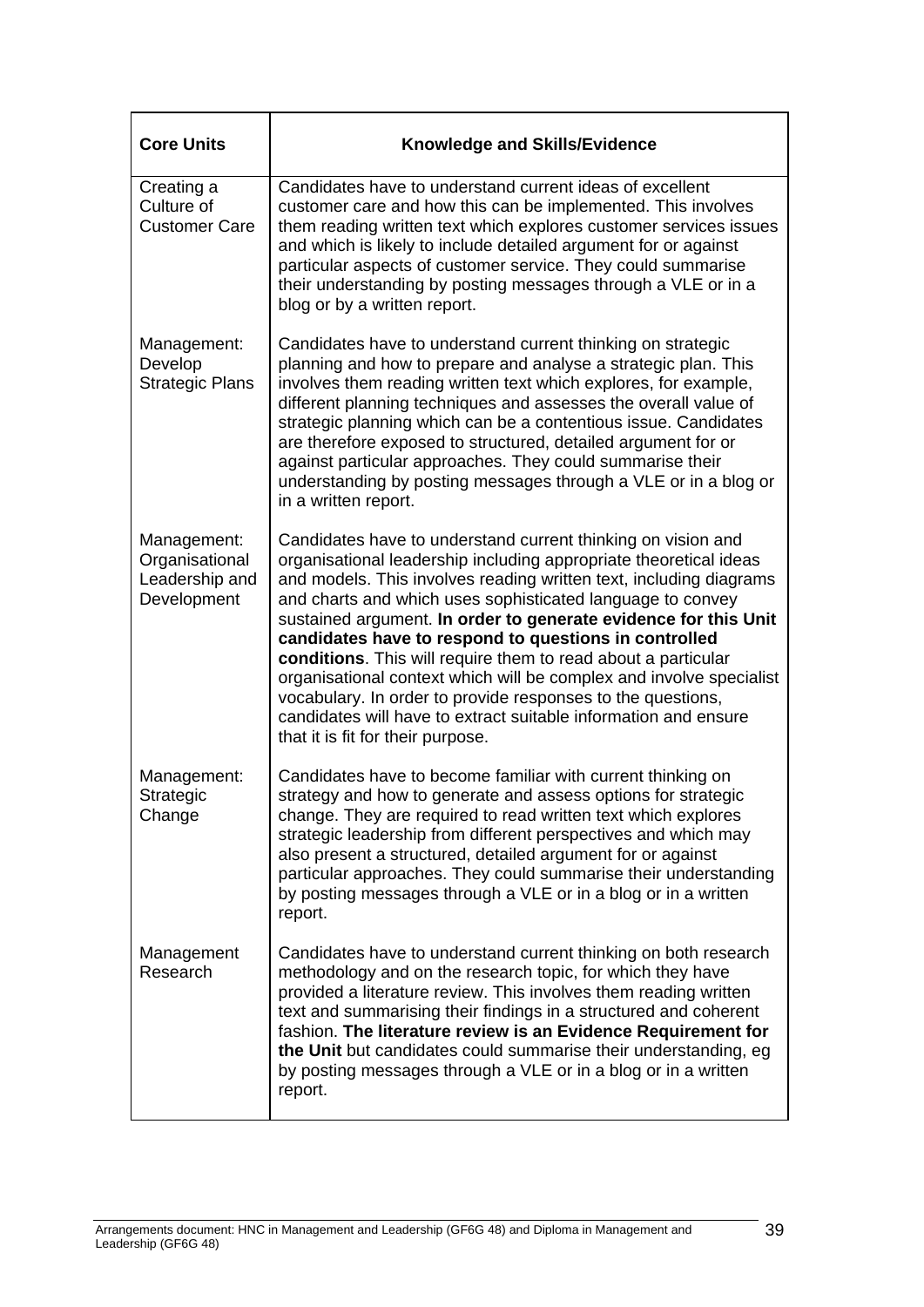| Core Units | Knowledge and Skills/Evidence |
|---|---|
| Creating a Culture of Customer Care | Candidates have to understand current ideas of excellent customer care and how this can be implemented. This involves them reading written text which explores customer services issues and which is likely to include detailed argument for or against particular aspects of customer service. They could summarise their understanding by posting messages through a VLE or in a blog or by a written report. |
| Management: Develop Strategic Plans | Candidates have to understand current thinking on strategic planning and how to prepare and analyse a strategic plan. This involves them reading written text which explores, for example, different planning techniques and assesses the overall value of strategic planning which can be a contentious issue. Candidates are therefore exposed to structured, detailed argument for or against particular approaches. They could summarise their understanding by posting messages through a VLE or in a blog or in a written report. |
| Management: Organisational Leadership and Development | Candidates have to understand current thinking on vision and organisational leadership including appropriate theoretical ideas and models. This involves reading written text, including diagrams and charts and which uses sophisticated language to convey sustained argument. **In order to generate evidence for this Unit candidates have to respond to questions in controlled conditions**. This will require them to read about a particular organisational context which will be complex and involve specialist vocabulary. In order to provide responses to the questions, candidates will have to extract suitable information and ensure that it is fit for their purpose. |
| Management: Strategic Change | Candidates have to become familiar with current thinking on strategy and how to generate and assess options for strategic change. They are required to read written text which explores strategic leadership from different perspectives and which may also present a structured, detailed argument for or against particular approaches. They could summarise their understanding by posting messages through a VLE or in a blog or in a written report. |
| Management Research | Candidates have to understand current thinking on both research methodology and on the research topic, for which they have provided a literature review. This involves them reading written text and summarising their findings in a structured and coherent fashion. **The literature review is an Evidence Requirement for the Unit** but candidates could summarise their understanding, eg by posting messages through a VLE or in a blog or in a written report. |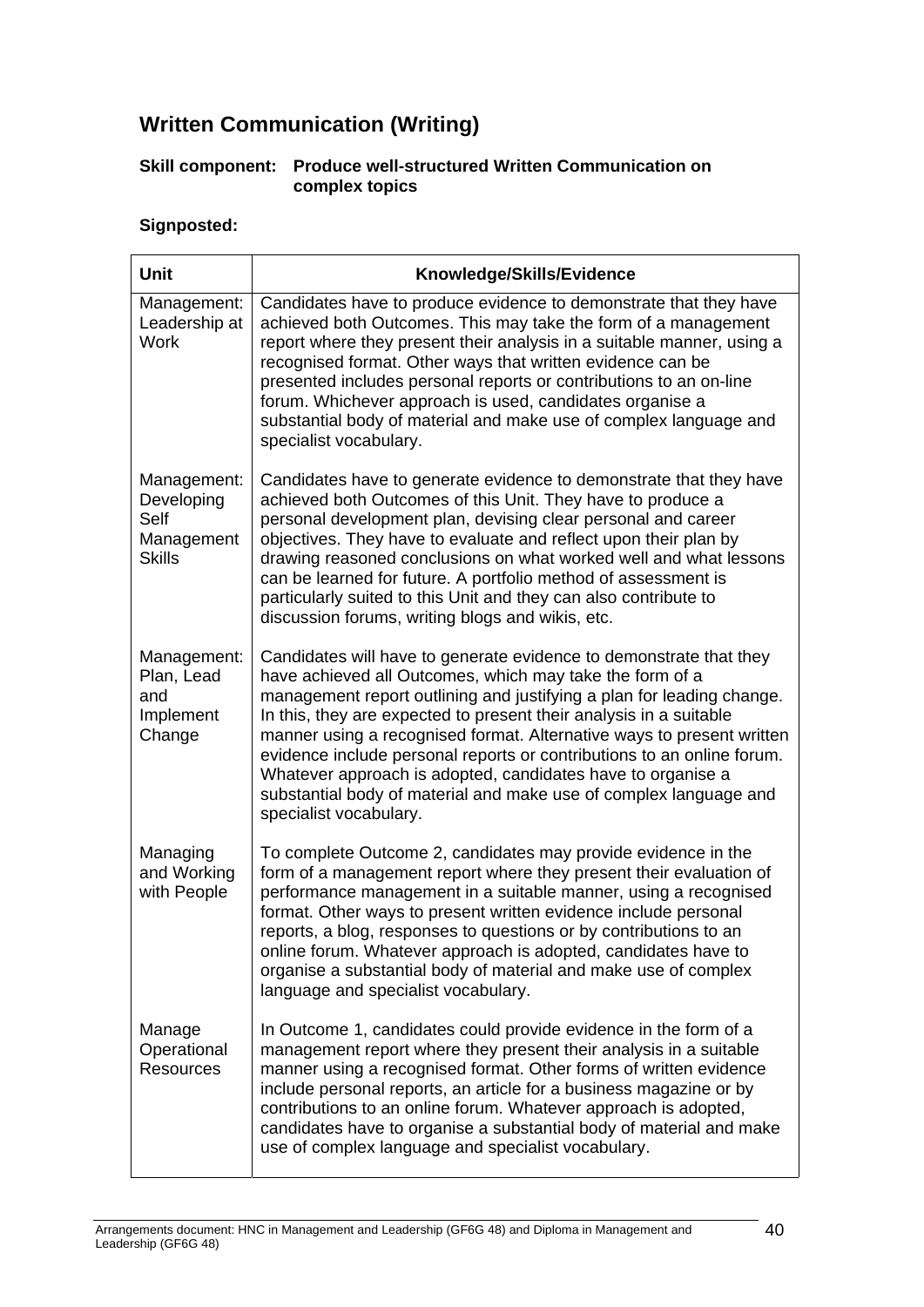## Written Communication (Writing)

**Skill component: Produce well-structured Written Communication on complex topics**

**Signposted:**

| Unit | Knowledge/Skills/Evidence |
|---|---|
| Management: Leadership at Work | Candidates have to produce evidence to demonstrate that they have achieved both Outcomes. This may take the form of a management report where they present their analysis in a suitable manner, using a recognised format. Other ways that written evidence can be presented includes personal reports or contributions to an on-line forum. Whichever approach is used, candidates organise a substantial body of material and make use of complex language and specialist vocabulary. |
| Management: Developing Self Management Skills | Candidates have to generate evidence to demonstrate that they have achieved both Outcomes of this Unit. They have to produce a personal development plan, devising clear personal and career objectives. They have to evaluate and reflect upon their plan by drawing reasoned conclusions on what worked well and what lessons can be learned for future. A portfolio method of assessment is particularly suited to this Unit and they can also contribute to discussion forums, writing blogs and wikis, etc. |
| Management: Plan, Lead and Implement Change | Candidates will have to generate evidence to demonstrate that they have achieved all Outcomes, which may take the form of a management report outlining and justifying a plan for leading change. In this, they are expected to present their analysis in a suitable manner using a recognised format. Alternative ways to present written evidence include personal reports or contributions to an online forum. Whatever approach is adopted, candidates have to organise a substantial body of material and make use of complex language and specialist vocabulary. |
| Managing and Working with People | To complete Outcome 2, candidates may provide evidence in the form of a management report where they present their evaluation of performance management in a suitable manner, using a recognised format. Other ways to present written evidence include personal reports, a blog, responses to questions or by contributions to an online forum. Whatever approach is adopted, candidates have to organise a substantial body of material and make use of complex language and specialist vocabulary. |
| Manage Operational Resources | In Outcome 1, candidates could provide evidence in the form of a management report where they present their analysis in a suitable manner using a recognised format. Other forms of written evidence include personal reports, an article for a business magazine or by contributions to an online forum. Whatever approach is adopted, candidates have to organise a substantial body of material and make use of complex language and specialist vocabulary. |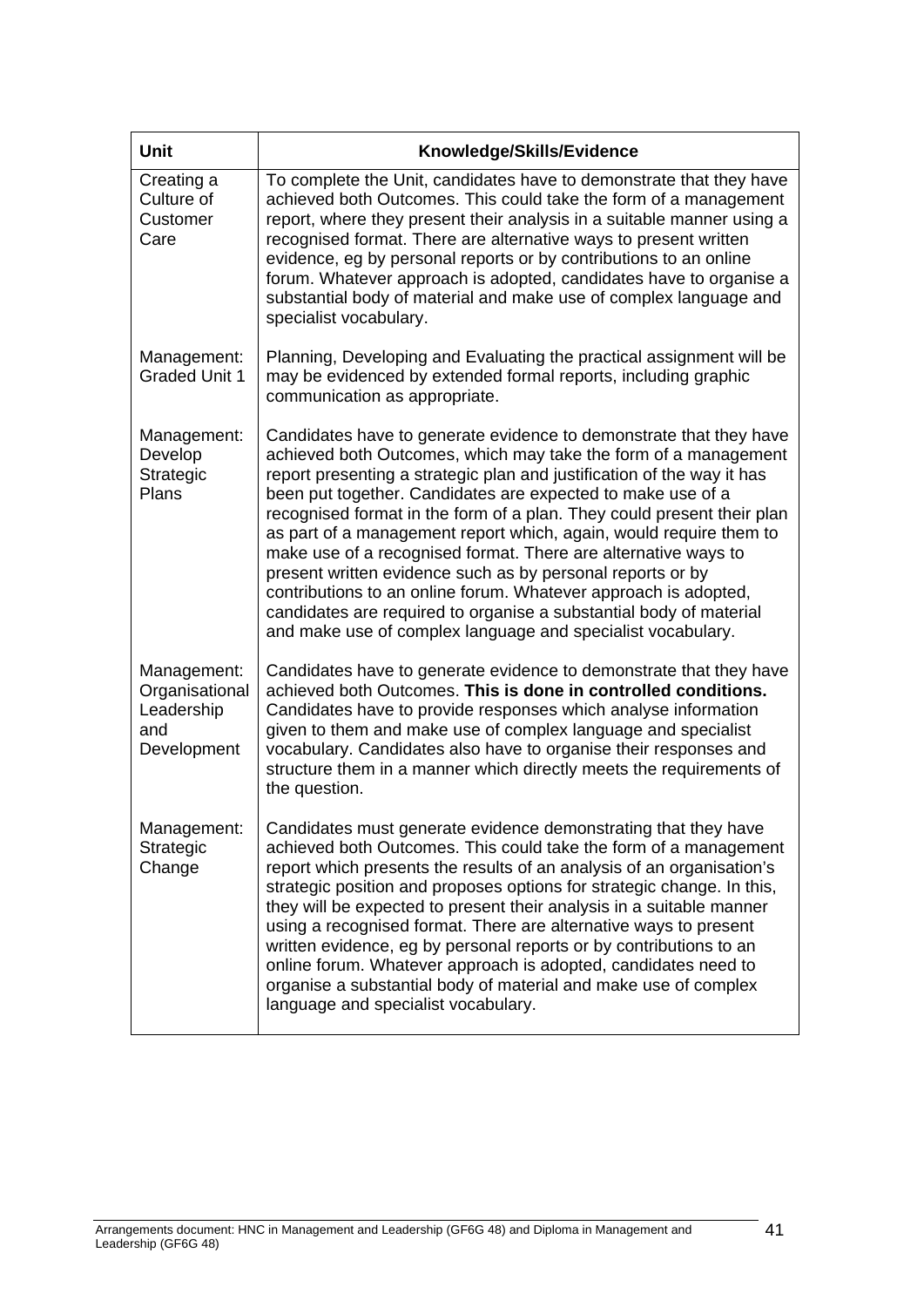| Unit | Knowledge/Skills/Evidence |
|---|---|
| Creating a Culture of Customer Care | To complete the Unit, candidates have to demonstrate that they have achieved both Outcomes. This could take the form of a management report, where they present their analysis in a suitable manner using a recognised format. There are alternative ways to present written evidence, eg by personal reports or by contributions to an online forum. Whatever approach is adopted, candidates have to organise a substantial body of material and make use of complex language and specialist vocabulary. |
| Management: Graded Unit 1 | Planning, Developing and Evaluating the practical assignment will be may be evidenced by extended formal reports, including graphic communication as appropriate. |
| Management: Develop Strategic Plans | Candidates have to generate evidence to demonstrate that they have achieved both Outcomes, which may take the form of a management report presenting a strategic plan and justification of the way it has been put together. Candidates are expected to make use of a recognised format in the form of a plan. They could present their plan as part of a management report which, again, would require them to make use of a recognised format. There are alternative ways to present written evidence such as by personal reports or by contributions to an online forum. Whatever approach is adopted, candidates are required to organise a substantial body of material and make use of complex language and specialist vocabulary. |
| Management: Organisational Leadership and Development | Candidates have to generate evidence to demonstrate that they have achieved both Outcomes. **This is done in controlled conditions.** Candidates have to provide responses which analyse information given to them and make use of complex language and specialist vocabulary. Candidates also have to organise their responses and structure them in a manner which directly meets the requirements of the question. |
| Management: Strategic Change | Candidates must generate evidence demonstrating that they have achieved both Outcomes. This could take the form of a management report which presents the results of an analysis of an organisation's strategic position and proposes options for strategic change. In this, they will be expected to present their analysis in a suitable manner using a recognised format. There are alternative ways to present written evidence, eg by personal reports or by contributions to an online forum. Whatever approach is adopted, candidates need to organise a substantial body of material and make use of complex language and specialist vocabulary. |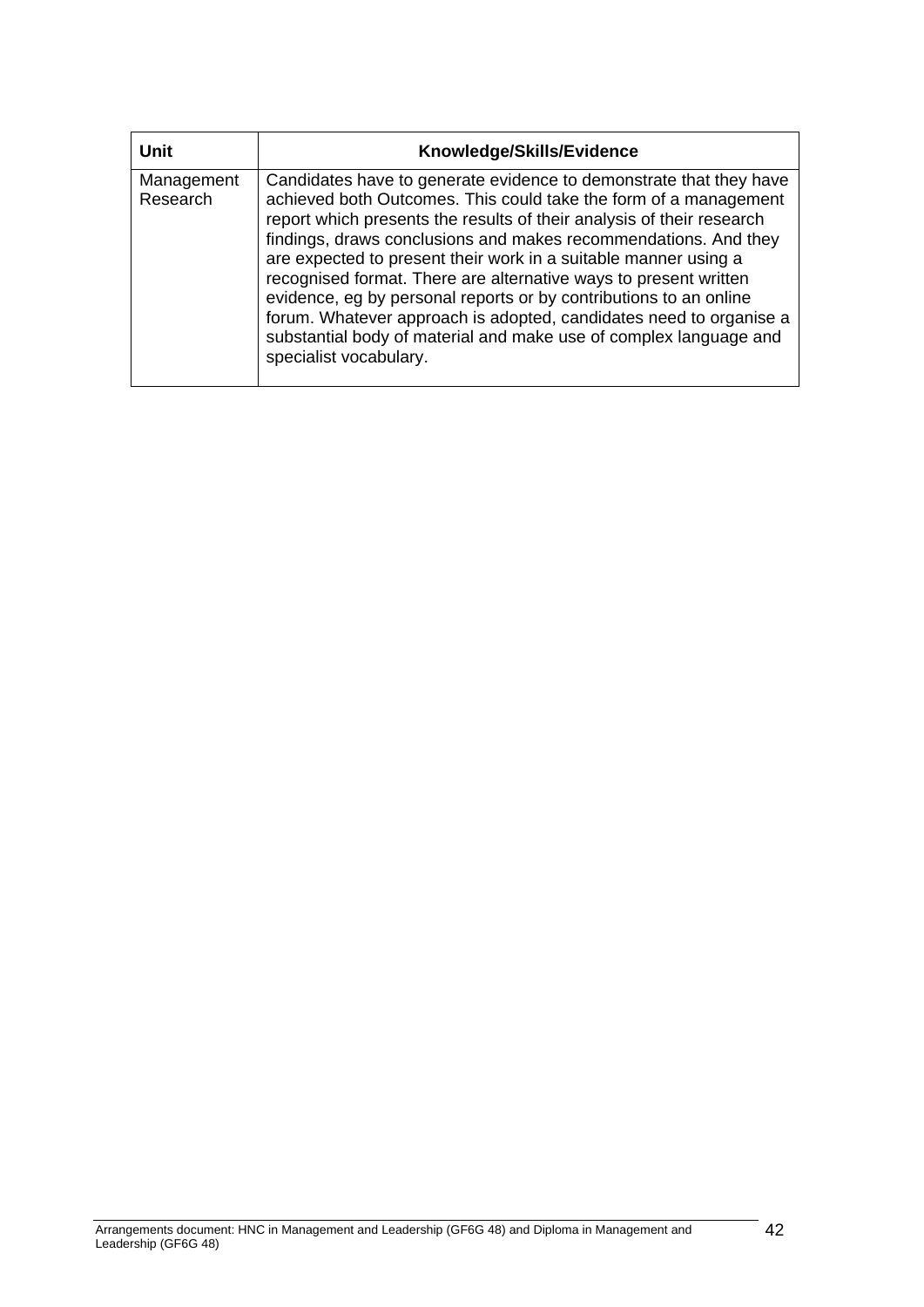| Unit | Knowledge/Skills/Evidence |
|---|---|
| Management Research | Candidates have to generate evidence to demonstrate that they have achieved both Outcomes. This could take the form of a management report which presents the results of their analysis of their research findings, draws conclusions and makes recommendations. And they are expected to present their work in a suitable manner using a recognised format. There are alternative ways to present written evidence, eg by personal reports or by contributions to an online forum. Whatever approach is adopted, candidates need to organise a substantial body of material and make use of complex language and specialist vocabulary. |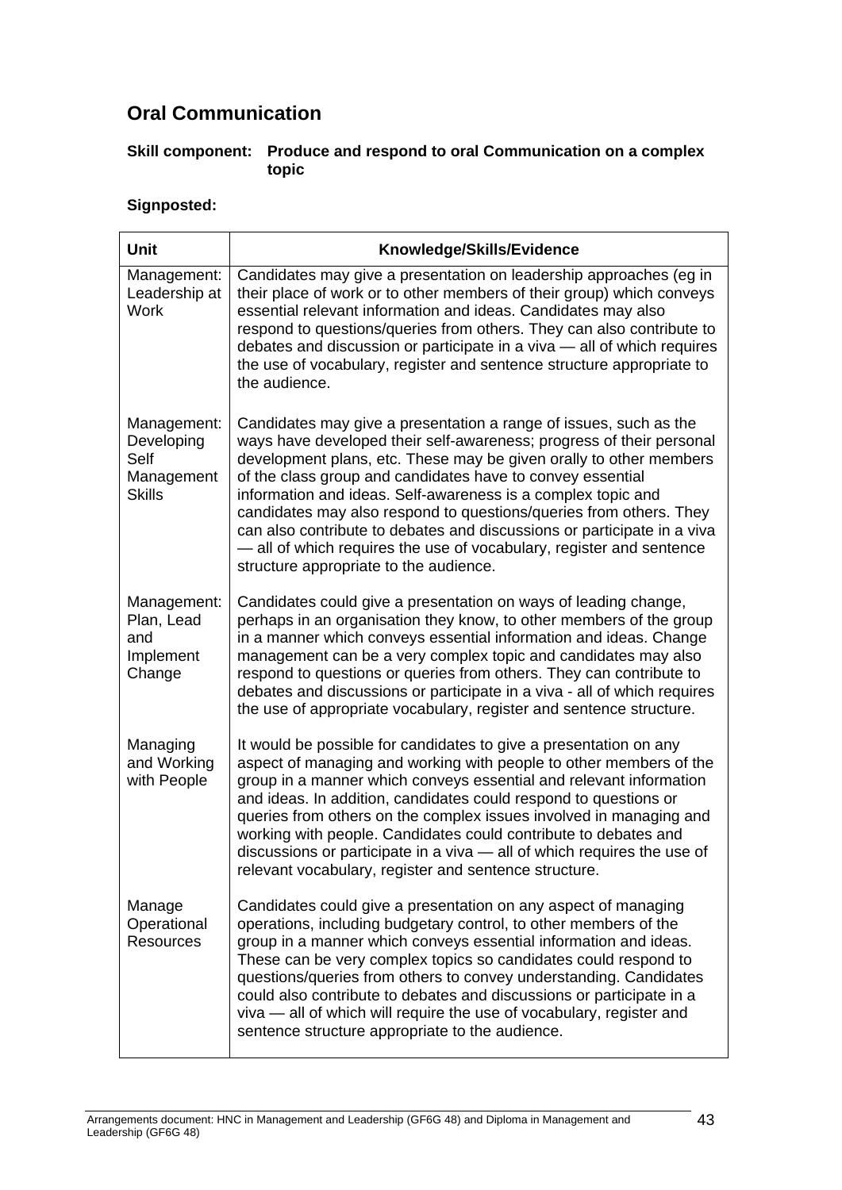## Oral Communication

**Skill component: Produce and respond to oral Communication on a complex topic**

**Signposted:**

| Unit | Knowledge/Skills/Evidence |
|---|---|
| Management: Leadership at Work | Candidates may give a presentation on leadership approaches (eg in their place of work or to other members of their group) which conveys essential relevant information and ideas. Candidates may also respond to questions/queries from others. They can also contribute to debates and discussion or participate in a viva — all of which requires the use of vocabulary, register and sentence structure appropriate to the audience. |
| Management: Developing Self Management Skills | Candidates may give a presentation a range of issues, such as the ways have developed their self-awareness; progress of their personal development plans, etc. These may be given orally to other members of the class group and candidates have to convey essential information and ideas. Self-awareness is a complex topic and candidates may also respond to questions/queries from others. They can also contribute to debates and discussions or participate in a viva — all of which requires the use of vocabulary, register and sentence structure appropriate to the audience. |
| Management: Plan, Lead and Implement Change | Candidates could give a presentation on ways of leading change, perhaps in an organisation they know, to other members of the group in a manner which conveys essential information and ideas. Change management can be a very complex topic and candidates may also respond to questions or queries from others. They can contribute to debates and discussions or participate in a viva - all of which requires the use of appropriate vocabulary, register and sentence structure. |
| Managing and Working with People | It would be possible for candidates to give a presentation on any aspect of managing and working with people to other members of the group in a manner which conveys essential and relevant information and ideas. In addition, candidates could respond to questions or queries from others on the complex issues involved in managing and working with people. Candidates could contribute to debates and discussions or participate in a viva — all of which requires the use of relevant vocabulary, register and sentence structure. |
| Manage Operational Resources | Candidates could give a presentation on any aspect of managing operations, including budgetary control, to other members of the group in a manner which conveys essential information and ideas. These can be very complex topics so candidates could respond to questions/queries from others to convey understanding. Candidates could also contribute to debates and discussions or participate in a viva — all of which will require the use of vocabulary, register and sentence structure appropriate to the audience. |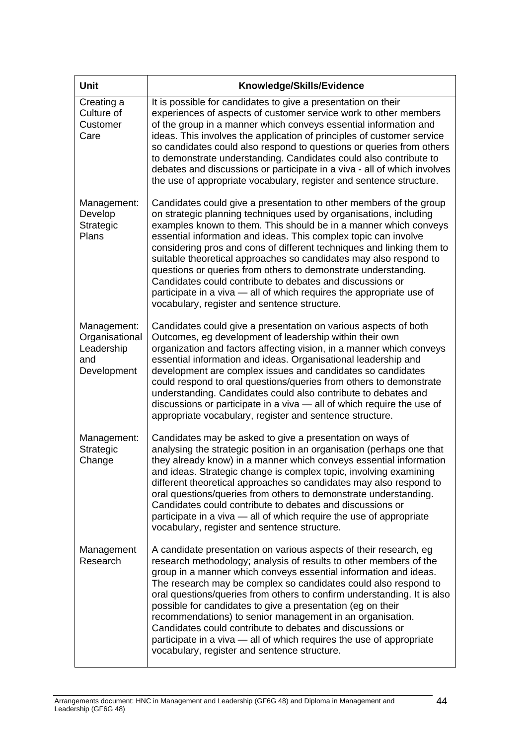| Unit | Knowledge/Skills/Evidence |
|---|---|
| Creating a Culture of Customer Care | It is possible for candidates to give a presentation on their experiences of aspects of customer service work to other members of the group in a manner which conveys essential information and ideas. This involves the application of principles of customer service so candidates could also respond to questions or queries from others to demonstrate understanding. Candidates could also contribute to debates and discussions or participate in a viva - all of which involves the use of appropriate vocabulary, register and sentence structure. |
| Management: Develop Strategic Plans | Candidates could give a presentation to other members of the group on strategic planning techniques used by organisations, including examples known to them. This should be in a manner which conveys essential information and ideas. This complex topic can involve considering pros and cons of different techniques and linking them to suitable theoretical approaches so candidates may also respond to questions or queries from others to demonstrate understanding. Candidates could contribute to debates and discussions or participate in a viva — all of which requires the appropriate use of vocabulary, register and sentence structure. |
| Management: Organisational Leadership and Development | Candidates could give a presentation on various aspects of both Outcomes, eg development of leadership within their own organization and factors affecting vision, in a manner which conveys essential information and ideas. Organisational leadership and development are complex issues and candidates so candidates could respond to oral questions/queries from others to demonstrate understanding. Candidates could also contribute to debates and discussions or participate in a viva — all of which require the use of appropriate vocabulary, register and sentence structure. |
| Management: Strategic Change | Candidates may be asked to give a presentation on ways of analysing the strategic position in an organisation (perhaps one that they already know) in a manner which conveys essential information and ideas. Strategic change is complex topic, involving examining different theoretical approaches so candidates may also respond to oral questions/queries from others to demonstrate understanding. Candidates could contribute to debates and discussions or participate in a viva — all of which require the use of appropriate vocabulary, register and sentence structure. |
| Management Research | A candidate presentation on various aspects of their research, eg research methodology; analysis of results to other members of the group in a manner which conveys essential information and ideas. The research may be complex so candidates could also respond to oral questions/queries from others to confirm understanding. It is also possible for candidates to give a presentation (eg on their recommendations) to senior management in an organisation. Candidates could contribute to debates and discussions or participate in a viva — all of which requires the use of appropriate vocabulary, register and sentence structure. |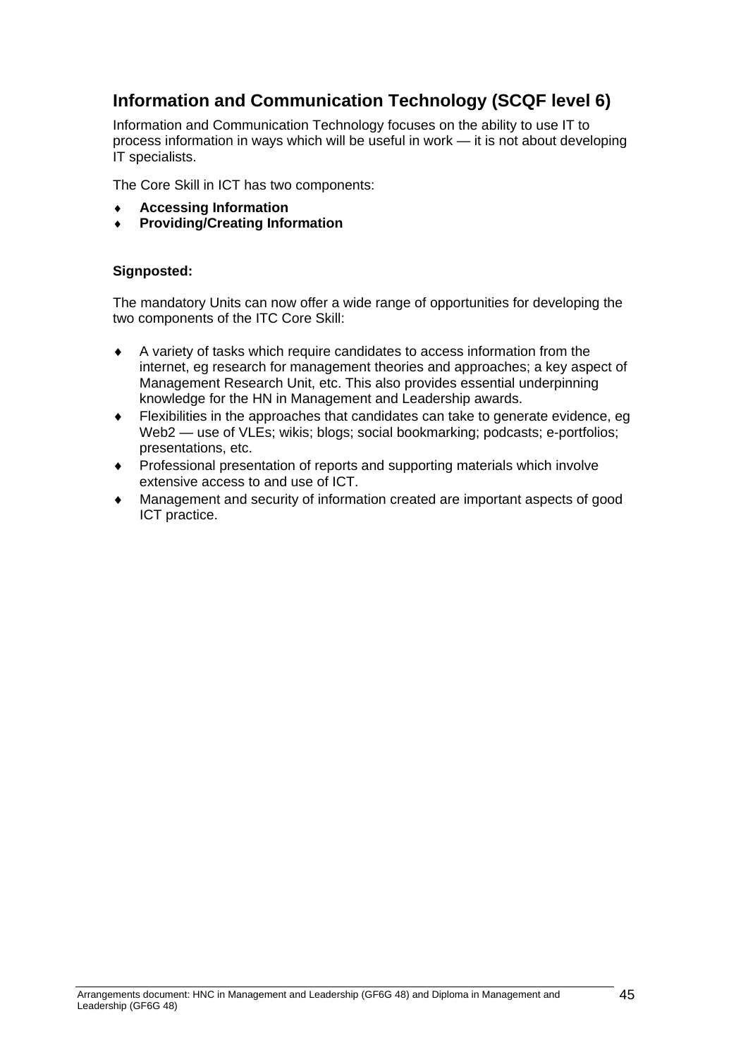## Information and Communication Technology (SCQF level 6)

Information and Communication Technology focuses on the ability to use IT to process information in ways which will be useful in work — it is not about developing IT specialists.

The Core Skill in ICT has two components:

- **Accessing Information**
- **Providing/Creating Information**

**Signposted:**

The mandatory Units can now offer a wide range of opportunities for developing the two components of the ITC Core Skill:

- A variety of tasks which require candidates to access information from the internet, eg research for management theories and approaches; a key aspect of Management Research Unit, etc. This also provides essential underpinning knowledge for the HN in Management and Leadership awards.
- Flexibilities in the approaches that candidates can take to generate evidence, eg Web2 — use of VLEs; wikis; blogs; social bookmarking; podcasts; e-portfolios; presentations, etc.
- Professional presentation of reports and supporting materials which involve extensive access to and use of ICT.
- Management and security of information created are important aspects of good ICT practice.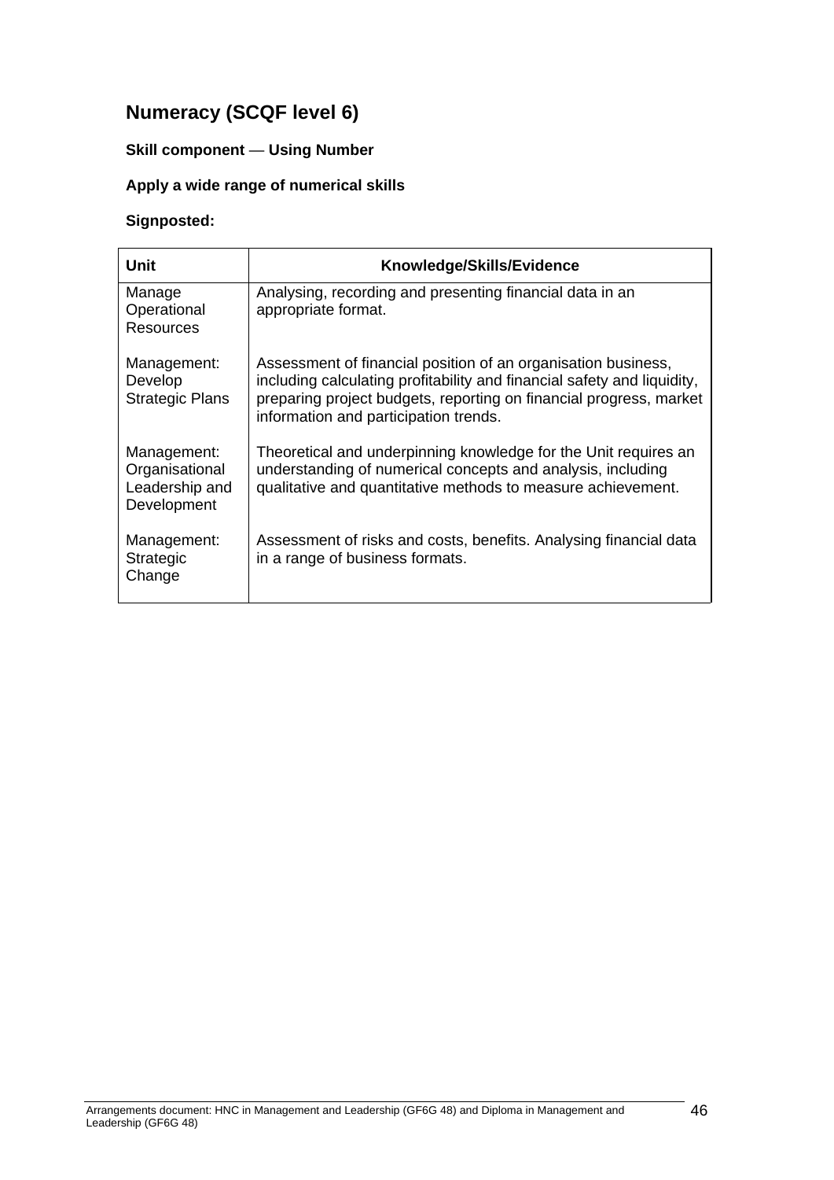## Numeracy (SCQF level 6)

**Skill component — Using Number**

**Apply a wide range of numerical skills**

**Signposted:**

| Unit | Knowledge/Skills/Evidence |
|---|---|
| Manage Operational Resources | Analysing, recording and presenting financial data in an appropriate format. |
| Management: Develop Strategic Plans | Assessment of financial position of an organisation business, including calculating profitability and financial safety and liquidity, preparing project budgets, reporting on financial progress, market information and participation trends. |
| Management: Organisational Leadership and Development | Theoretical and underpinning knowledge for the Unit requires an understanding of numerical concepts and analysis, including qualitative and quantitative methods to measure achievement. |
| Management: Strategic Change | Assessment of risks and costs, benefits. Analysing financial data in a range of business formats. |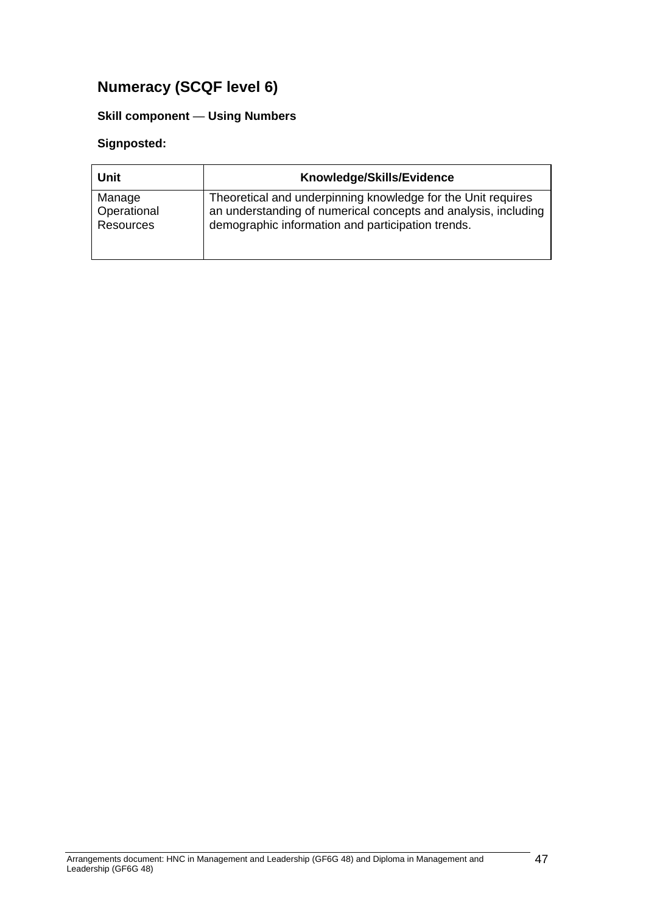## Numeracy (SCQF level 6)

**Skill component — Using Numbers**

**Signposted:**

| Unit | Knowledge/Skills/Evidence |
|---|---|
| Manage Operational Resources | Theoretical and underpinning knowledge for the Unit requires an understanding of numerical concepts and analysis, including demographic information and participation trends. |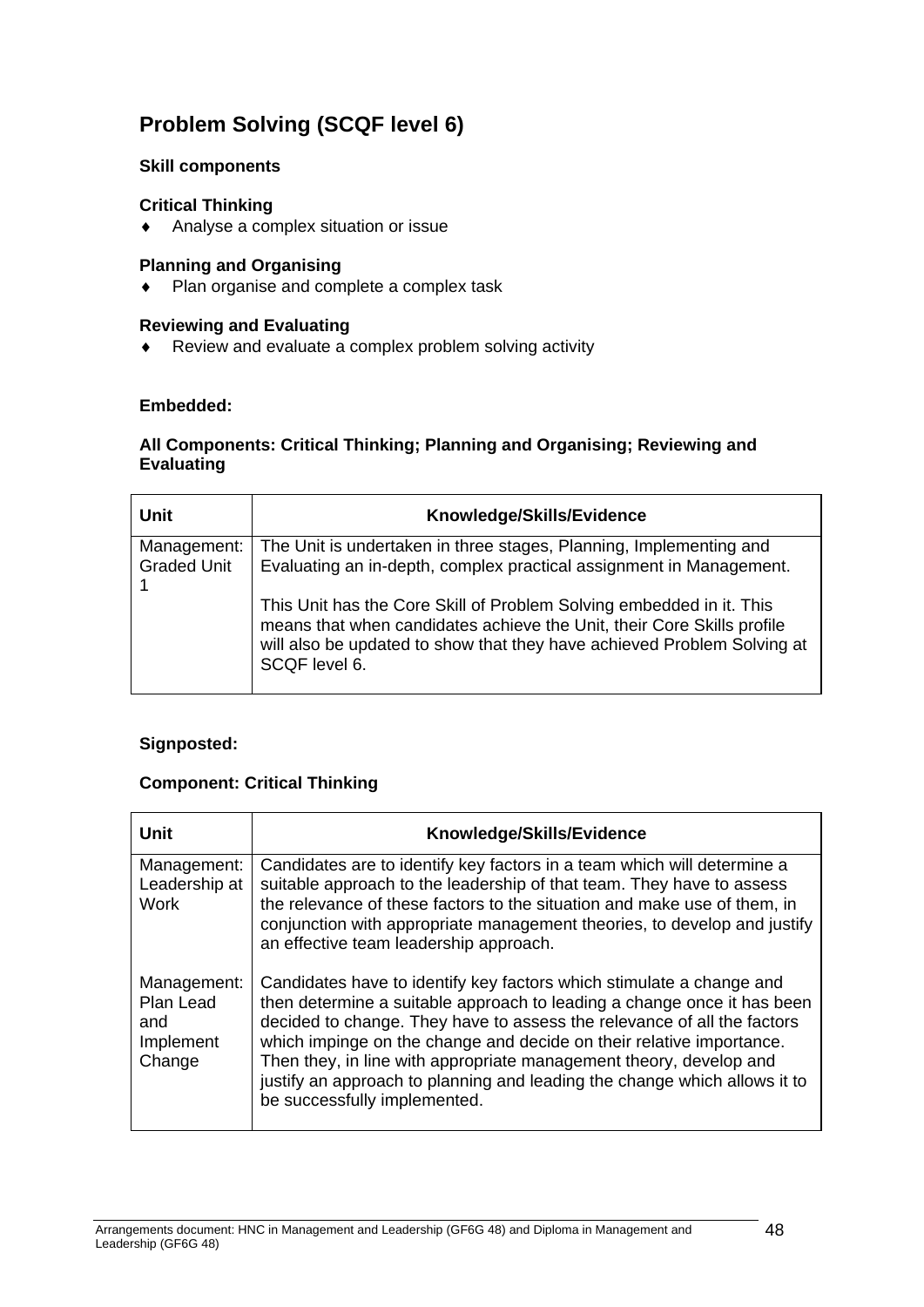## Problem Solving (SCQF level 6)

**Skill components**

**Critical Thinking**

- Analyse a complex situation or issue

**Planning and Organising**

- Plan organise and complete a complex task

**Reviewing and Evaluating**

- Review and evaluate a complex problem solving activity

**Embedded:**

**All Components: Critical Thinking; Planning and Organising; Reviewing and Evaluating**

| Unit | Knowledge/Skills/Evidence |
|---|---|
| Management: Graded Unit 1 | The Unit is undertaken in three stages, Planning, Implementing and Evaluating an in-depth, complex practical assignment in Management.<br><br>This Unit has the Core Skill of Problem Solving embedded in it. This means that when candidates achieve the Unit, their Core Skills profile will also be updated to show that they have achieved Problem Solving at SCQF level 6. |

**Signposted:**

**Component: Critical Thinking**

| Unit | Knowledge/Skills/Evidence |
|---|---|
| Management: Leadership at Work | Candidates are to identify key factors in a team which will determine a suitable approach to the leadership of that team. They have to assess the relevance of these factors to the situation and make use of them, in conjunction with appropriate management theories, to develop and justify an effective team leadership approach. |
| Management: Plan Lead and Implement Change | Candidates have to identify key factors which stimulate a change and then determine a suitable approach to leading a change once it has been decided to change. They have to assess the relevance of all the factors which impinge on the change and decide on their relative importance. Then they, in line with appropriate management theory, develop and justify an approach to planning and leading the change which allows it to be successfully implemented. |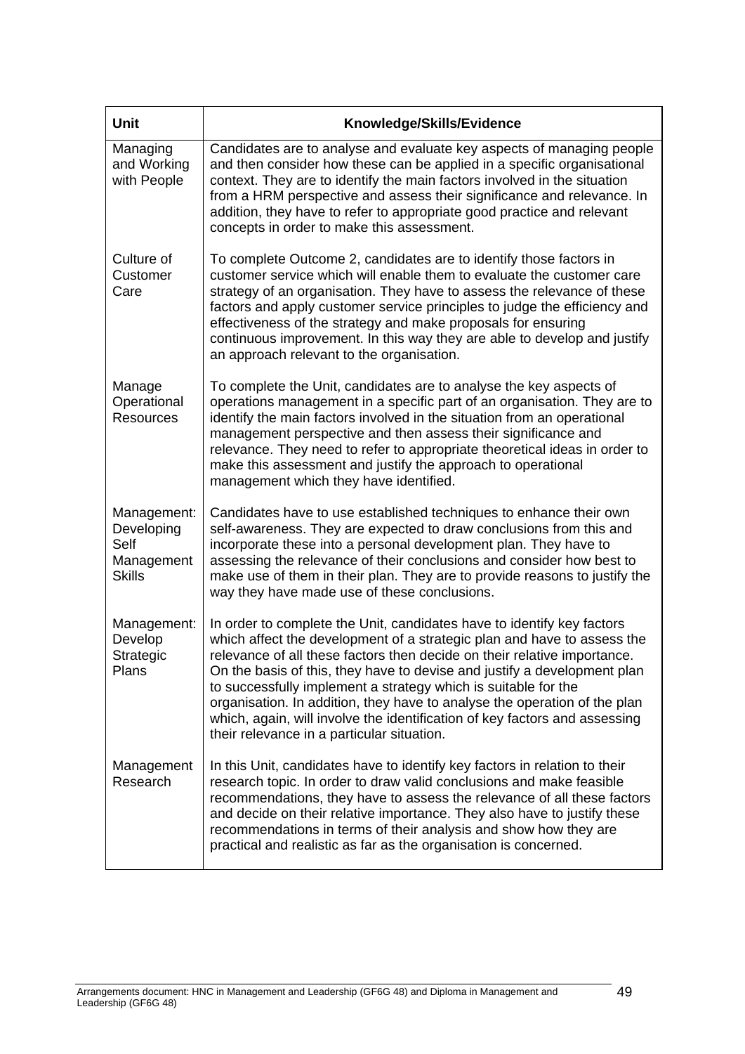| Unit | Knowledge/Skills/Evidence |
|---|---|
| Managing and Working with People | Candidates are to analyse and evaluate key aspects of managing people and then consider how these can be applied in a specific organisational context. They are to identify the main factors involved in the situation from a HRM perspective and assess their significance and relevance. In addition, they have to refer to appropriate good practice and relevant concepts in order to make this assessment. |
| Culture of Customer Care | To complete Outcome 2, candidates are to identify those factors in customer service which will enable them to evaluate the customer care strategy of an organisation. They have to assess the relevance of these factors and apply customer service principles to judge the efficiency and effectiveness of the strategy and make proposals for ensuring continuous improvement. In this way they are able to develop and justify an approach relevant to the organisation. |
| Manage Operational Resources | To complete the Unit, candidates are to analyse the key aspects of operations management in a specific part of an organisation. They are to identify the main factors involved in the situation from an operational management perspective and then assess their significance and relevance. They need to refer to appropriate theoretical ideas in order to make this assessment and justify the approach to operational management which they have identified. |
| Management: Developing Self Management Skills | Candidates have to use established techniques to enhance their own self-awareness. They are expected to draw conclusions from this and incorporate these into a personal development plan. They have to assessing the relevance of their conclusions and consider how best to make use of them in their plan. They are to provide reasons to justify the way they have made use of these conclusions. |
| Management: Develop Strategic Plans | In order to complete the Unit, candidates have to identify key factors which affect the development of a strategic plan and have to assess the relevance of all these factors then decide on their relative importance. On the basis of this, they have to devise and justify a development plan to successfully implement a strategy which is suitable for the organisation. In addition, they have to analyse the operation of the plan which, again, will involve the identification of key factors and assessing their relevance in a particular situation. |
| Management Research | In this Unit, candidates have to identify key factors in relation to their research topic. In order to draw valid conclusions and make feasible recommendations, they have to assess the relevance of all these factors and decide on their relative importance. They also have to justify these recommendations in terms of their analysis and show how they are practical and realistic as far as the organisation is concerned. |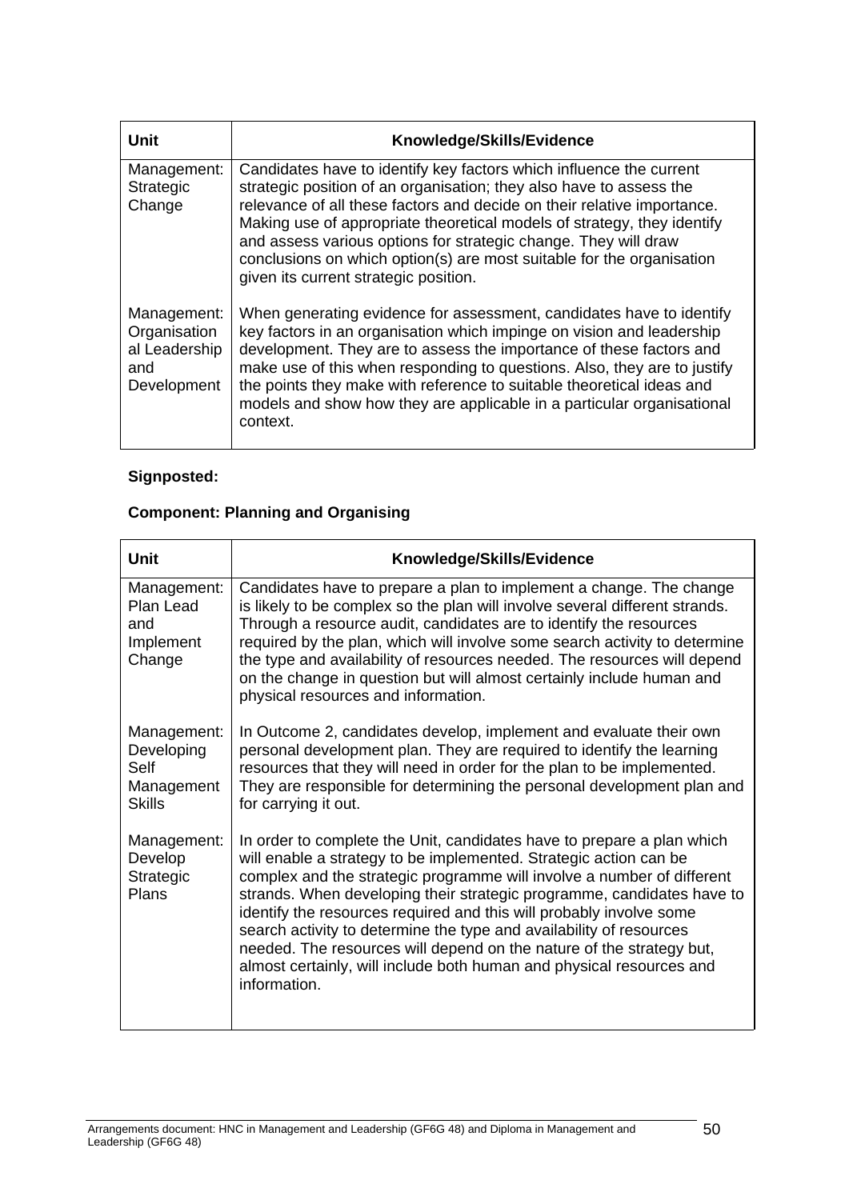| Unit | Knowledge/Skills/Evidence |
|---|---|
| Management: Strategic Change | Candidates have to identify key factors which influence the current strategic position of an organisation; they also have to assess the relevance of all these factors and decide on their relative importance. Making use of appropriate theoretical models of strategy, they identify and assess various options for strategic change. They will draw conclusions on which option(s) are most suitable for the organisation given its current strategic position. |
| Management: Organisational Leadership and Development | When generating evidence for assessment, candidates have to identify key factors in an organisation which impinge on vision and leadership development. They are to assess the importance of these factors and make use of this when responding to questions. Also, they are to justify the points they make with reference to suitable theoretical ideas and models and show how they are applicable in a particular organisational context. |

**Signposted:**

**Component: Planning and Organising**

| Unit | Knowledge/Skills/Evidence |
|---|---|
| Management: Plan Lead and Implement Change | Candidates have to prepare a plan to implement a change. The change is likely to be complex so the plan will involve several different strands. Through a resource audit, candidates are to identify the resources required by the plan, which will involve some search activity to determine the type and availability of resources needed. The resources will depend on the change in question but will almost certainly include human and physical resources and information. |
| Management: Developing Self Management Skills | In Outcome 2, candidates develop, implement and evaluate their own personal development plan. They are required to identify the learning resources that they will need in order for the plan to be implemented. They are responsible for determining the personal development plan and for carrying it out. |
| Management: Develop Strategic Plans | In order to complete the Unit, candidates have to prepare a plan which will enable a strategy to be implemented. Strategic action can be complex and the strategic programme will involve a number of different strands. When developing their strategic programme, candidates have to identify the resources required and this will probably involve some search activity to determine the type and availability of resources needed. The resources will depend on the nature of the strategy but, almost certainly, will include both human and physical resources and information. |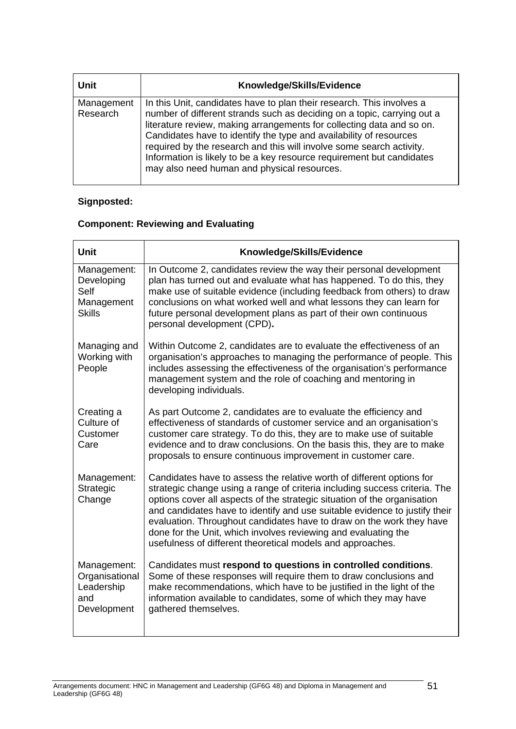| Unit | Knowledge/Skills/Evidence |
|---|---|
| Management Research | In this Unit, candidates have to plan their research. This involves a number of different strands such as deciding on a topic, carrying out a literature review, making arrangements for collecting data and so on. Candidates have to identify the type and availability of resources required by the research and this will involve some search activity. Information is likely to be a key resource requirement but candidates may also need human and physical resources. |

**Signposted:**

**Component: Reviewing and Evaluating**

| Unit | Knowledge/Skills/Evidence |
|---|---|
| Management: Developing Self Management Skills | In Outcome 2, candidates review the way their personal development plan has turned out and evaluate what has happened. To do this, they make use of suitable evidence (including feedback from others) to draw conclusions on what worked well and what lessons they can learn for future personal development plans as part of their own continuous personal development (CPD)**.** |
| Managing and Working with People | Within Outcome 2, candidates are to evaluate the effectiveness of an organisation's approaches to managing the performance of people. This includes assessing the effectiveness of the organisation's performance management system and the role of coaching and mentoring in developing individuals. |
| Creating a Culture of Customer Care | As part Outcome 2, candidates are to evaluate the efficiency and effectiveness of standards of customer service and an organisation's customer care strategy. To do this, they are to make use of suitable evidence and to draw conclusions. On the basis this, they are to make proposals to ensure continuous improvement in customer care. |
| Management: Strategic Change | Candidates have to assess the relative worth of different options for strategic change using a range of criteria including success criteria. The options cover all aspects of the strategic situation of the organisation and candidates have to identify and use suitable evidence to justify their evaluation. Throughout candidates have to draw on the work they have done for the Unit, which involves reviewing and evaluating the usefulness of different theoretical models and approaches. |
| Management: Organisational Leadership and Development | Candidates must **respond to questions in controlled conditions**. Some of these responses will require them to draw conclusions and make recommendations, which have to be justified in the light of the information available to candidates, some of which they may have gathered themselves. |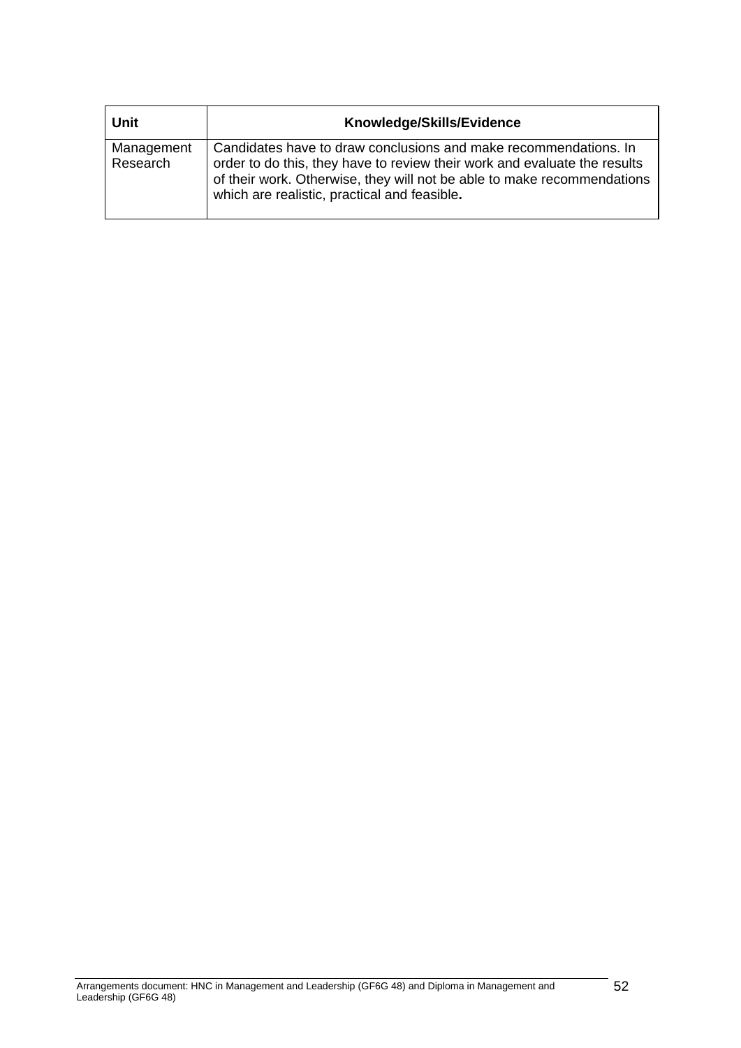| Unit | Knowledge/Skills/Evidence |
| --- | --- |
| Management Research | Candidates have to draw conclusions and make recommendations. In order to do this, they have to review their work and evaluate the results of their work. Otherwise, they will not be able to make recommendations which are realistic, practical and feasible. |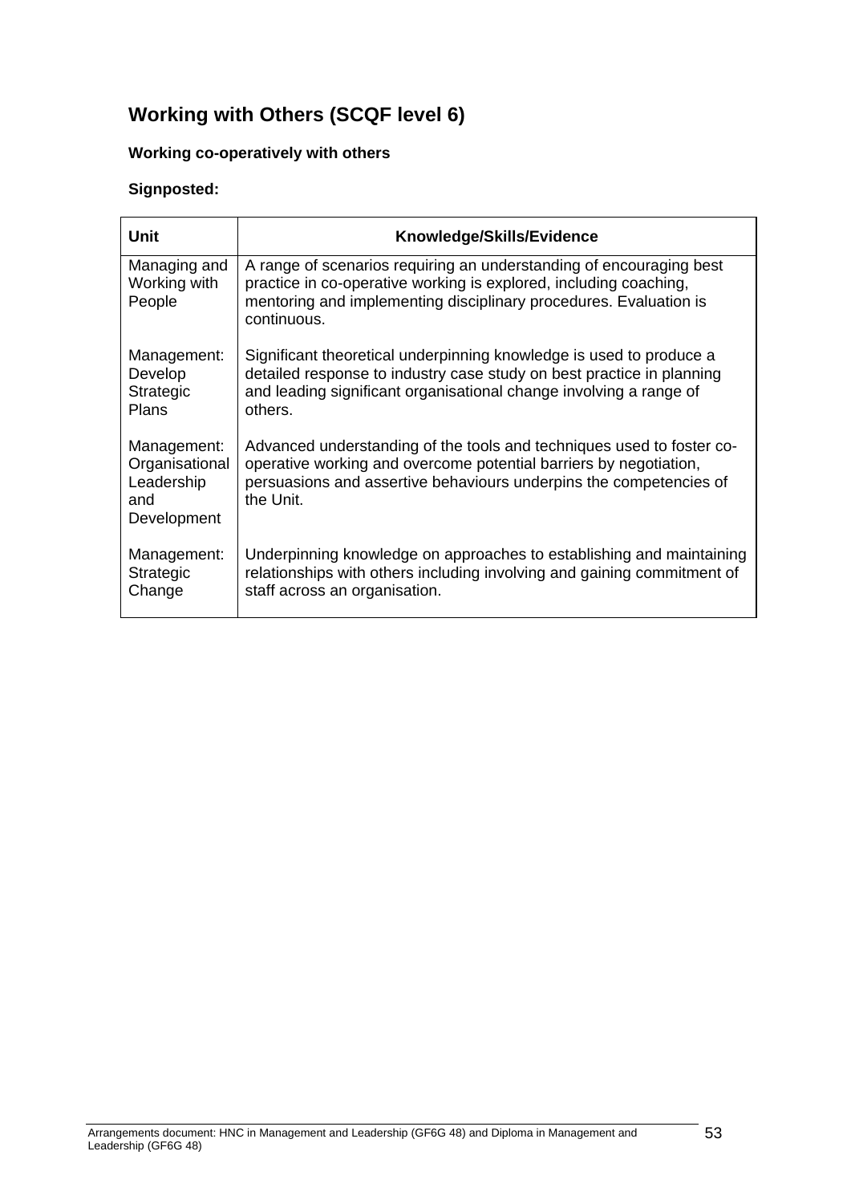## Working with Others (SCQF level 6)

### Working co-operatively with others

**Signposted:**

| Unit | Knowledge/Skills/Evidence |
|---|---|
| Managing and Working with People | A range of scenarios requiring an understanding of encouraging best practice in co-operative working is explored, including coaching, mentoring and implementing disciplinary procedures. Evaluation is continuous. |
| Management: Develop Strategic Plans | Significant theoretical underpinning knowledge is used to produce a detailed response to industry case study on best practice in planning and leading significant organisational change involving a range of others. |
| Management: Organisational Leadership and Development | Advanced understanding of the tools and techniques used to foster co-operative working and overcome potential barriers by negotiation, persuasions and assertive behaviours underpins the competencies of the Unit. |
| Management: Strategic Change | Underpinning knowledge on approaches to establishing and maintaining relationships with others including involving and gaining commitment of staff across an organisation. |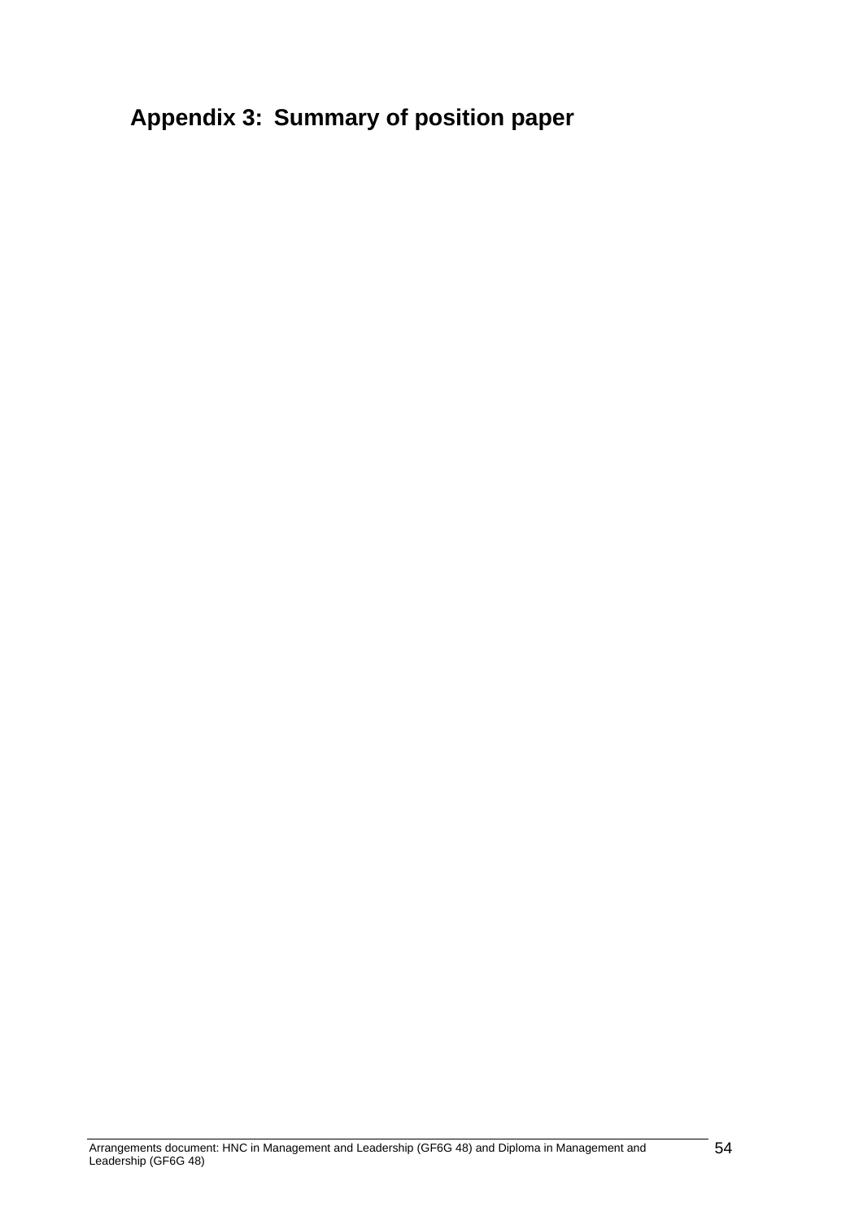# Appendix 3: Summary of position paper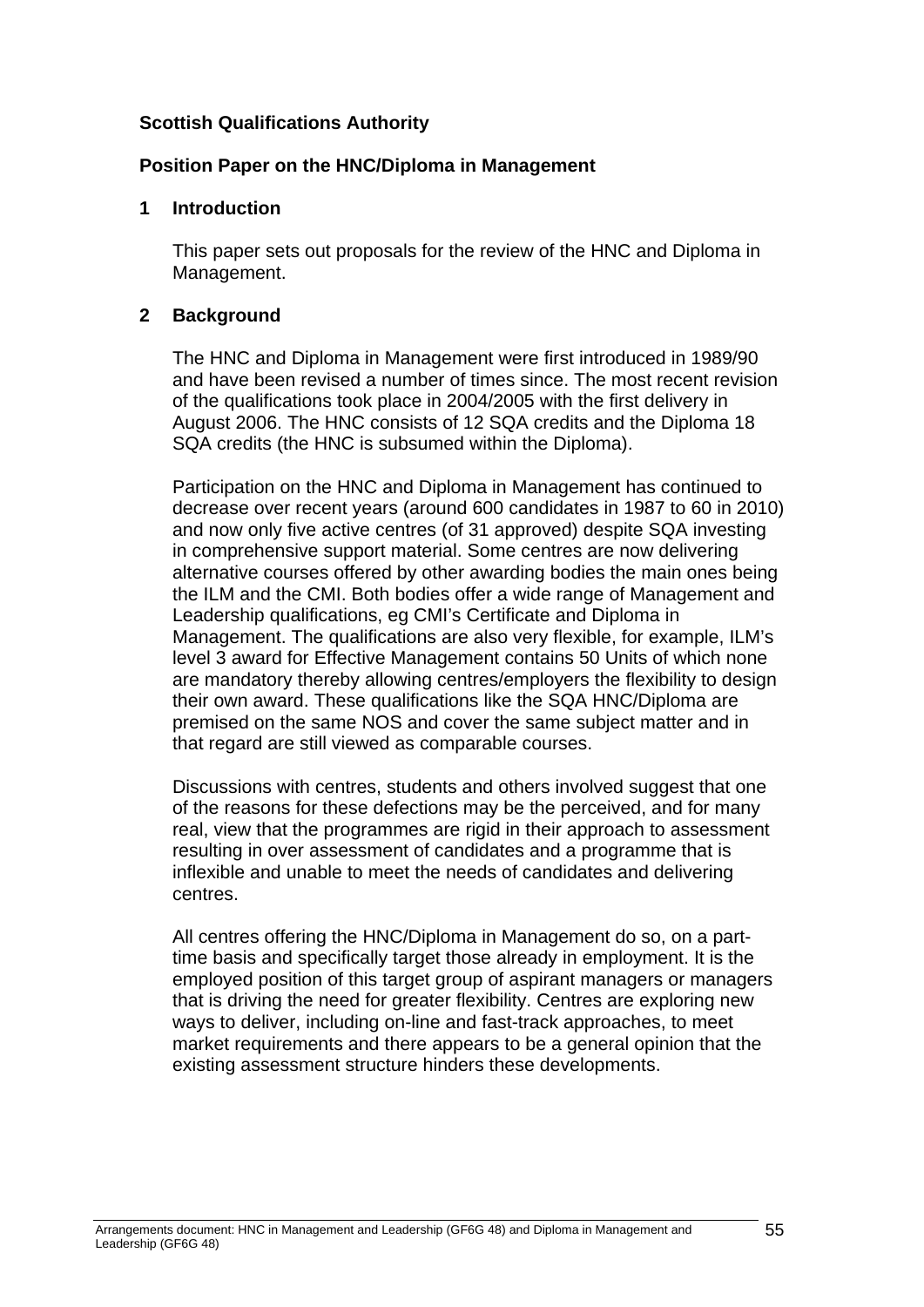**Scottish Qualifications Authority**

**Position Paper on the HNC/Diploma in Management**

## 1 Introduction

This paper sets out proposals for the review of the HNC and Diploma in Management.

## 2 Background

The HNC and Diploma in Management were first introduced in 1989/90 and have been revised a number of times since. The most recent revision of the qualifications took place in 2004/2005 with the first delivery in August 2006. The HNC consists of 12 SQA credits and the Diploma 18 SQA credits (the HNC is subsumed within the Diploma).

Participation on the HNC and Diploma in Management has continued to decrease over recent years (around 600 candidates in 1987 to 60 in 2010) and now only five active centres (of 31 approved) despite SQA investing in comprehensive support material. Some centres are now delivering alternative courses offered by other awarding bodies the main ones being the ILM and the CMI. Both bodies offer a wide range of Management and Leadership qualifications, eg CMI's Certificate and Diploma in Management. The qualifications are also very flexible, for example, ILM's level 3 award for Effective Management contains 50 Units of which none are mandatory thereby allowing centres/employers the flexibility to design their own award. These qualifications like the SQA HNC/Diploma are premised on the same NOS and cover the same subject matter and in that regard are still viewed as comparable courses.

Discussions with centres, students and others involved suggest that one of the reasons for these defections may be the perceived, and for many real, view that the programmes are rigid in their approach to assessment resulting in over assessment of candidates and a programme that is inflexible and unable to meet the needs of candidates and delivering centres.

All centres offering the HNC/Diploma in Management do so, on a part-time basis and specifically target those already in employment. It is the employed position of this target group of aspirant managers or managers that is driving the need for greater flexibility. Centres are exploring new ways to deliver, including on-line and fast-track approaches, to meet market requirements and there appears to be a general opinion that the existing assessment structure hinders these developments.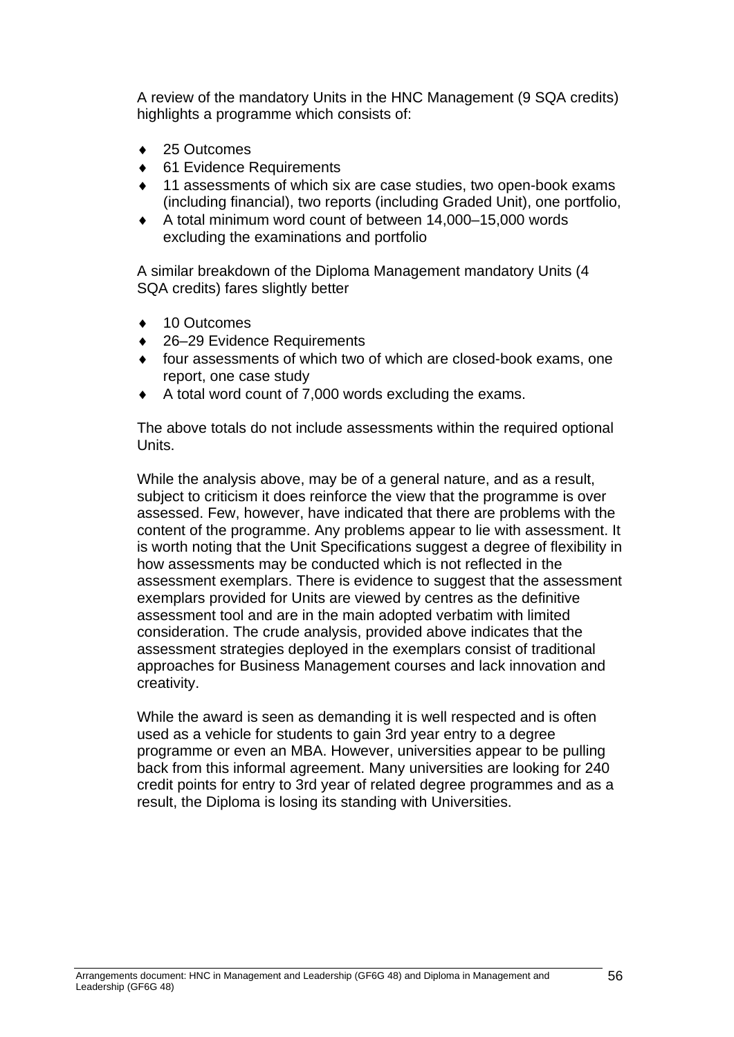A review of the mandatory Units in the HNC Management (9 SQA credits) highlights a programme which consists of:

- 25 Outcomes
- 61 Evidence Requirements
- 11 assessments of which six are case studies, two open-book exams (including financial), two reports (including Graded Unit), one portfolio,
- A total minimum word count of between 14,000–15,000 words excluding the examinations and portfolio

A similar breakdown of the Diploma Management mandatory Units (4 SQA credits) fares slightly better

- 10 Outcomes
- 26–29 Evidence Requirements
- four assessments of which two of which are closed-book exams, one report, one case study
- A total word count of 7,000 words excluding the exams.

The above totals do not include assessments within the required optional Units.

While the analysis above, may be of a general nature, and as a result, subject to criticism it does reinforce the view that the programme is over assessed. Few, however, have indicated that there are problems with the content of the programme. Any problems appear to lie with assessment. It is worth noting that the Unit Specifications suggest a degree of flexibility in how assessments may be conducted which is not reflected in the assessment exemplars. There is evidence to suggest that the assessment exemplars provided for Units are viewed by centres as the definitive assessment tool and are in the main adopted verbatim with limited consideration. The crude analysis, provided above indicates that the assessment strategies deployed in the exemplars consist of traditional approaches for Business Management courses and lack innovation and creativity.

While the award is seen as demanding it is well respected and is often used as a vehicle for students to gain 3rd year entry to a degree programme or even an MBA. However, universities appear to be pulling back from this informal agreement. Many universities are looking for 240 credit points for entry to 3rd year of related degree programmes and as a result, the Diploma is losing its standing with Universities.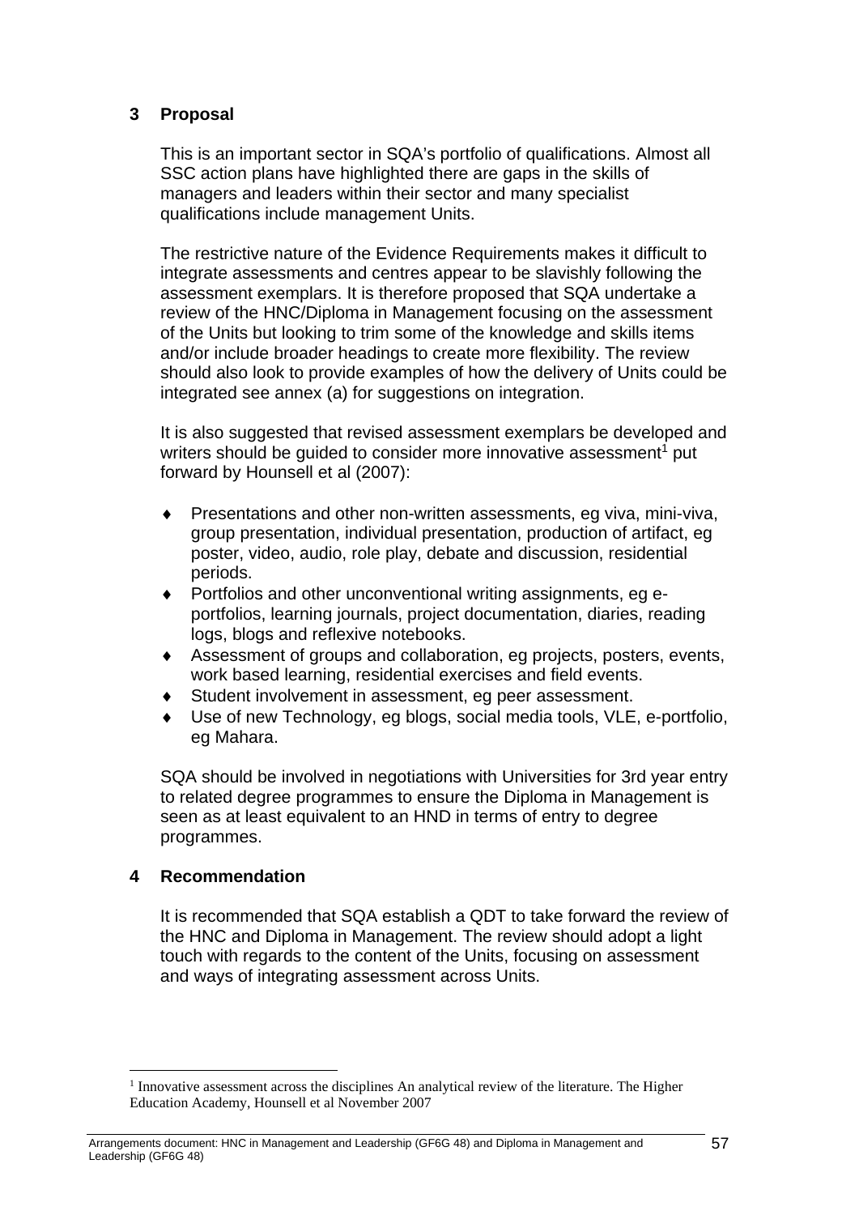## 3 Proposal

This is an important sector in SQA's portfolio of qualifications. Almost all SSC action plans have highlighted there are gaps in the skills of managers and leaders within their sector and many specialist qualifications include management Units.

The restrictive nature of the Evidence Requirements makes it difficult to integrate assessments and centres appear to be slavishly following the assessment exemplars. It is therefore proposed that SQA undertake a review of the HNC/Diploma in Management focusing on the assessment of the Units but looking to trim some of the knowledge and skills items and/or include broader headings to create more flexibility. The review should also look to provide examples of how the delivery of Units could be integrated see annex (a) for suggestions on integration.

It is also suggested that revised assessment exemplars be developed and writers should be guided to consider more innovative assessment[1] put forward by Hounsell et al (2007):

- Presentations and other non-written assessments, eg viva, mini-viva, group presentation, individual presentation, production of artifact, eg poster, video, audio, role play, debate and discussion, residential periods.
- Portfolios and other unconventional writing assignments, eg e-portfolios, learning journals, project documentation, diaries, reading logs, blogs and reflexive notebooks.
- Assessment of groups and collaboration, eg projects, posters, events, work based learning, residential exercises and field events.
- Student involvement in assessment, eg peer assessment.
- Use of new Technology, eg blogs, social media tools, VLE, e-portfolio, eg Mahara.

SQA should be involved in negotiations with Universities for 3rd year entry to related degree programmes to ensure the Diploma in Management is seen as at least equivalent to an HND in terms of entry to degree programmes.

## 4 Recommendation

It is recommended that SQA establish a QDT to take forward the review of the HNC and Diploma in Management. The review should adopt a light touch with regards to the content of the Units, focusing on assessment and ways of integrating assessment across Units.

---

[1] Innovative assessment across the disciplines An analytical review of the literature. The Higher Education Academy, Hounsell et al November 2007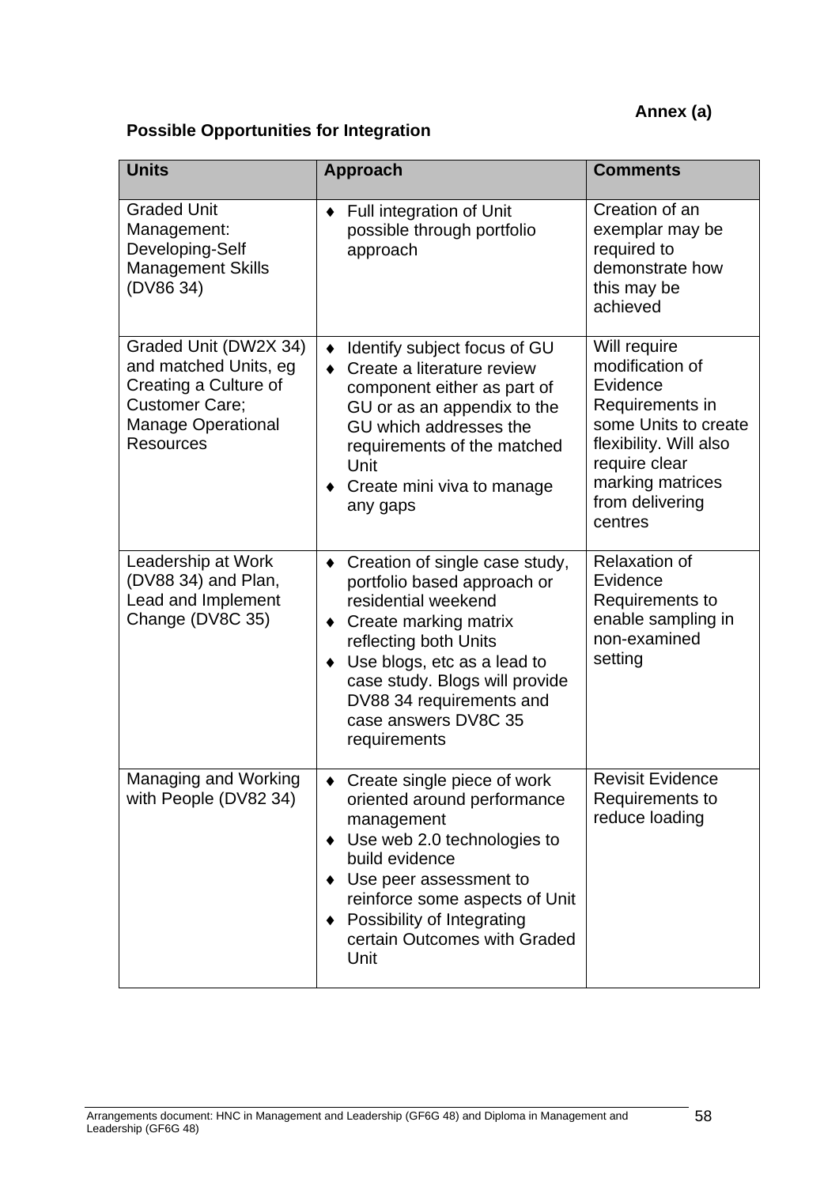**Annex (a)**

**Possible Opportunities for Integration**

| Units | Approach | Comments |
|---|---|---|
| Graded Unit Management: Developing-Self Management Skills (DV86 34) | ♦ Full integration of Unit possible through portfolio approach | Creation of an exemplar may be required to demonstrate how this may be achieved |
| Graded Unit (DW2X 34) and matched Units, eg Creating a Culture of Customer Care; Manage Operational Resources | ♦ Identify subject focus of GU<br>♦ Create a literature review component either as part of GU or as an appendix to the GU which addresses the requirements of the matched Unit<br>♦ Create mini viva to manage any gaps | Will require modification of Evidence Requirements in some Units to create flexibility. Will also require clear marking matrices from delivering centres |
| Leadership at Work (DV88 34) and Plan, Lead and Implement Change (DV8C 35) | ♦ Creation of single case study, portfolio based approach or residential weekend<br>♦ Create marking matrix reflecting both Units<br>♦ Use blogs, etc as a lead to case study. Blogs will provide DV88 34 requirements and case answers DV8C 35 requirements | Relaxation of Evidence Requirements to enable sampling in non-examined setting |
| Managing and Working with People (DV82 34) | ♦ Create single piece of work oriented around performance management<br>♦ Use web 2.0 technologies to build evidence<br>♦ Use peer assessment to reinforce some aspects of Unit<br>♦ Possibility of Integrating certain Outcomes with Graded Unit | Revisit Evidence Requirements to reduce loading |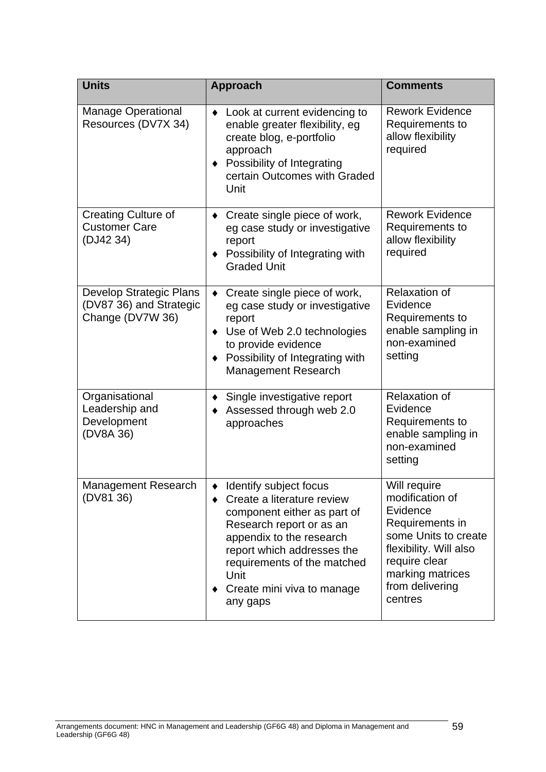| Units | Approach | Comments |
|---|---|---|
| Manage Operational Resources (DV7X 34) | ♦ Look at current evidencing to enable greater flexibility, eg create blog, e-portfolio approach<br>♦ Possibility of Integrating certain Outcomes with Graded Unit | Rework Evidence Requirements to allow flexibility required |
| Creating Culture of Customer Care (DJ42 34) | ♦ Create single piece of work, eg case study or investigative report<br>♦ Possibility of Integrating with Graded Unit | Rework Evidence Requirements to allow flexibility required |
| Develop Strategic Plans (DV87 36) and Strategic Change (DV7W 36) | ♦ Create single piece of work, eg case study or investigative report<br>♦ Use of Web 2.0 technologies to provide evidence<br>♦ Possibility of Integrating with Management Research | Relaxation of Evidence Requirements to enable sampling in non-examined setting |
| Organisational Leadership and Development (DV8A 36) | ♦ Single investigative report<br>♦ Assessed through web 2.0 approaches | Relaxation of Evidence Requirements to enable sampling in non-examined setting |
| Management Research (DV81 36) | ♦ Identify subject focus<br>♦ Create a literature review component either as part of Research report or as an appendix to the research report which addresses the requirements of the matched Unit<br>♦ Create mini viva to manage any gaps | Will require modification of Evidence Requirements in some Units to create flexibility. Will also require clear marking matrices from delivering centres |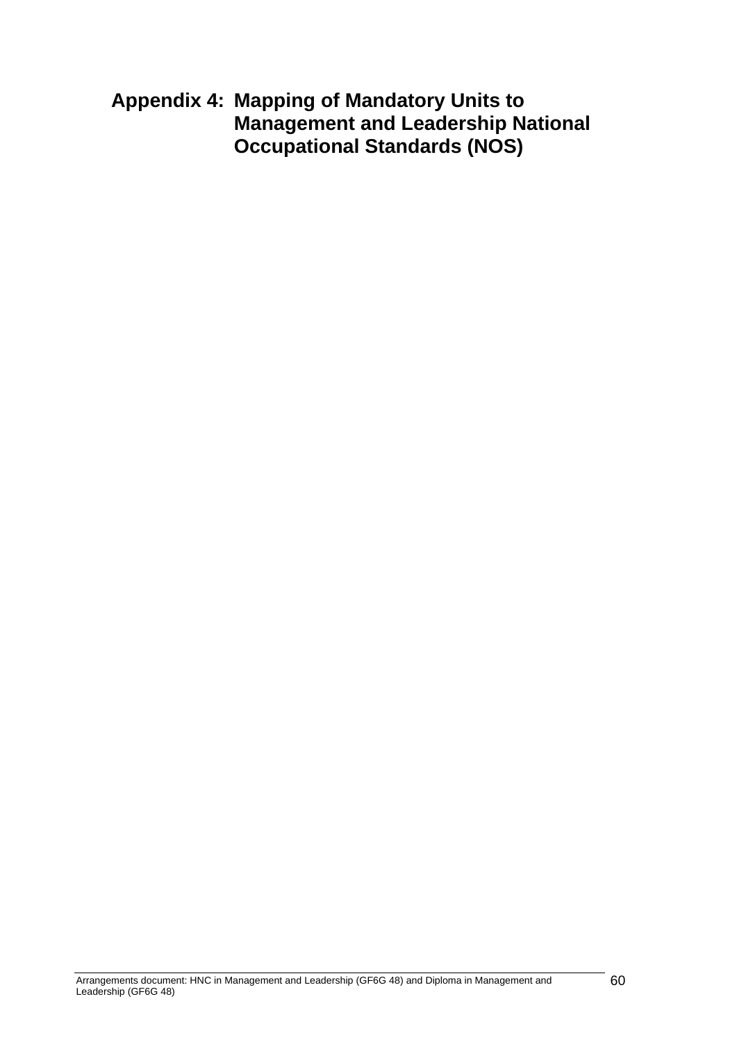# Appendix 4: Mapping of Mandatory Units to Management and Leadership National Occupational Standards (NOS)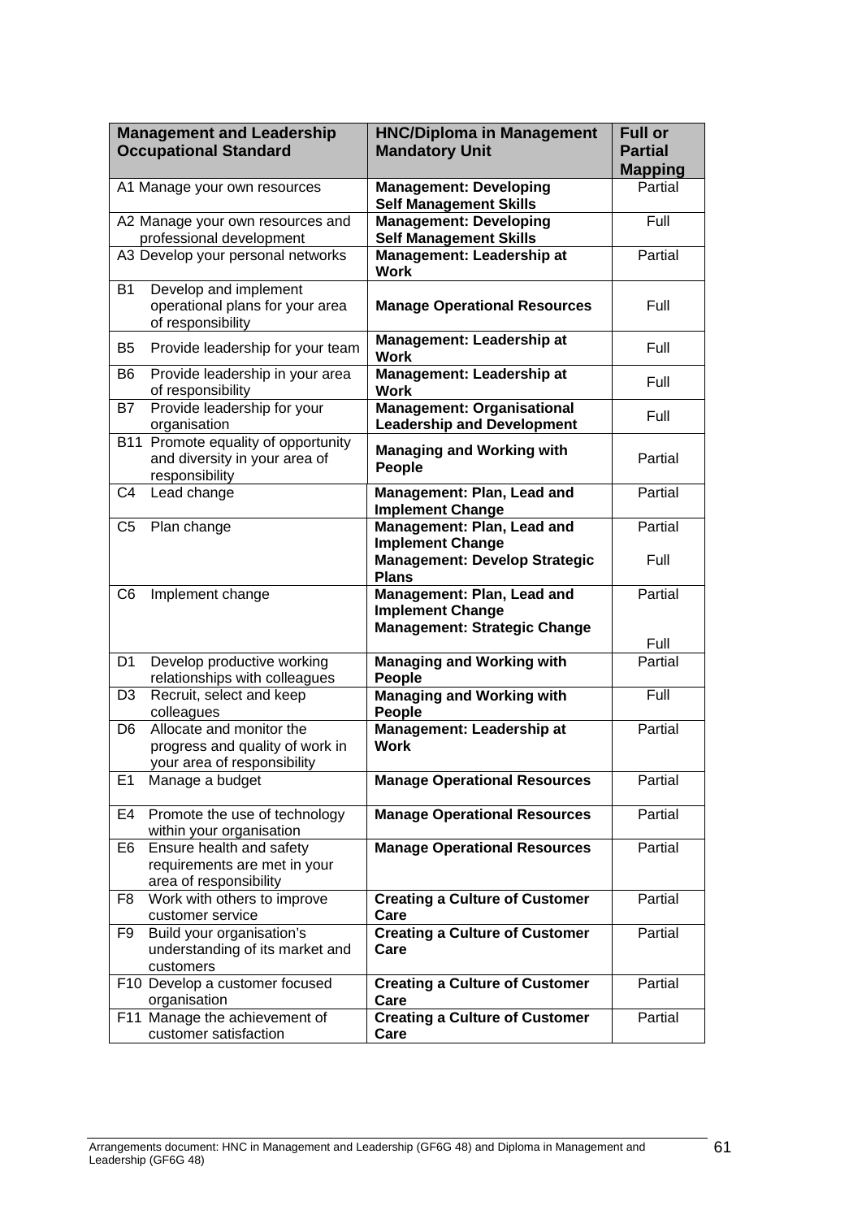| Management and Leadership Occupational Standard | HNC/Diploma in Management Mandatory Unit | Full or Partial Mapping |
|---|---|---|
| A1 Manage your own resources | **Management: Developing Self Management Skills** | Partial |
| A2 Manage your own resources and professional development | **Management: Developing Self Management Skills** | Full |
| A3 Develop your personal networks | **Management: Leadership at Work** | Partial |
| B1 Develop and implement operational plans for your area of responsibility | **Manage Operational Resources** | Full |
| B5 Provide leadership for your team | **Management: Leadership at Work** | Full |
| B6 Provide leadership in your area of responsibility | **Management: Leadership at Work** | Full |
| B7 Provide leadership for your organisation | **Management: Organisational Leadership and Development** | Full |
| B11 Promote equality of opportunity and diversity in your area of responsibility | **Managing and Working with People** | Partial |
| C4 Lead change | **Management: Plan, Lead and Implement Change** | Partial |
| C5 Plan change | **Management: Plan, Lead and Implement Change**<br>**Management: Develop Strategic Plans** | Partial<br>Full |
| C6 Implement change | **Management: Plan, Lead and Implement Change**<br>**Management: Strategic Change** | Partial<br>Full |
| D1 Develop productive working relationships with colleagues | **Managing and Working with People** | Partial |
| D3 Recruit, select and keep colleagues | **Managing and Working with People** | Full |
| D6 Allocate and monitor the progress and quality of work in your area of responsibility | **Management: Leadership at Work** | Partial |
| E1 Manage a budget | **Manage Operational Resources** | Partial |
| E4 Promote the use of technology within your organisation | **Manage Operational Resources** | Partial |
| E6 Ensure health and safety requirements are met in your area of responsibility | **Manage Operational Resources** | Partial |
| F8 Work with others to improve customer service | **Creating a Culture of Customer Care** | Partial |
| F9 Build your organisation's understanding of its market and customers | **Creating a Culture of Customer Care** | Partial |
| F10 Develop a customer focused organisation | **Creating a Culture of Customer Care** | Partial |
| F11 Manage the achievement of customer satisfaction | **Creating a Culture of Customer Care** | Partial |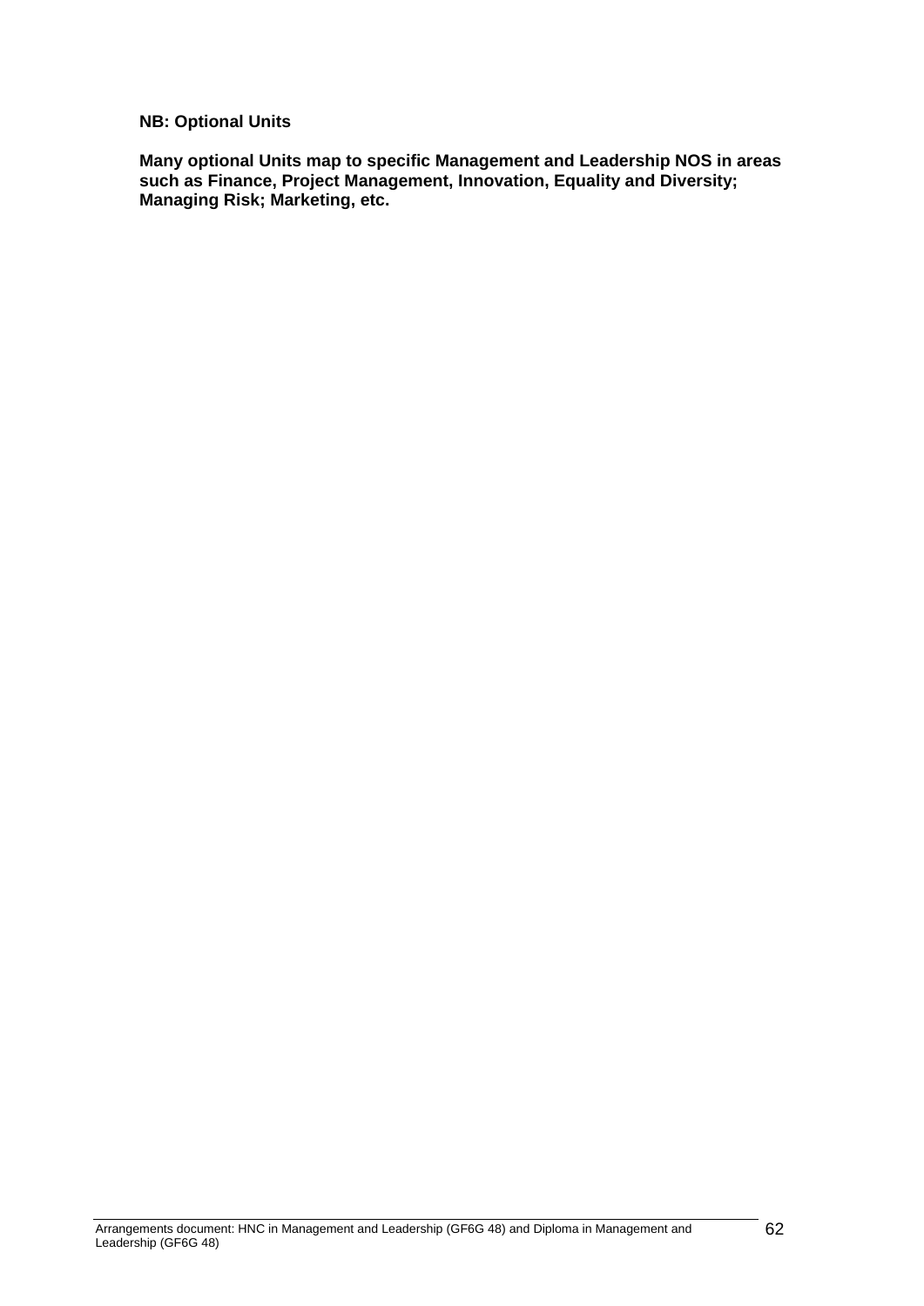**NB: Optional Units**

**Many optional Units map to specific Management and Leadership NOS in areas such as Finance, Project Management, Innovation, Equality and Diversity; Managing Risk; Marketing, etc.**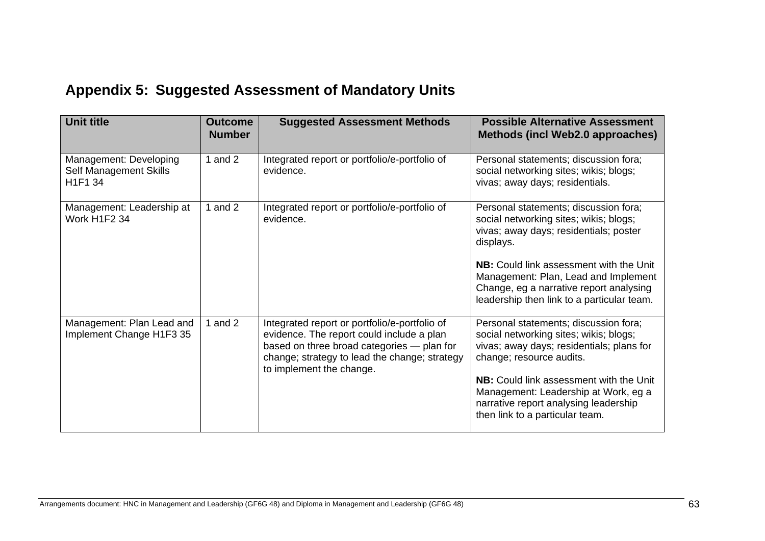## Appendix 5: Suggested Assessment of Mandatory Units

| Unit title | Outcome Number | Suggested Assessment Methods | Possible Alternative Assessment Methods (incl Web2.0 approaches) |
|---|---|---|---|
| Management: Developing Self Management Skills H1F1 34 | 1 and 2 | Integrated report or portfolio/e-portfolio of evidence. | Personal statements; discussion fora; social networking sites; wikis; blogs; vivas; away days; residentials. |
| Management: Leadership at Work H1F2 34 | 1 and 2 | Integrated report or portfolio/e-portfolio of evidence. | Personal statements; discussion fora; social networking sites; wikis; blogs; vivas; away days; residentials; poster displays. <br><br> **NB:** Could link assessment with the Unit Management: Plan, Lead and Implement Change, eg a narrative report analysing leadership then link to a particular team. |
| Management: Plan Lead and Implement Change H1F3 35 | 1 and 2 | Integrated report or portfolio/e-portfolio of evidence. The report could include a plan based on three broad categories — plan for change; strategy to lead the change; strategy to implement the change. | Personal statements; discussion fora; social networking sites; wikis; blogs; vivas; away days; residentials; plans for change; resource audits. <br><br> **NB:** Could link assessment with the Unit Management: Leadership at Work, eg a narrative report analysing leadership then link to a particular team. |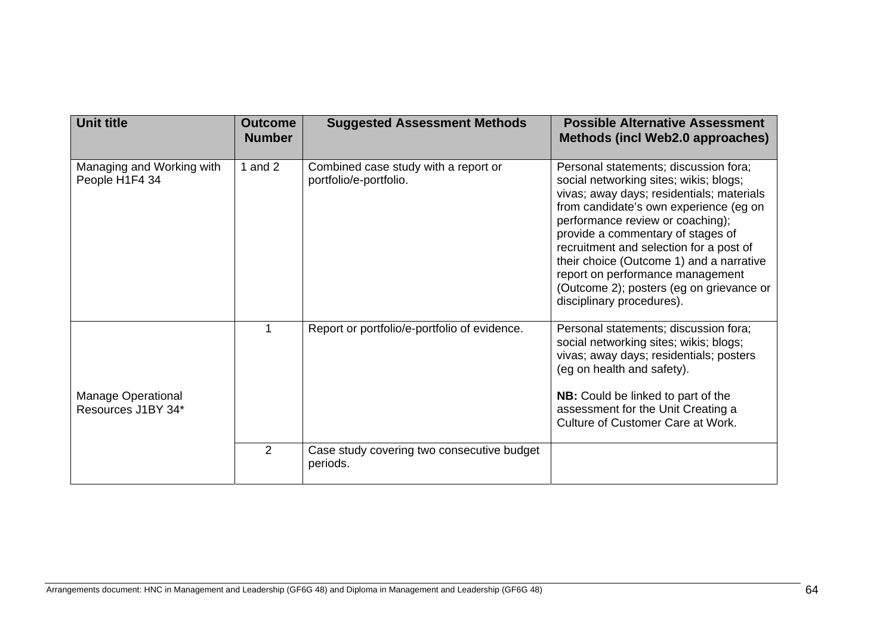| Unit title | Outcome Number | Suggested Assessment Methods | Possible Alternative Assessment Methods (incl Web2.0 approaches) |
|---|---|---|---|
| Managing and Working with People H1F4 34 | 1 and 2 | Combined case study with a report or portfolio/e-portfolio. | Personal statements; discussion fora; social networking sites; wikis; blogs; vivas; away days; residentials; materials from candidate's own experience (eg on performance review or coaching); provide a commentary of stages of recruitment and selection for a post of their choice (Outcome 1) and a narrative report on performance management (Outcome 2); posters (eg on grievance or disciplinary procedures). |
| Manage Operational Resources J1BY 34* | 1 | Report or portfolio/e-portfolio of evidence. | Personal statements; discussion fora; social networking sites; wikis; blogs; vivas; away days; residentials; posters (eg on health and safety).<br><br>**NB:** Could be linked to part of the assessment for the Unit Creating a Culture of Customer Care at Work. |
| | 2 | Case study covering two consecutive budget periods. | |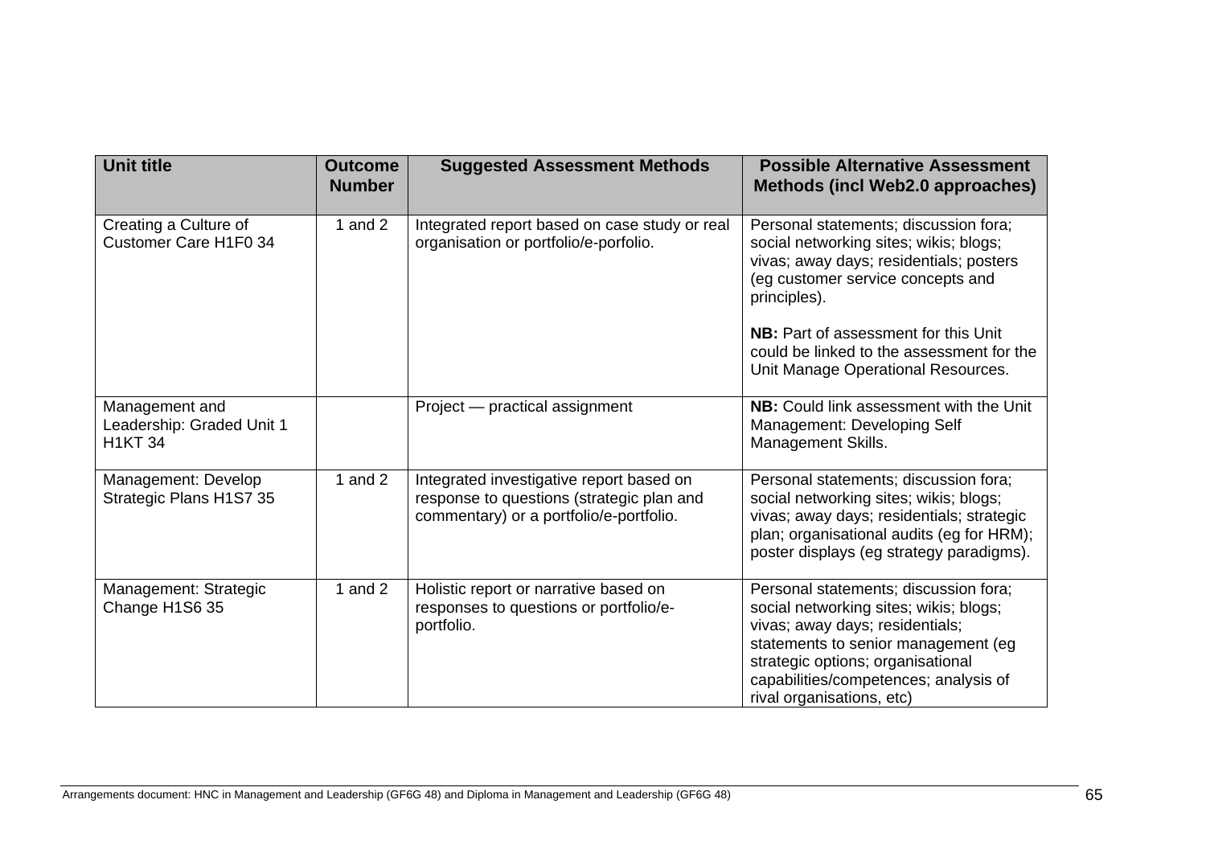| Unit title | Outcome Number | Suggested Assessment Methods | Possible Alternative Assessment Methods (incl Web2.0 approaches) |
|---|---|---|---|
| Creating a Culture of Customer Care H1F0 34 | 1 and 2 | Integrated report based on case study or real organisation or portfolio/e-porfolio. | Personal statements; discussion fora; social networking sites; wikis; blogs; vivas; away days; residentials; posters (eg customer service concepts and principles).<br><br>**NB:** Part of assessment for this Unit could be linked to the assessment for the Unit Manage Operational Resources. |
| Management and Leadership: Graded Unit 1 H1KT 34 | | Project — practical assignment | **NB:** Could link assessment with the Unit Management: Developing Self Management Skills. |
| Management: Develop Strategic Plans H1S7 35 | 1 and 2 | Integrated investigative report based on response to questions (strategic plan and commentary) or a portfolio/e-portfolio. | Personal statements; discussion fora; social networking sites; wikis; blogs; vivas; away days; residentials; strategic plan; organisational audits (eg for HRM); poster displays (eg strategy paradigms). |
| Management: Strategic Change H1S6 35 | 1 and 2 | Holistic report or narrative based on responses to questions or portfolio/e-portfolio. | Personal statements; discussion fora; social networking sites; wikis; blogs; vivas; away days; residentials; statements to senior management (eg strategic options; organisational capabilities/competences; analysis of rival organisations, etc) |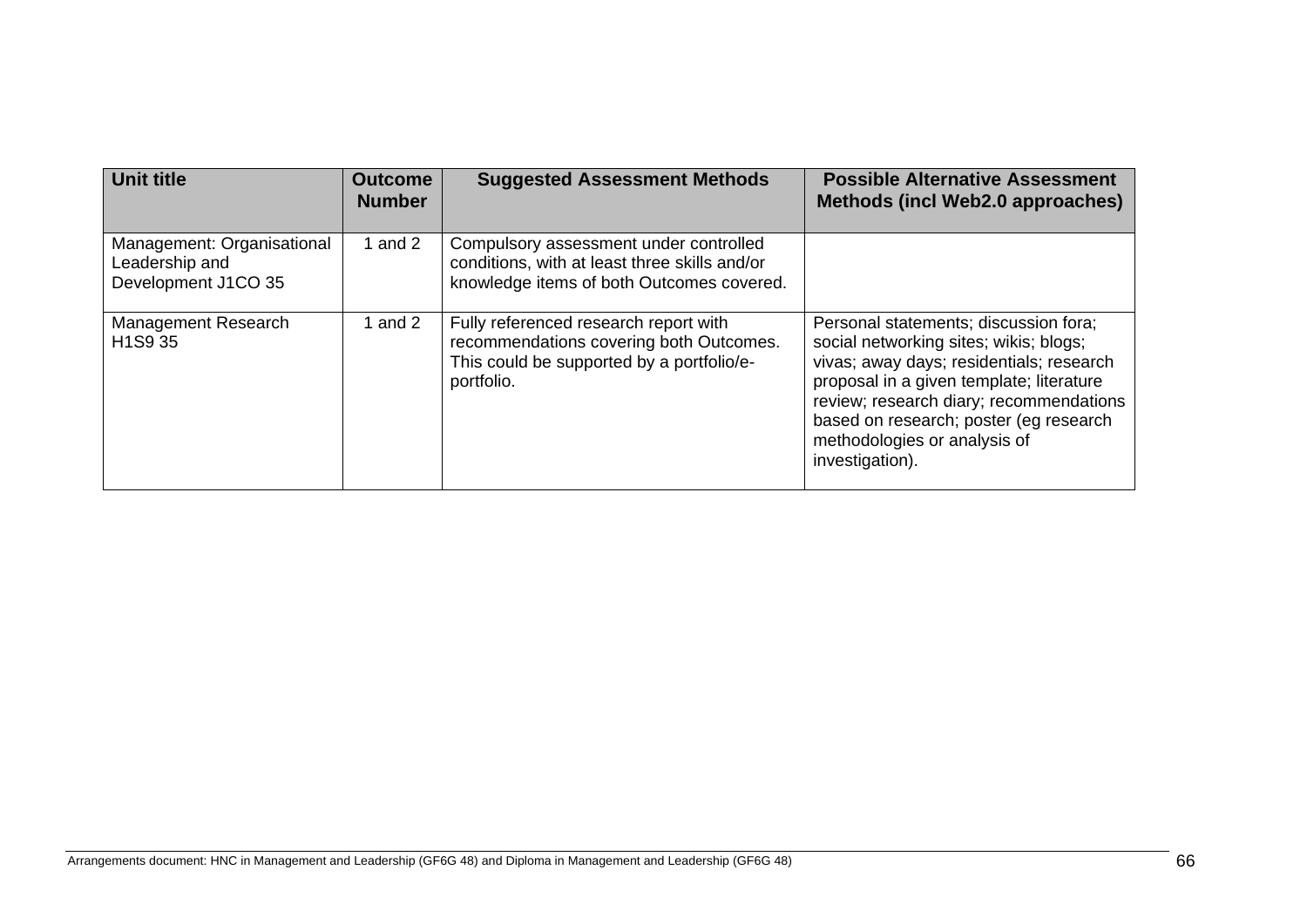| Unit title | Outcome Number | Suggested Assessment Methods | Possible Alternative Assessment Methods (incl Web2.0 approaches) |
|---|---|---|---|
| Management: Organisational Leadership and Development J1CO 35 | 1 and 2 | Compulsory assessment under controlled conditions, with at least three skills and/or knowledge items of both Outcomes covered. | |
| Management Research H1S9 35 | 1 and 2 | Fully referenced research report with recommendations covering both Outcomes. This could be supported by a portfolio/e-portfolio. | Personal statements; discussion fora; social networking sites; wikis; blogs; vivas; away days; residentials; research proposal in a given template; literature review; research diary; recommendations based on research; poster (eg research methodologies or analysis of investigation). |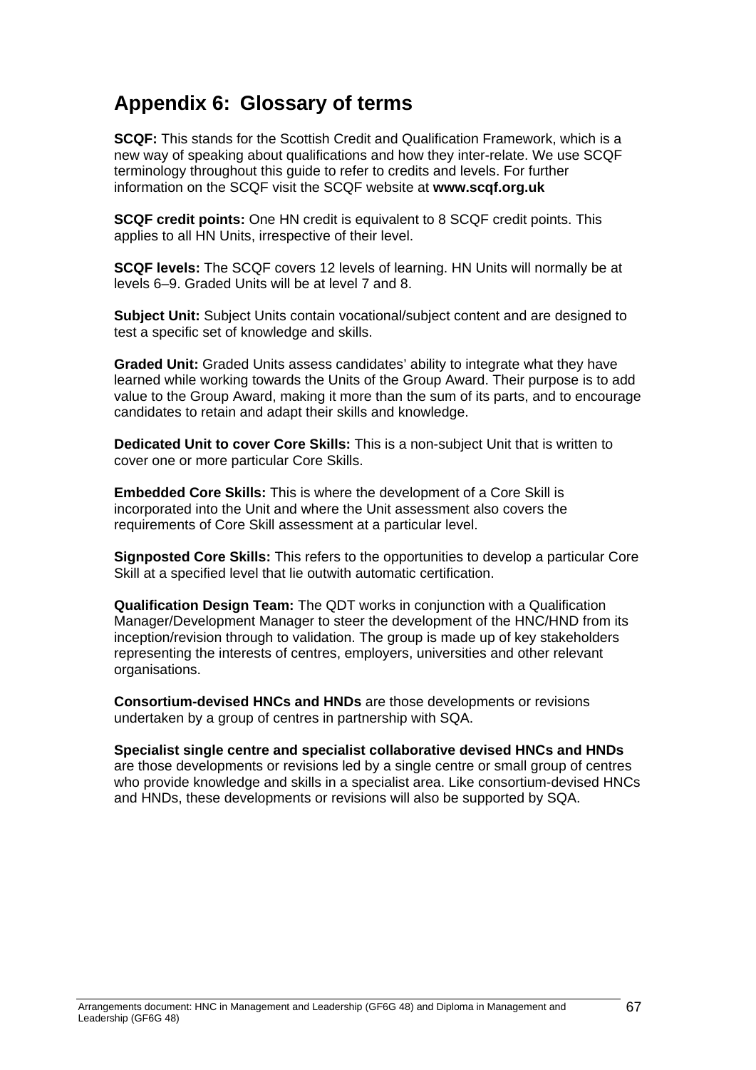## Appendix 6: Glossary of terms

**SCQF:** This stands for the Scottish Credit and Qualification Framework, which is a new way of speaking about qualifications and how they inter-relate. We use SCQF terminology throughout this guide to refer to credits and levels. For further information on the SCQF visit the SCQF website at **www.scqf.org.uk**

**SCQF credit points:** One HN credit is equivalent to 8 SCQF credit points. This applies to all HN Units, irrespective of their level.

**SCQF levels:** The SCQF covers 12 levels of learning. HN Units will normally be at levels 6–9. Graded Units will be at level 7 and 8.

**Subject Unit:** Subject Units contain vocational/subject content and are designed to test a specific set of knowledge and skills.

**Graded Unit:** Graded Units assess candidates' ability to integrate what they have learned while working towards the Units of the Group Award. Their purpose is to add value to the Group Award, making it more than the sum of its parts, and to encourage candidates to retain and adapt their skills and knowledge.

**Dedicated Unit to cover Core Skills:** This is a non-subject Unit that is written to cover one or more particular Core Skills.

**Embedded Core Skills:** This is where the development of a Core Skill is incorporated into the Unit and where the Unit assessment also covers the requirements of Core Skill assessment at a particular level.

**Signposted Core Skills:** This refers to the opportunities to develop a particular Core Skill at a specified level that lie outwith automatic certification.

**Qualification Design Team:** The QDT works in conjunction with a Qualification Manager/Development Manager to steer the development of the HNC/HND from its inception/revision through to validation. The group is made up of key stakeholders representing the interests of centres, employers, universities and other relevant organisations.

**Consortium-devised HNCs and HNDs** are those developments or revisions undertaken by a group of centres in partnership with SQA.

**Specialist single centre and specialist collaborative devised HNCs and HNDs** are those developments or revisions led by a single centre or small group of centres who provide knowledge and skills in a specialist area. Like consortium-devised HNCs and HNDs, these developments or revisions will also be supported by SQA.